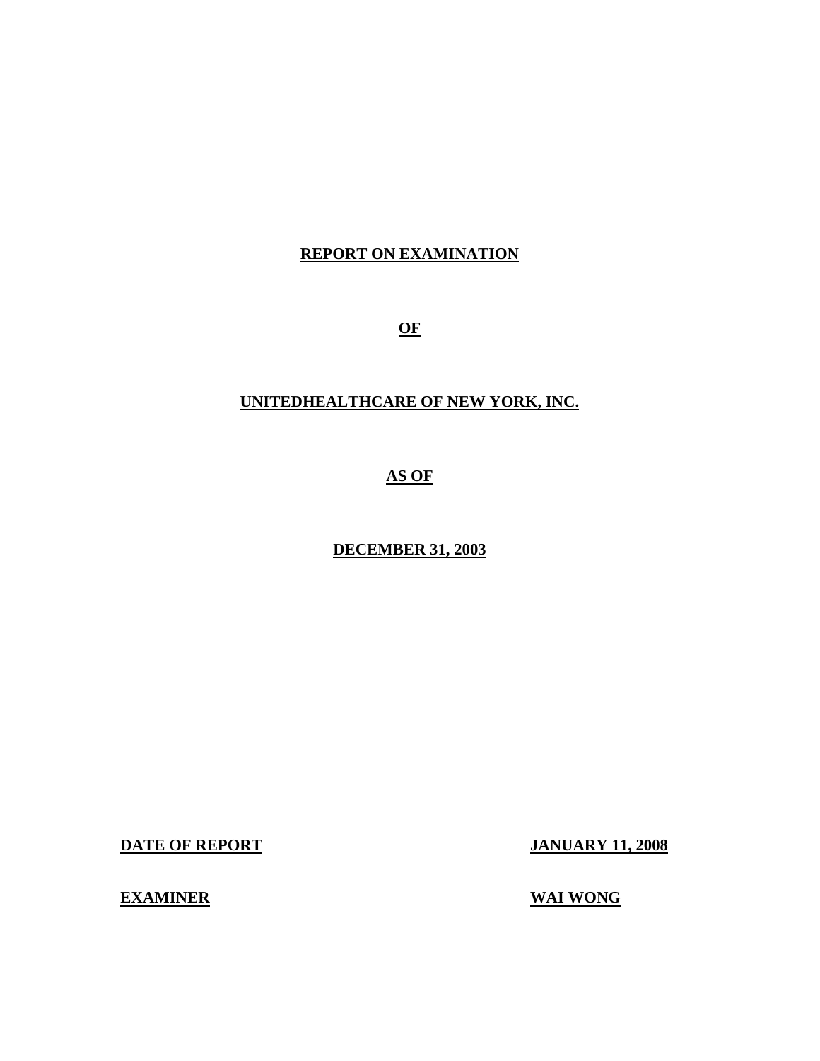# REPORT ON EXAMINATION

# OF

# UNITEDHEALTHCARE OF NEW YORK, INC.

# AS OF

# DECEMBER 31, 2003

**DATE OF REPORT** **JANUARY 11, 2008**

**EXAMINER** **WAI WONG**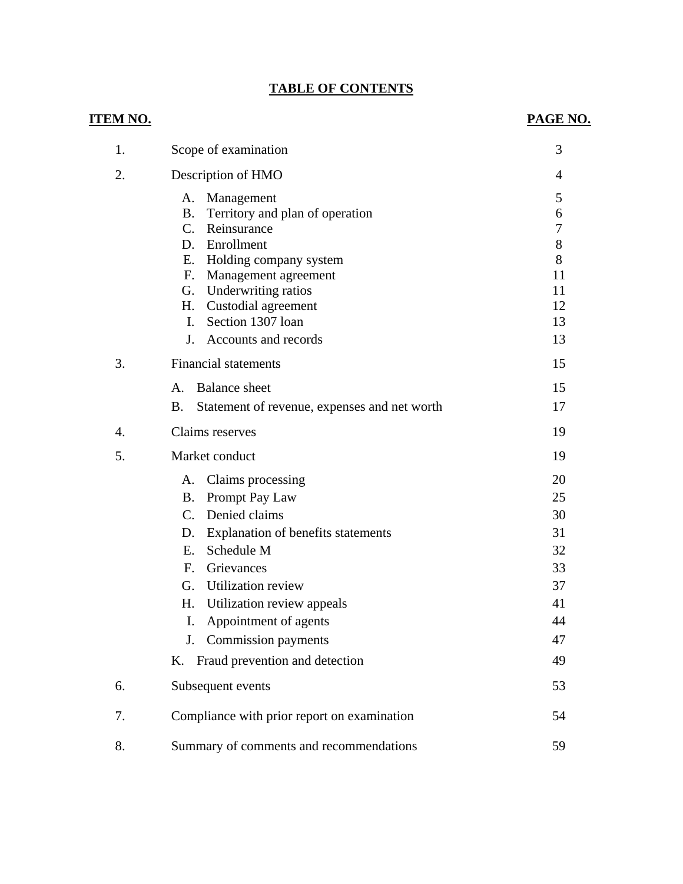# TABLE OF CONTENTS

| ITEM NO. | | PAGE NO. |
|---|---|---|
| 1. | Scope of examination | 3 |
| 2. | Description of HMO | 4 |
| | A. Management | 5 |
| | B. Territory and plan of operation | 6 |
| | C. Reinsurance | 7 |
| | D. Enrollment | 8 |
| | E. Holding company system | 8 |
| | F. Management agreement | 11 |
| | G. Underwriting ratios | 11 |
| | H. Custodial agreement | 12 |
| | I. Section 1307 loan | 13 |
| | J. Accounts and records | 13 |
| 3. | Financial statements | 15 |
| | A. Balance sheet | 15 |
| | B. Statement of revenue, expenses and net worth | 17 |
| 4. | Claims reserves | 19 |
| 5. | Market conduct | 19 |
| | A. Claims processing | 20 |
| | B. Prompt Pay Law | 25 |
| | C. Denied claims | 30 |
| | D. Explanation of benefits statements | 31 |
| | E. Schedule M | 32 |
| | F. Grievances | 33 |
| | G. Utilization review | 37 |
| | H. Utilization review appeals | 41 |
| | I. Appointment of agents | 44 |
| | J. Commission payments | 47 |
| | K. Fraud prevention and detection | 49 |
| 6. | Subsequent events | 53 |
| 7. | Compliance with prior report on examination | 54 |
| 8. | Summary of comments and recommendations | 59 |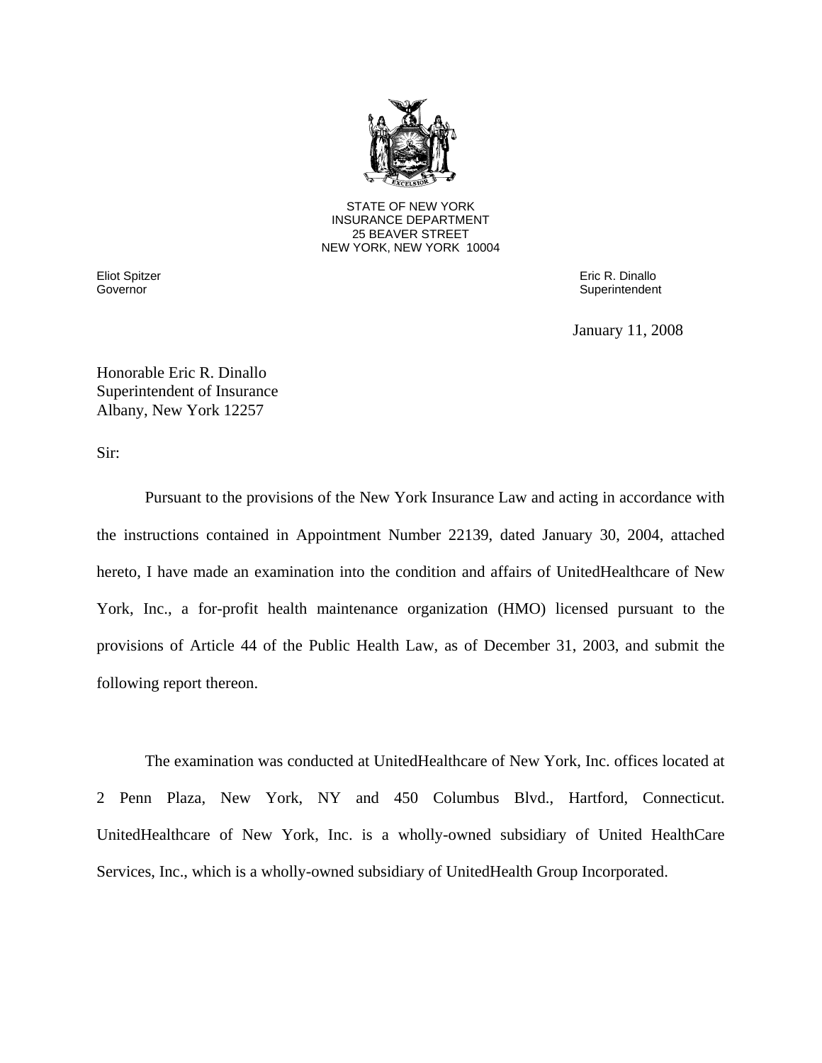STATE OF NEW YORK
INSURANCE DEPARTMENT
25 BEAVER STREET
NEW YORK, NEW YORK 10004

Eliot Spitzer
Governor

Eric R. Dinallo
Superintendent

January 11, 2008

Honorable Eric R. Dinallo
Superintendent of Insurance
Albany, New York 12257

Sir:

Pursuant to the provisions of the New York Insurance Law and acting in accordance with the instructions contained in Appointment Number 22139, dated January 30, 2004, attached hereto, I have made an examination into the condition and affairs of UnitedHealthcare of New York, Inc., a for-profit health maintenance organization (HMO) licensed pursuant to the provisions of Article 44 of the Public Health Law, as of December 31, 2003, and submit the following report thereon.

The examination was conducted at UnitedHealthcare of New York, Inc. offices located at 2 Penn Plaza, New York, NY and 450 Columbus Blvd., Hartford, Connecticut. UnitedHealthcare of New York, Inc. is a wholly-owned subsidiary of United HealthCare Services, Inc., which is a wholly-owned subsidiary of UnitedHealth Group Incorporated.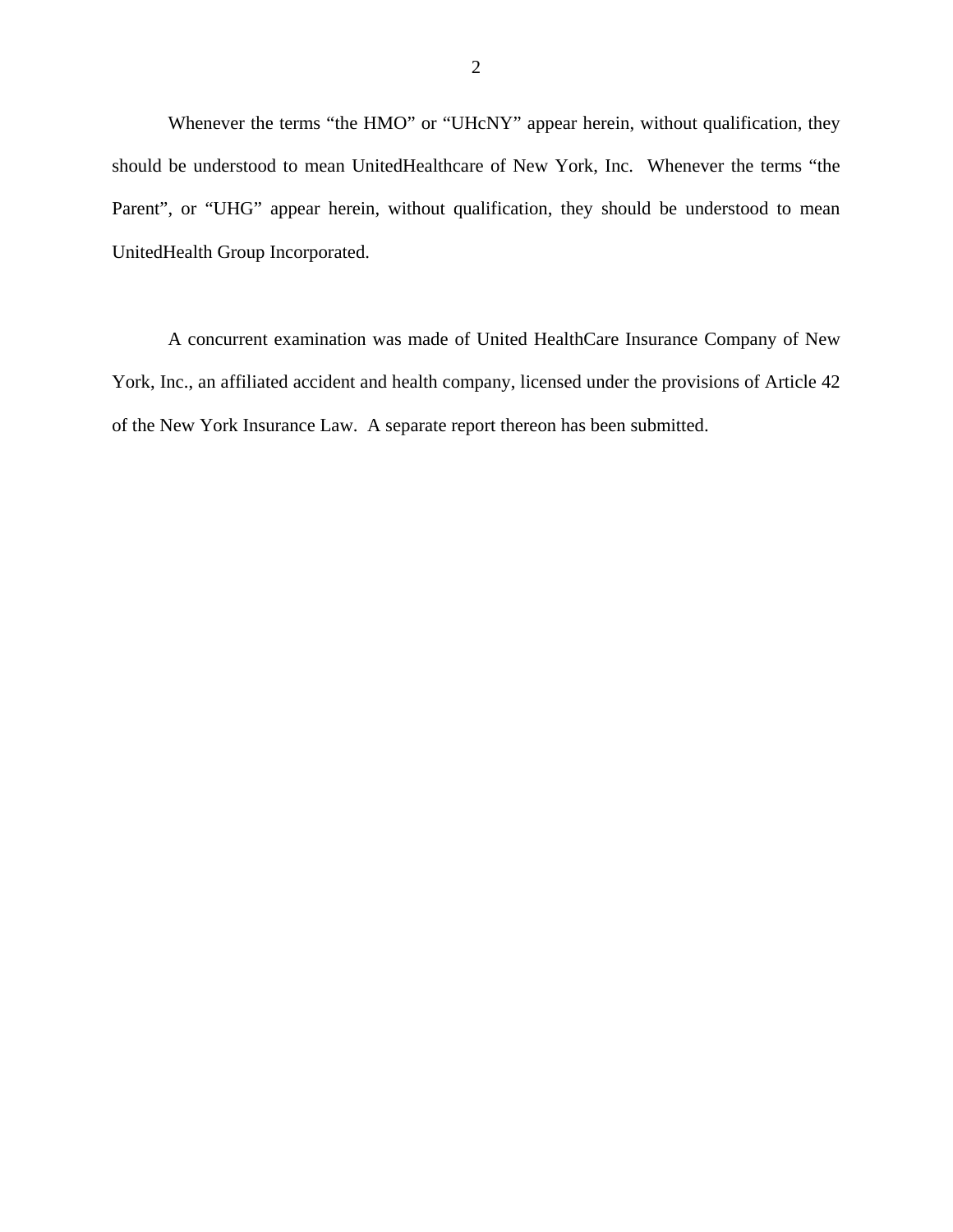Whenever the terms “the HMO” or “UHcNY” appear herein, without qualification, they should be understood to mean UnitedHealthcare of New York, Inc. Whenever the terms “the Parent”, or “UHG” appear herein, without qualification, they should be understood to mean UnitedHealth Group Incorporated.

A concurrent examination was made of United HealthCare Insurance Company of New York, Inc., an affiliated accident and health company, licensed under the provisions of Article 42 of the New York Insurance Law. A separate report thereon has been submitted.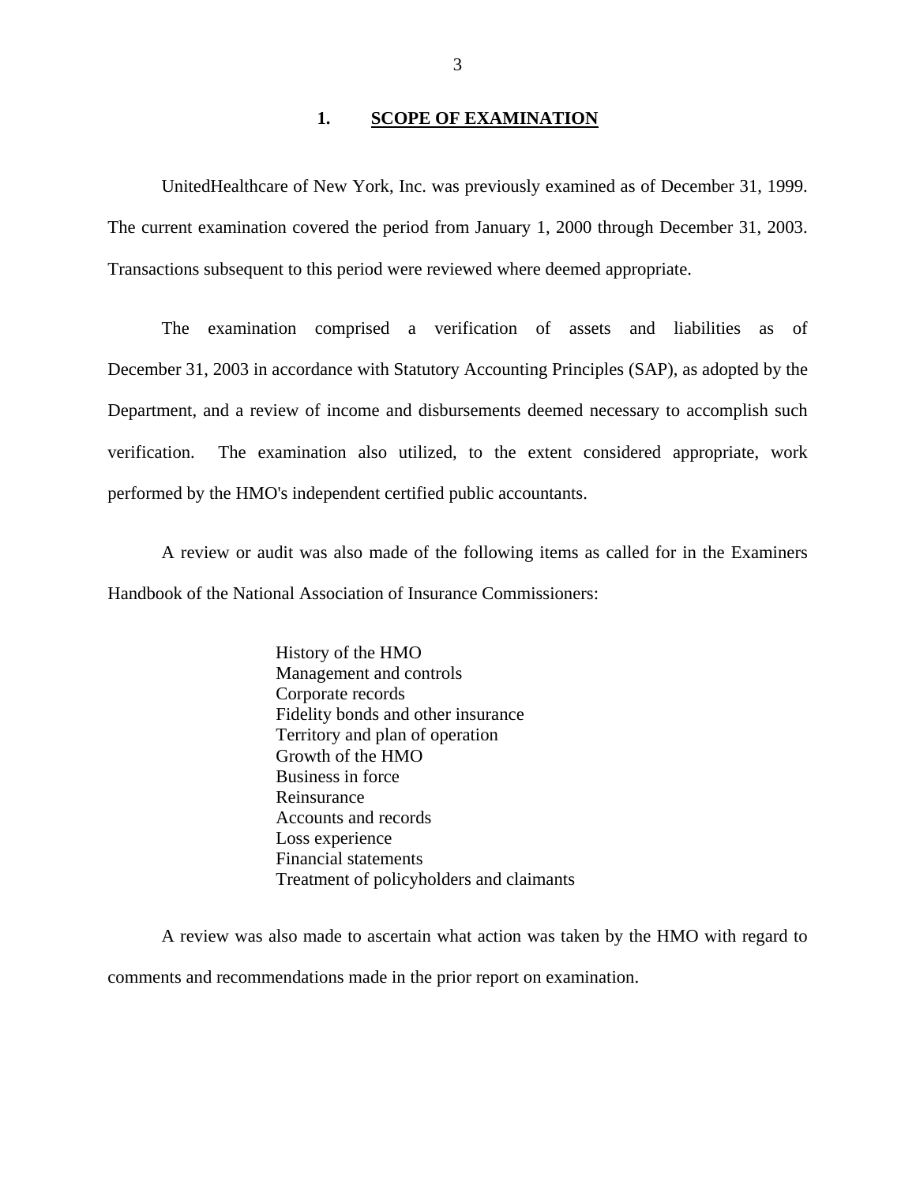## 1. SCOPE OF EXAMINATION

UnitedHealthcare of New York, Inc. was previously examined as of December 31, 1999. The current examination covered the period from January 1, 2000 through December 31, 2003. Transactions subsequent to this period were reviewed where deemed appropriate.

The examination comprised a verification of assets and liabilities as of December 31, 2003 in accordance with Statutory Accounting Principles (SAP), as adopted by the Department, and a review of income and disbursements deemed necessary to accomplish such verification. The examination also utilized, to the extent considered appropriate, work performed by the HMO's independent certified public accountants.

A review or audit was also made of the following items as called for in the Examiners Handbook of the National Association of Insurance Commissioners:

- History of the HMO
- Management and controls
- Corporate records
- Fidelity bonds and other insurance
- Territory and plan of operation
- Growth of the HMO
- Business in force
- Reinsurance
- Accounts and records
- Loss experience
- Financial statements
- Treatment of policyholders and claimants

A review was also made to ascertain what action was taken by the HMO with regard to comments and recommendations made in the prior report on examination.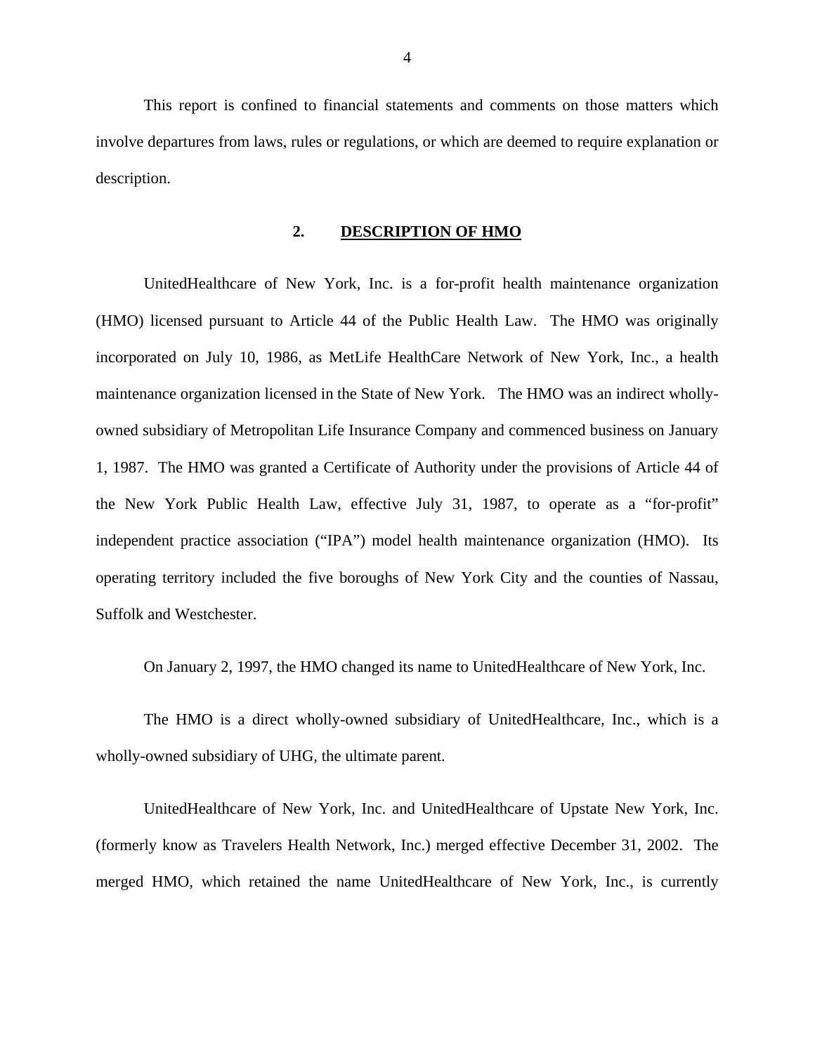This report is confined to financial statements and comments on those matters which involve departures from laws, rules or regulations, or which are deemed to require explanation or description.

## 2. DESCRIPTION OF HMO

UnitedHealthcare of New York, Inc. is a for-profit health maintenance organization (HMO) licensed pursuant to Article 44 of the Public Health Law. The HMO was originally incorporated on July 10, 1986, as MetLife HealthCare Network of New York, Inc., a health maintenance organization licensed in the State of New York. The HMO was an indirect wholly-owned subsidiary of Metropolitan Life Insurance Company and commenced business on January 1, 1987. The HMO was granted a Certificate of Authority under the provisions of Article 44 of the New York Public Health Law, effective July 31, 1987, to operate as a "for-profit" independent practice association ("IPA") model health maintenance organization (HMO). Its operating territory included the five boroughs of New York City and the counties of Nassau, Suffolk and Westchester.

On January 2, 1997, the HMO changed its name to UnitedHealthcare of New York, Inc.

The HMO is a direct wholly-owned subsidiary of UnitedHealthcare, Inc., which is a wholly-owned subsidiary of UHG, the ultimate parent.

UnitedHealthcare of New York, Inc. and UnitedHealthcare of Upstate New York, Inc. (formerly know as Travelers Health Network, Inc.) merged effective December 31, 2002. The merged HMO, which retained the name UnitedHealthcare of New York, Inc., is currently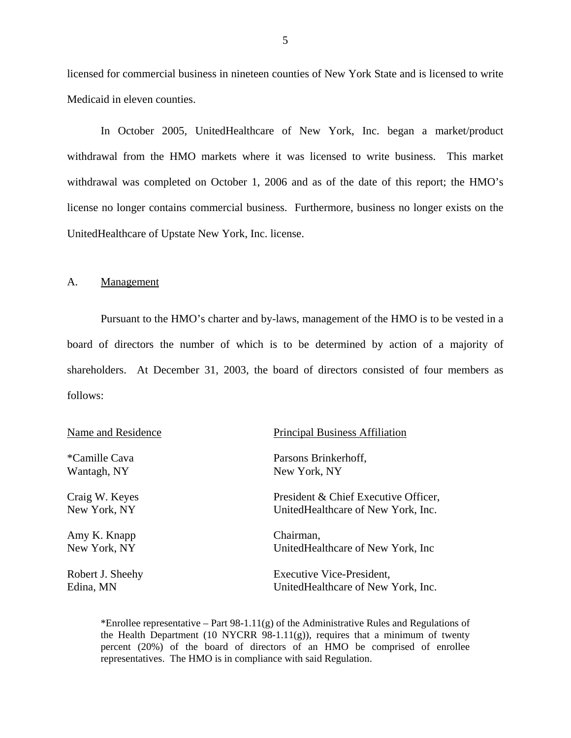licensed for commercial business in nineteen counties of New York State and is licensed to write Medicaid in eleven counties.

In October 2005, UnitedHealthcare of New York, Inc. began a market/product withdrawal from the HMO markets where it was licensed to write business. This market withdrawal was completed on October 1, 2006 and as of the date of this report; the HMO's license no longer contains commercial business. Furthermore, business no longer exists on the UnitedHealthcare of Upstate New York, Inc. license.

## A. Management

Pursuant to the HMO's charter and by-laws, management of the HMO is to be vested in a board of directors the number of which is to be determined by action of a majority of shareholders. At December 31, 2003, the board of directors consisted of four members as follows:

| Name and Residence | Principal Business Affiliation |
|---|---|
| *Camille Cava<br>Wantagh, NY | Parsons Brinkerhoff,<br>New York, NY |
| Craig W. Keyes<br>New York, NY | President & Chief Executive Officer,<br>UnitedHealthcare of New York, Inc. |
| Amy K. Knapp<br>New York, NY | Chairman,<br>UnitedHealthcare of New York, Inc |
| Robert J. Sheehy<br>Edina, MN | Executive Vice-President,<br>UnitedHealthcare of New York, Inc. |

*Enrollee representative – Part 98-1.11(g) of the Administrative Rules and Regulations of the Health Department (10 NYCRR 98-1.11(g)), requires that a minimum of twenty percent (20%) of the board of directors of an HMO be comprised of enrollee representatives. The HMO is in compliance with said Regulation.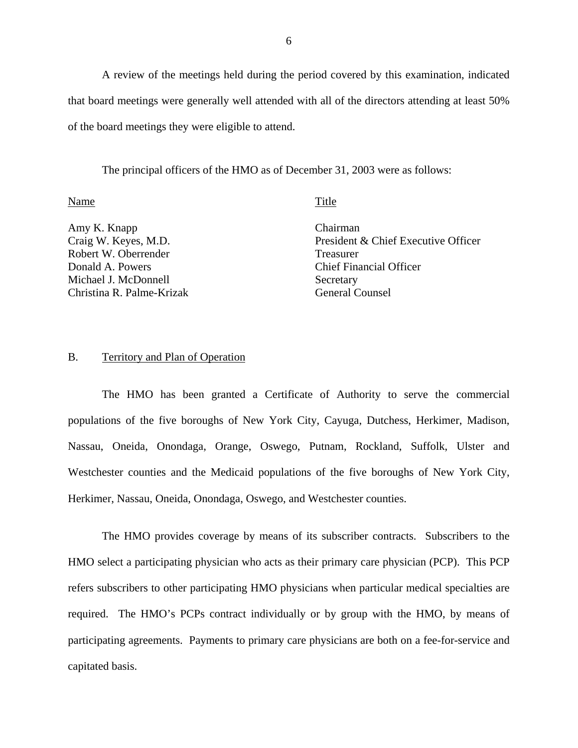A review of the meetings held during the period covered by this examination, indicated that board meetings were generally well attended with all of the directors attending at least 50% of the board meetings they were eligible to attend.

The principal officers of the HMO as of December 31, 2003 were as follows:

| Name | Title |
|---|---|
| Amy K. Knapp | Chairman |
| Craig W. Keyes, M.D. | President & Chief Executive Officer |
| Robert W. Oberrender | Treasurer |
| Donald A. Powers | Chief Financial Officer |
| Michael J. McDonnell | Secretary |
| Christina R. Palme-Krizak | General Counsel |

## B. Territory and Plan of Operation

The HMO has been granted a Certificate of Authority to serve the commercial populations of the five boroughs of New York City, Cayuga, Dutchess, Herkimer, Madison, Nassau, Oneida, Onondaga, Orange, Oswego, Putnam, Rockland, Suffolk, Ulster and Westchester counties and the Medicaid populations of the five boroughs of New York City, Herkimer, Nassau, Oneida, Onondaga, Oswego, and Westchester counties.

The HMO provides coverage by means of its subscriber contracts. Subscribers to the HMO select a participating physician who acts as their primary care physician (PCP). This PCP refers subscribers to other participating HMO physicians when particular medical specialties are required. The HMO's PCPs contract individually or by group with the HMO, by means of participating agreements. Payments to primary care physicians are both on a fee-for-service and capitated basis.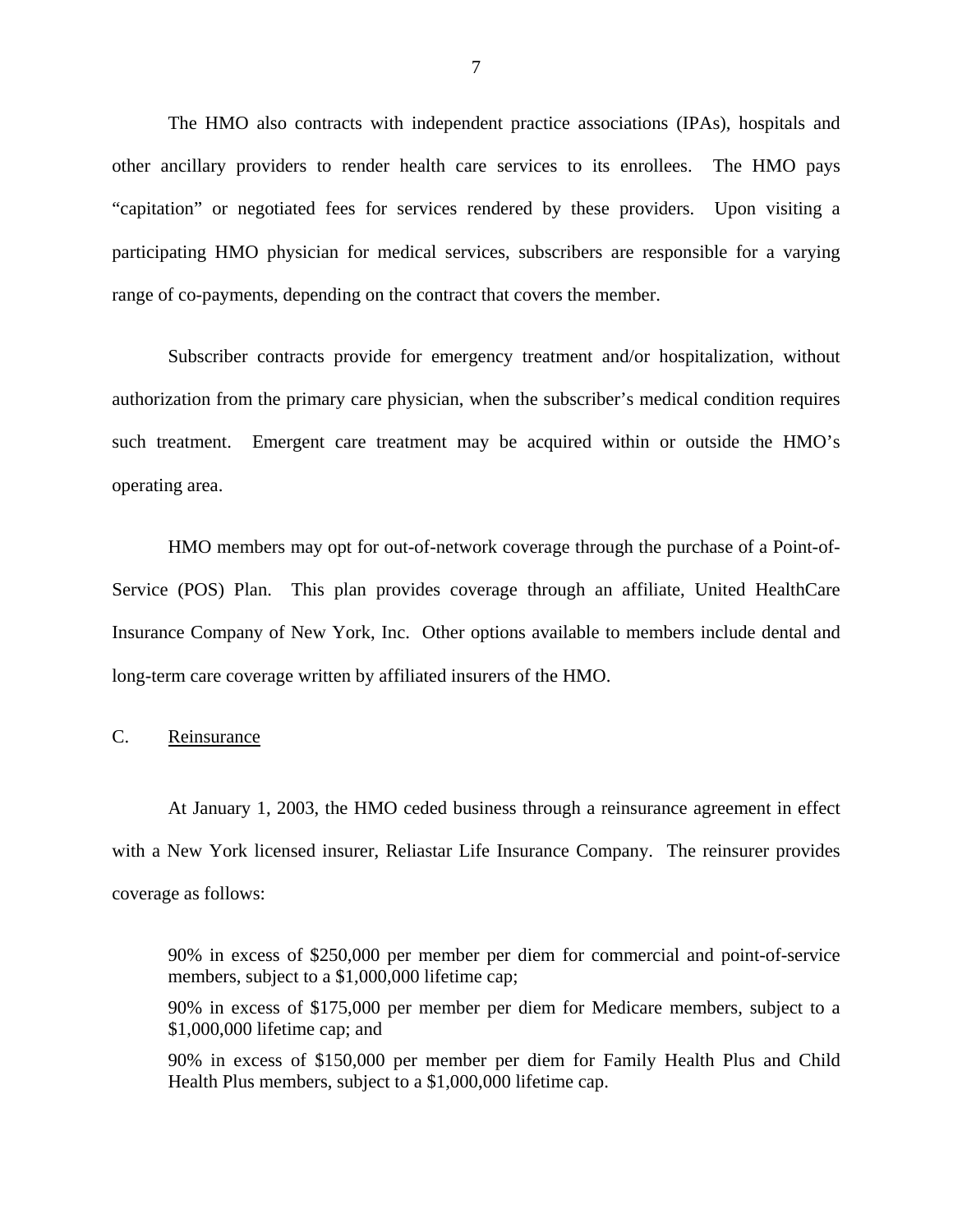The HMO also contracts with independent practice associations (IPAs), hospitals and other ancillary providers to render health care services to its enrollees. The HMO pays "capitation" or negotiated fees for services rendered by these providers. Upon visiting a participating HMO physician for medical services, subscribers are responsible for a varying range of co-payments, depending on the contract that covers the member.

Subscriber contracts provide for emergency treatment and/or hospitalization, without authorization from the primary care physician, when the subscriber's medical condition requires such treatment. Emergent care treatment may be acquired within or outside the HMO's operating area.

HMO members may opt for out-of-network coverage through the purchase of a Point-of-Service (POS) Plan. This plan provides coverage through an affiliate, United HealthCare Insurance Company of New York, Inc. Other options available to members include dental and long-term care coverage written by affiliated insurers of the HMO.

C. Reinsurance

At January 1, 2003, the HMO ceded business through a reinsurance agreement in effect with a New York licensed insurer, Reliastar Life Insurance Company. The reinsurer provides coverage as follows:

> 90% in excess of $250,000 per member per diem for commercial and point-of-service members, subject to a $1,000,000 lifetime cap;
>
> 90% in excess of $175,000 per member per diem for Medicare members, subject to a $1,000,000 lifetime cap; and
>
> 90% in excess of $150,000 per member per diem for Family Health Plus and Child Health Plus members, subject to a $1,000,000 lifetime cap.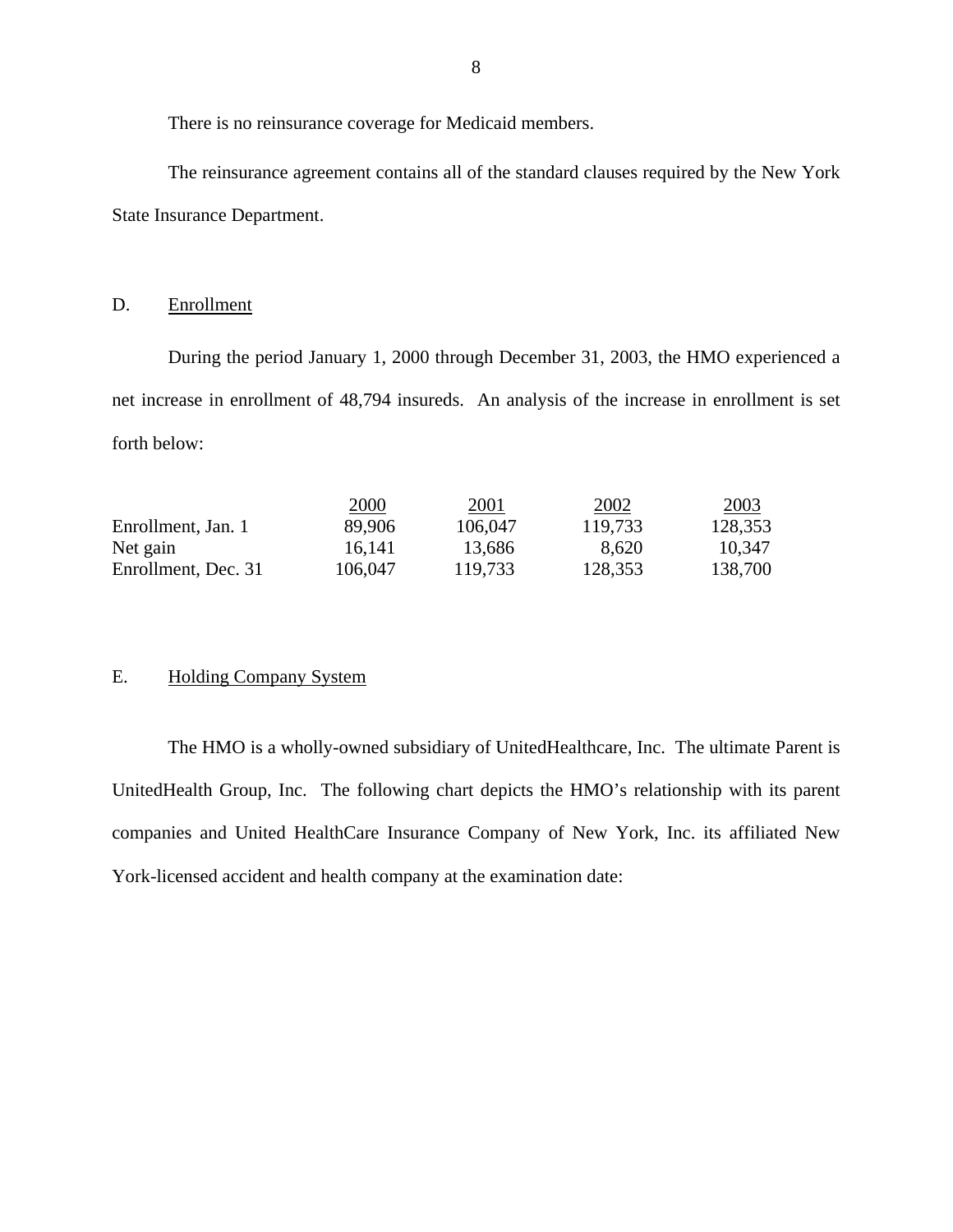There is no reinsurance coverage for Medicaid members.

The reinsurance agreement contains all of the standard clauses required by the New York State Insurance Department.

## D. Enrollment

During the period January 1, 2000 through December 31, 2003, the HMO experienced a net increase in enrollment of 48,794 insureds. An analysis of the increase in enrollment is set forth below:

| | 2000 | 2001 | 2002 | 2003 |
|---|---|---|---|---|
| Enrollment, Jan. 1 | 89,906 | 106,047 | 119,733 | 128,353 |
| Net gain | 16,141 | 13,686 | 8,620 | 10,347 |
| Enrollment, Dec. 31 | 106,047 | 119,733 | 128,353 | 138,700 |

## E. Holding Company System

The HMO is a wholly-owned subsidiary of UnitedHealthcare, Inc. The ultimate Parent is UnitedHealth Group, Inc. The following chart depicts the HMO's relationship with its parent companies and United HealthCare Insurance Company of New York, Inc. its affiliated New York-licensed accident and health company at the examination date: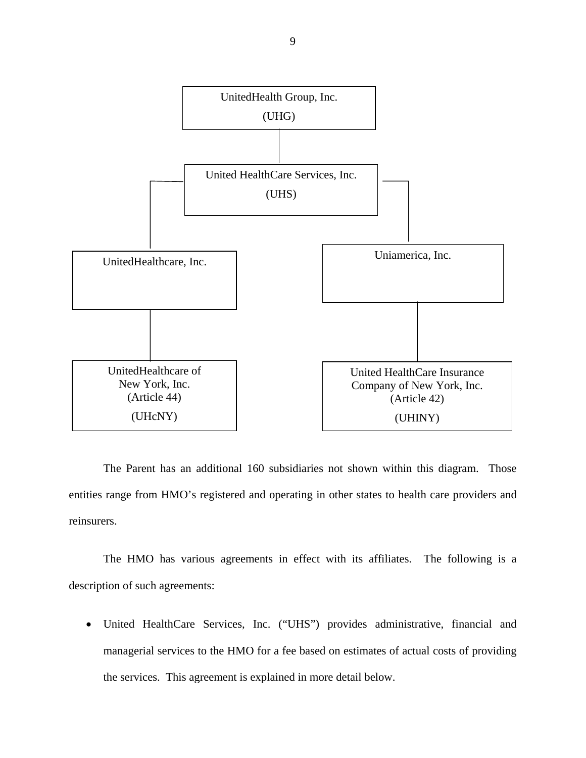UnitedHealth Group, Inc. (UHG)

United HealthCare Services, Inc. (UHS)

UnitedHealthcare, Inc.

Uniamerica, Inc.

UnitedHealthcare of New York, Inc. (Article 44) (UHcNY)

United HealthCare Insurance Company of New York, Inc. (Article 42) (UHINY)

The Parent has an additional 160 subsidiaries not shown within this diagram. Those entities range from HMO's registered and operating in other states to health care providers and reinsurers.

The HMO has various agreements in effect with its affiliates. The following is a description of such agreements:

- United HealthCare Services, Inc. ("UHS") provides administrative, financial and managerial services to the HMO for a fee based on estimates of actual costs of providing the services. This agreement is explained in more detail below.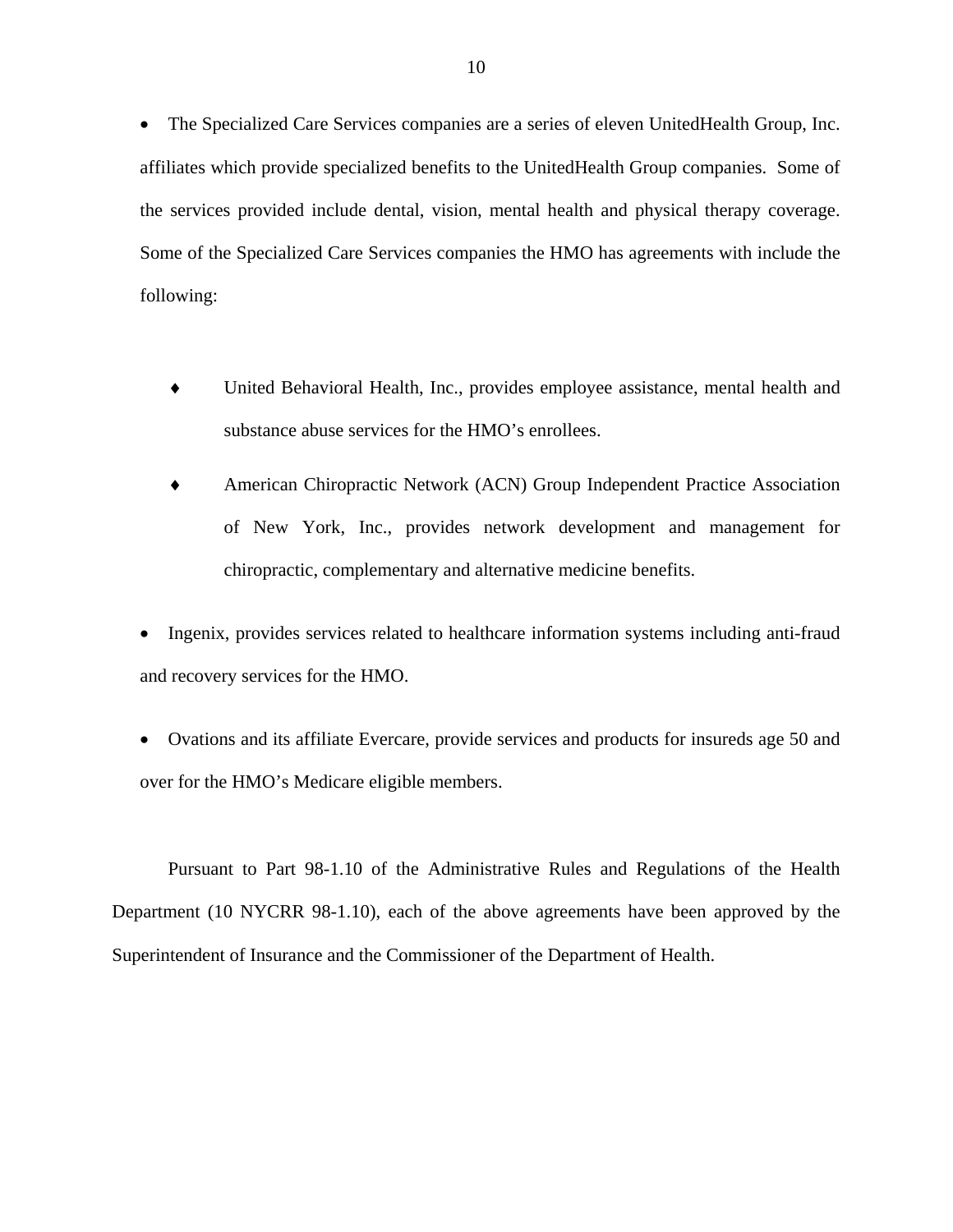- The Specialized Care Services companies are a series of eleven UnitedHealth Group, Inc. affiliates which provide specialized benefits to the UnitedHealth Group companies. Some of the services provided include dental, vision, mental health and physical therapy coverage. Some of the Specialized Care Services companies the HMO has agreements with include the following:

  - ♦ United Behavioral Health, Inc., provides employee assistance, mental health and substance abuse services for the HMO's enrollees.
  - ♦ American Chiropractic Network (ACN) Group Independent Practice Association of New York, Inc., provides network development and management for chiropractic, complementary and alternative medicine benefits.

- Ingenix, provides services related to healthcare information systems including anti-fraud and recovery services for the HMO.

- Ovations and its affiliate Evercare, provide services and products for insureds age 50 and over for the HMO's Medicare eligible members.

Pursuant to Part 98-1.10 of the Administrative Rules and Regulations of the Health Department (10 NYCRR 98-1.10), each of the above agreements have been approved by the Superintendent of Insurance and the Commissioner of the Department of Health.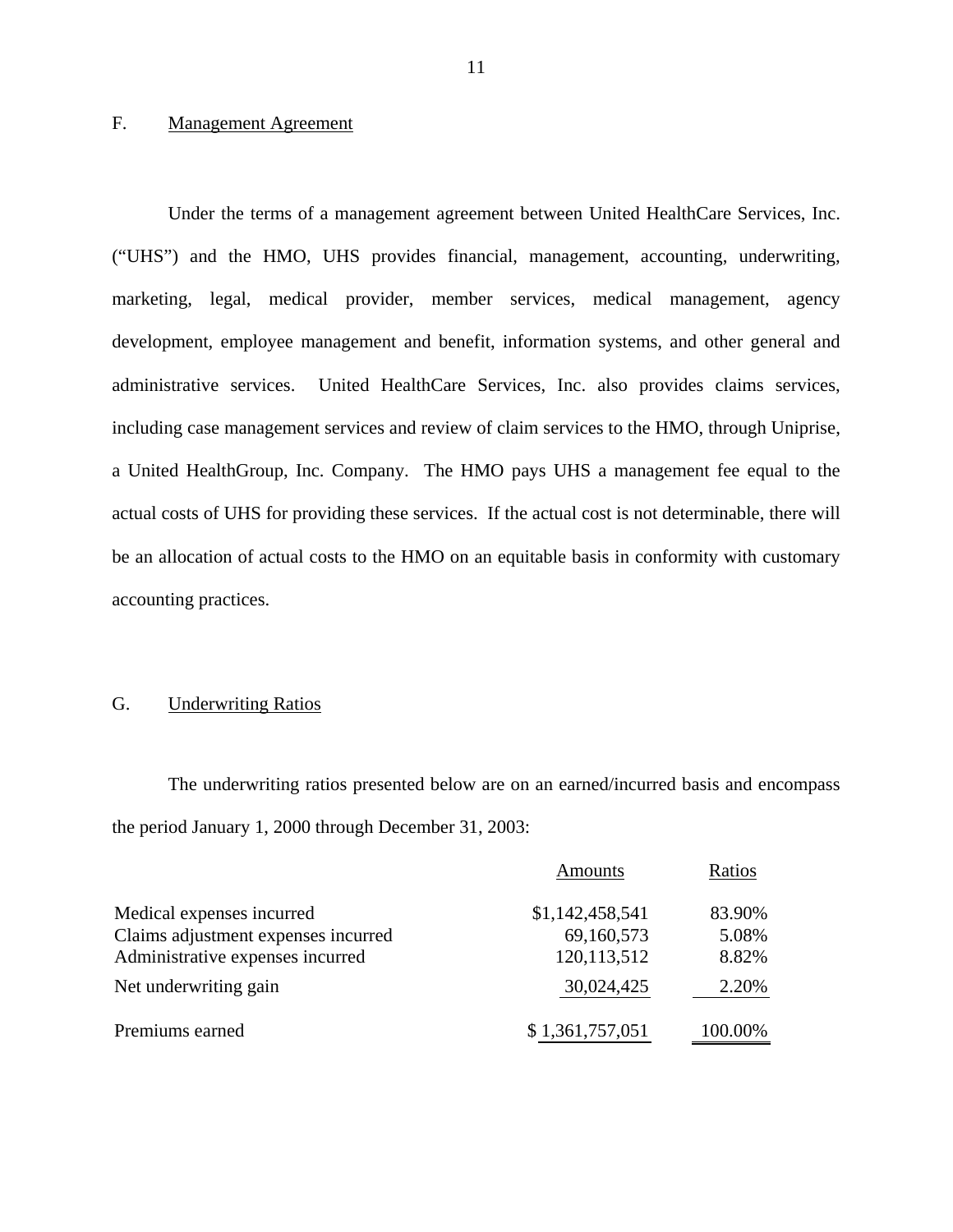## F. Management Agreement

Under the terms of a management agreement between United HealthCare Services, Inc. ("UHS") and the HMO, UHS provides financial, management, accounting, underwriting, marketing, legal, medical provider, member services, medical management, agency development, employee management and benefit, information systems, and other general and administrative services. United HealthCare Services, Inc. also provides claims services, including case management services and review of claim services to the HMO, through Uniprise, a United HealthGroup, Inc. Company. The HMO pays UHS a management fee equal to the actual costs of UHS for providing these services. If the actual cost is not determinable, there will be an allocation of actual costs to the HMO on an equitable basis in conformity with customary accounting practices.

## G. Underwriting Ratios

The underwriting ratios presented below are on an earned/incurred basis and encompass the period January 1, 2000 through December 31, 2003:

| | Amounts | Ratios |
|---|---|---|
| Medical expenses incurred | $1,142,458,541 | 83.90% |
| Claims adjustment expenses incurred | 69,160,573 | 5.08% |
| Administrative expenses incurred | 120,113,512 | 8.82% |
| Net underwriting gain | 30,024,425 | 2.20% |
| Premiums earned | $ 1,361,757,051 | 100.00% |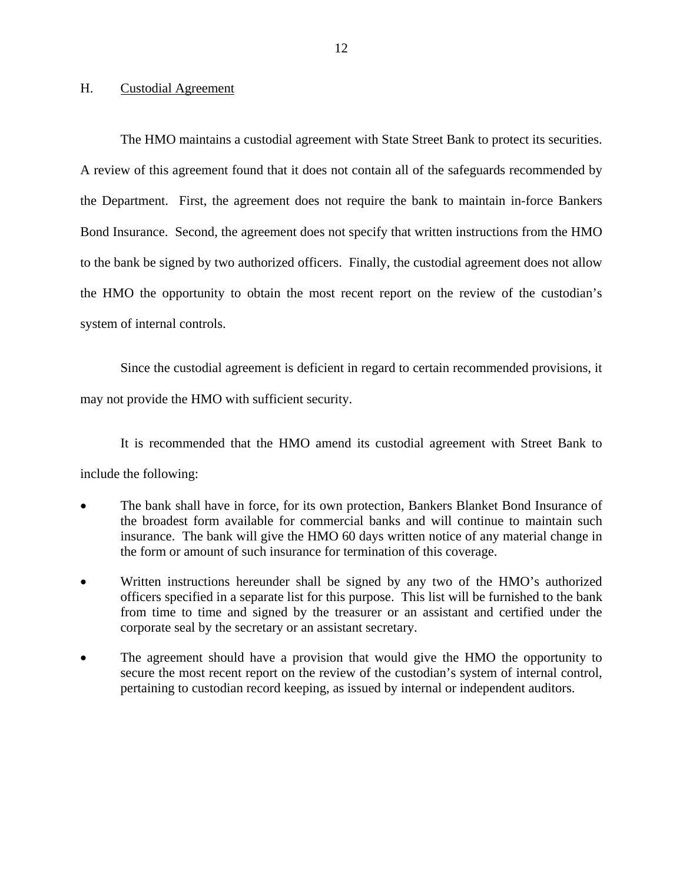## H. Custodial Agreement

The HMO maintains a custodial agreement with State Street Bank to protect its securities. A review of this agreement found that it does not contain all of the safeguards recommended by the Department. First, the agreement does not require the bank to maintain in-force Bankers Bond Insurance. Second, the agreement does not specify that written instructions from the HMO to the bank be signed by two authorized officers. Finally, the custodial agreement does not allow the HMO the opportunity to obtain the most recent report on the review of the custodian's system of internal controls.

Since the custodial agreement is deficient in regard to certain recommended provisions, it may not provide the HMO with sufficient security.

It is recommended that the HMO amend its custodial agreement with Street Bank to include the following:

- The bank shall have in force, for its own protection, Bankers Blanket Bond Insurance of the broadest form available for commercial banks and will continue to maintain such insurance. The bank will give the HMO 60 days written notice of any material change in the form or amount of such insurance for termination of this coverage.
- Written instructions hereunder shall be signed by any two of the HMO's authorized officers specified in a separate list for this purpose. This list will be furnished to the bank from time to time and signed by the treasurer or an assistant and certified under the corporate seal by the secretary or an assistant secretary.
- The agreement should have a provision that would give the HMO the opportunity to secure the most recent report on the review of the custodian's system of internal control, pertaining to custodian record keeping, as issued by internal or independent auditors.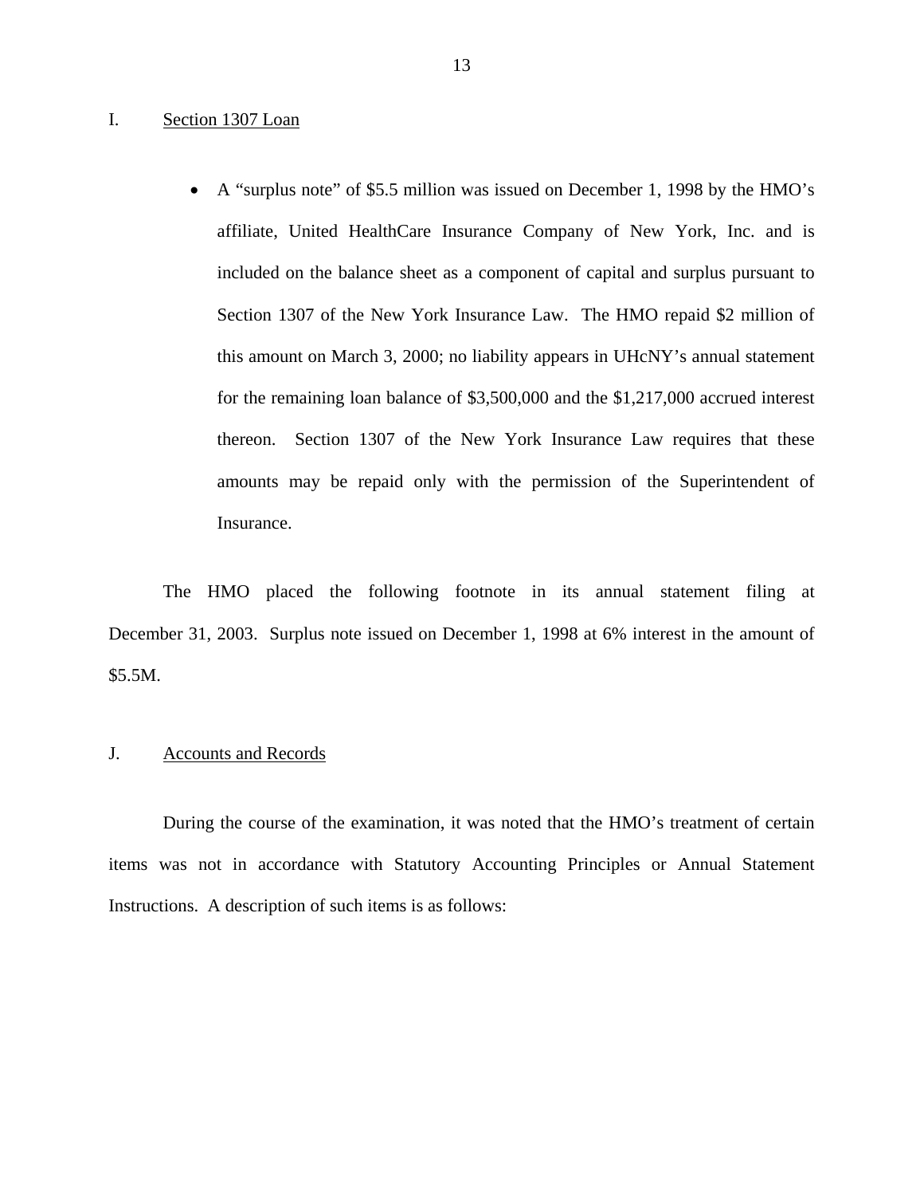## I. Section 1307 Loan

- A "surplus note" of $5.5 million was issued on December 1, 1998 by the HMO's affiliate, United HealthCare Insurance Company of New York, Inc. and is included on the balance sheet as a component of capital and surplus pursuant to Section 1307 of the New York Insurance Law. The HMO repaid $2 million of this amount on March 3, 2000; no liability appears in UHcNY's annual statement for the remaining loan balance of $3,500,000 and the $1,217,000 accrued interest thereon. Section 1307 of the New York Insurance Law requires that these amounts may be repaid only with the permission of the Superintendent of Insurance.

The HMO placed the following footnote in its annual statement filing at December 31, 2003. Surplus note issued on December 1, 1998 at 6% interest in the amount of $5.5M.

## J. Accounts and Records

During the course of the examination, it was noted that the HMO's treatment of certain items was not in accordance with Statutory Accounting Principles or Annual Statement Instructions. A description of such items is as follows: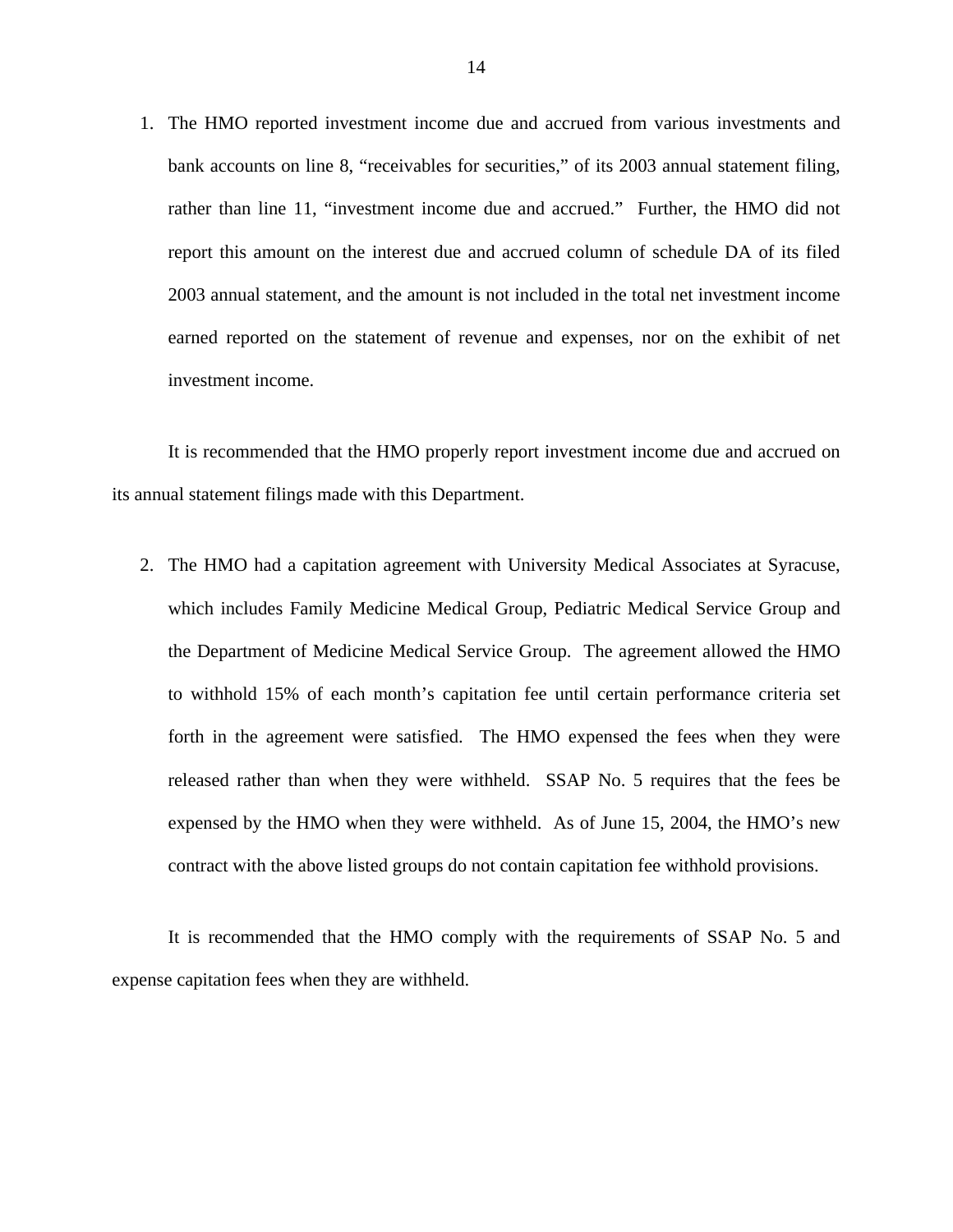1. The HMO reported investment income due and accrued from various investments and bank accounts on line 8, "receivables for securities," of its 2003 annual statement filing, rather than line 11, "investment income due and accrued." Further, the HMO did not report this amount on the interest due and accrued column of schedule DA of its filed 2003 annual statement, and the amount is not included in the total net investment income earned reported on the statement of revenue and expenses, nor on the exhibit of net investment income.

It is recommended that the HMO properly report investment income due and accrued on its annual statement filings made with this Department.

2. The HMO had a capitation agreement with University Medical Associates at Syracuse, which includes Family Medicine Medical Group, Pediatric Medical Service Group and the Department of Medicine Medical Service Group. The agreement allowed the HMO to withhold 15% of each month's capitation fee until certain performance criteria set forth in the agreement were satisfied. The HMO expensed the fees when they were released rather than when they were withheld. SSAP No. 5 requires that the fees be expensed by the HMO when they were withheld. As of June 15, 2004, the HMO's new contract with the above listed groups do not contain capitation fee withhold provisions.

It is recommended that the HMO comply with the requirements of SSAP No. 5 and expense capitation fees when they are withheld.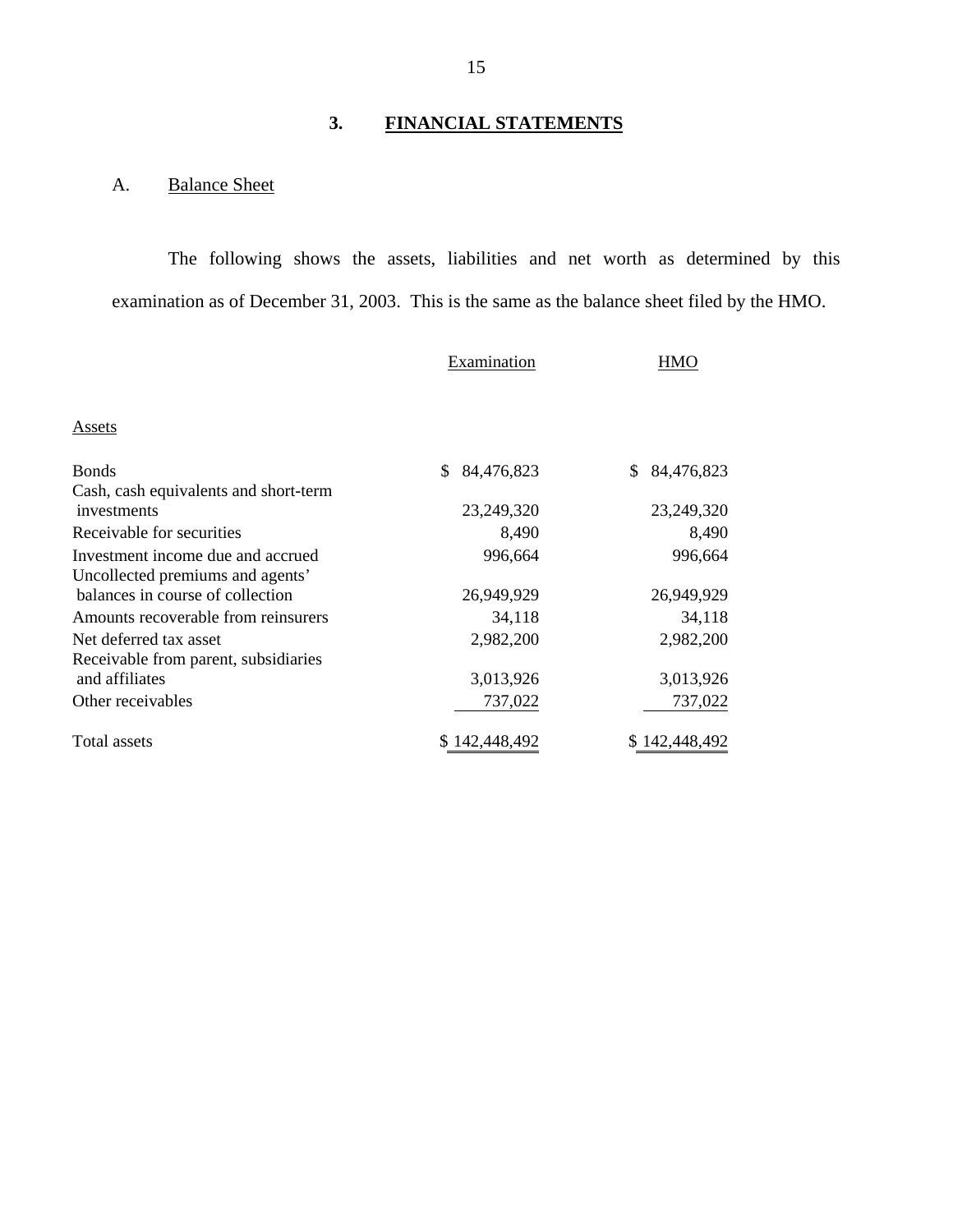## 3. FINANCIAL STATEMENTS

### A. Balance Sheet

The following shows the assets, liabilities and net worth as determined by this examination as of December 31, 2003. This is the same as the balance sheet filed by the HMO.

| | Examination | HMO |
|---|---|---|
| Assets | | |
| Bonds | $ 84,476,823 | $ 84,476,823 |
| Cash, cash equivalents and short-term investments | 23,249,320 | 23,249,320 |
| Receivable for securities | 8,490 | 8,490 |
| Investment income due and accrued | 996,664 | 996,664 |
| Uncollected premiums and agents' balances in course of collection | 26,949,929 | 26,949,929 |
| Amounts recoverable from reinsurers | 34,118 | 34,118 |
| Net deferred tax asset | 2,982,200 | 2,982,200 |
| Receivable from parent, subsidiaries and affiliates | 3,013,926 | 3,013,926 |
| Other receivables | 737,022 | 737,022 |
| Total assets | $ 142,448,492 | $ 142,448,492 |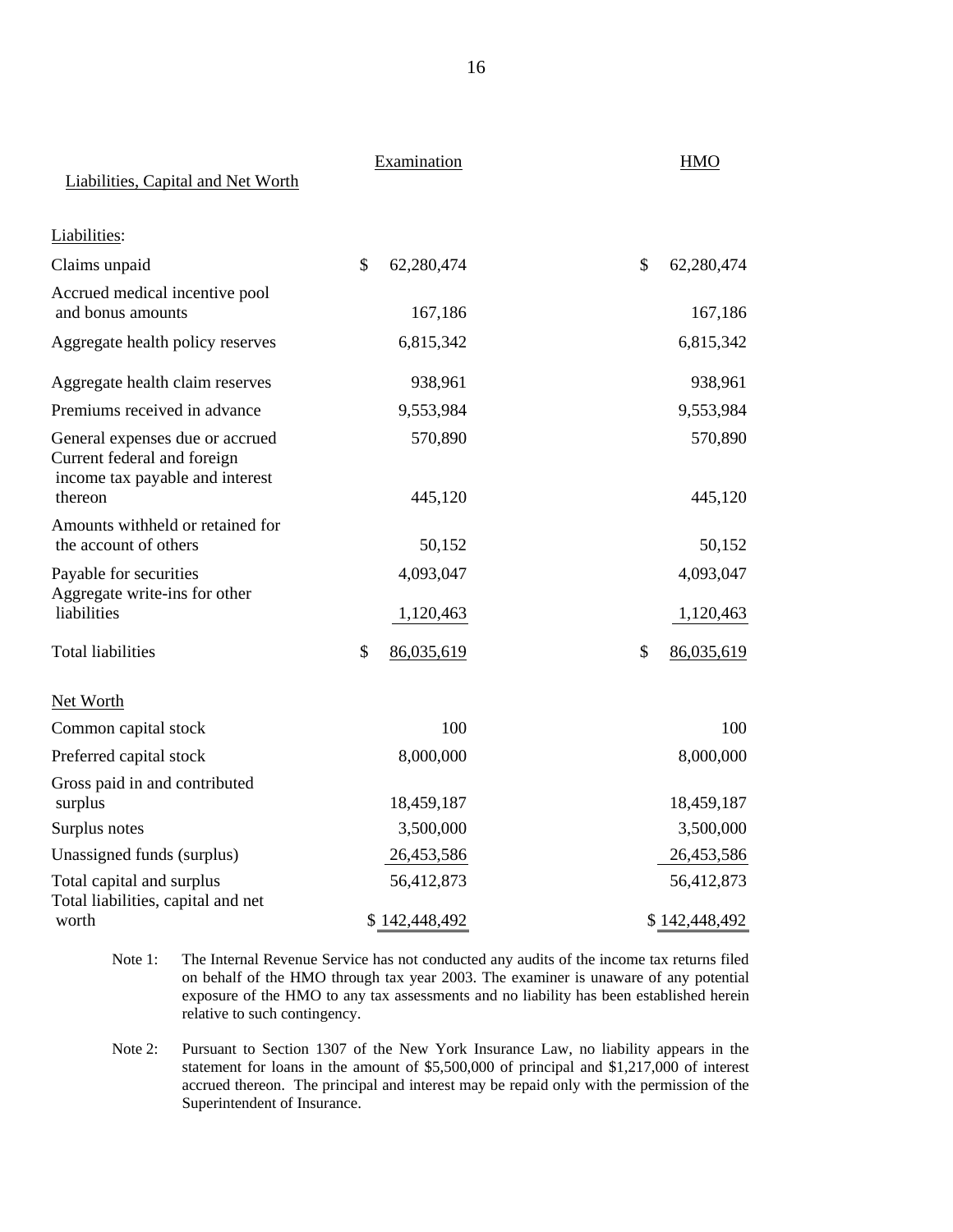| Liabilities, Capital and Net Worth | Examination | HMO |
|---|---|---|
| Liabilities: | | |
| Claims unpaid | $ 62,280,474 | $ 62,280,474 |
| Accrued medical incentive pool and bonus amounts | 167,186 | 167,186 |
| Aggregate health policy reserves | 6,815,342 | 6,815,342 |
| Aggregate health claim reserves | 938,961 | 938,961 |
| Premiums received in advance | 9,553,984 | 9,553,984 |
| General expenses due or accrued | 570,890 | 570,890 |
| Current federal and foreign income tax payable and interest thereon | 445,120 | 445,120 |
| Amounts withheld or retained for the account of others | 50,152 | 50,152 |
| Payable for securities | 4,093,047 | 4,093,047 |
| Aggregate write-ins for other liabilities | 1,120,463 | 1,120,463 |
| Total liabilities | $ 86,035,619 | $ 86,035,619 |
| Net Worth | | |
| Common capital stock | 100 | 100 |
| Preferred capital stock | 8,000,000 | 8,000,000 |
| Gross paid in and contributed surplus | 18,459,187 | 18,459,187 |
| Surplus notes | 3,500,000 | 3,500,000 |
| Unassigned funds (surplus) | 26,453,586 | 26,453,586 |
| Total capital and surplus | 56,412,873 | 56,412,873 |
| Total liabilities, capital and net worth | $ 142,448,492 | $ 142,448,492 |

Note 1: The Internal Revenue Service has not conducted any audits of the income tax returns filed on behalf of the HMO through tax year 2003. The examiner is unaware of any potential exposure of the HMO to any tax assessments and no liability has been established herein relative to such contingency.

Note 2: Pursuant to Section 1307 of the New York Insurance Law, no liability appears in the statement for loans in the amount of $5,500,000 of principal and $1,217,000 of interest accrued thereon. The principal and interest may be repaid only with the permission of the Superintendent of Insurance.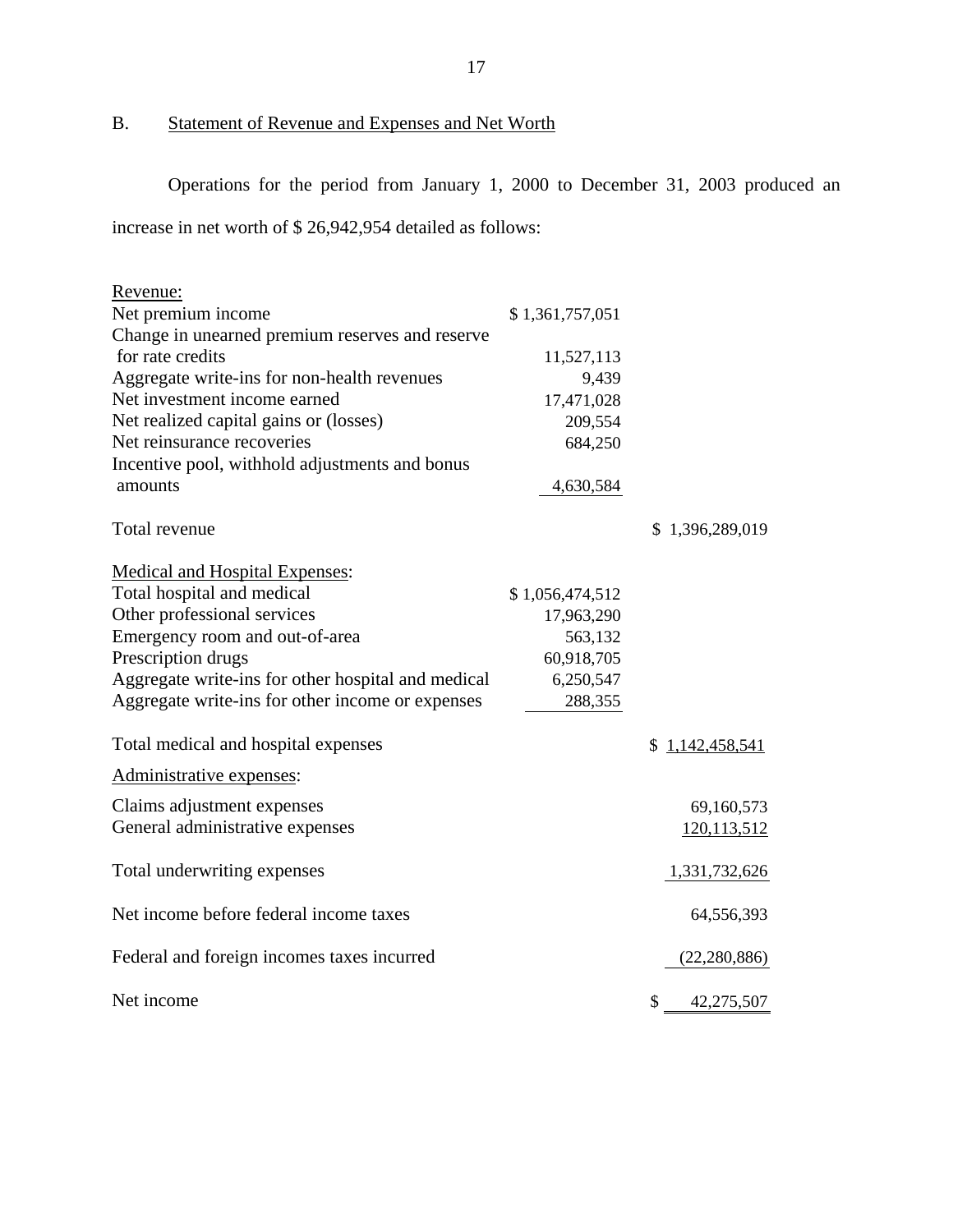## B. Statement of Revenue and Expenses and Net Worth

Operations for the period from January 1, 2000 to December 31, 2003 produced an increase in net worth of $ 26,942,954 detailed as follows:

| | | |
|---|---|---|
| Revenue: | | |
| Net premium income | $ 1,361,757,051 | |
| Change in unearned premium reserves and reserve for rate credits | 11,527,113 | |
| Aggregate write-ins for non-health revenues | 9,439 | |
| Net investment income earned | 17,471,028 | |
| Net realized capital gains or (losses) | 209,554 | |
| Net reinsurance recoveries | 684,250 | |
| Incentive pool, withhold adjustments and bonus amounts | 4,630,584 | |
| Total revenue | | $ 1,396,289,019 |
| Medical and Hospital Expenses: | | |
| Total hospital and medical | $ 1,056,474,512 | |
| Other professional services | 17,963,290 | |
| Emergency room and out-of-area | 563,132 | |
| Prescription drugs | 60,918,705 | |
| Aggregate write-ins for other hospital and medical | 6,250,547 | |
| Aggregate write-ins for other income or expenses | 288,355 | |
| Total medical and hospital expenses | | $ 1,142,458,541 |
| Administrative expenses: | | |
| Claims adjustment expenses | | 69,160,573 |
| General administrative expenses | | 120,113,512 |
| Total underwriting expenses | | 1,331,732,626 |
| Net income before federal income taxes | | 64,556,393 |
| Federal and foreign incomes taxes incurred | | (22,280,886) |
| Net income | | $ 42,275,507 |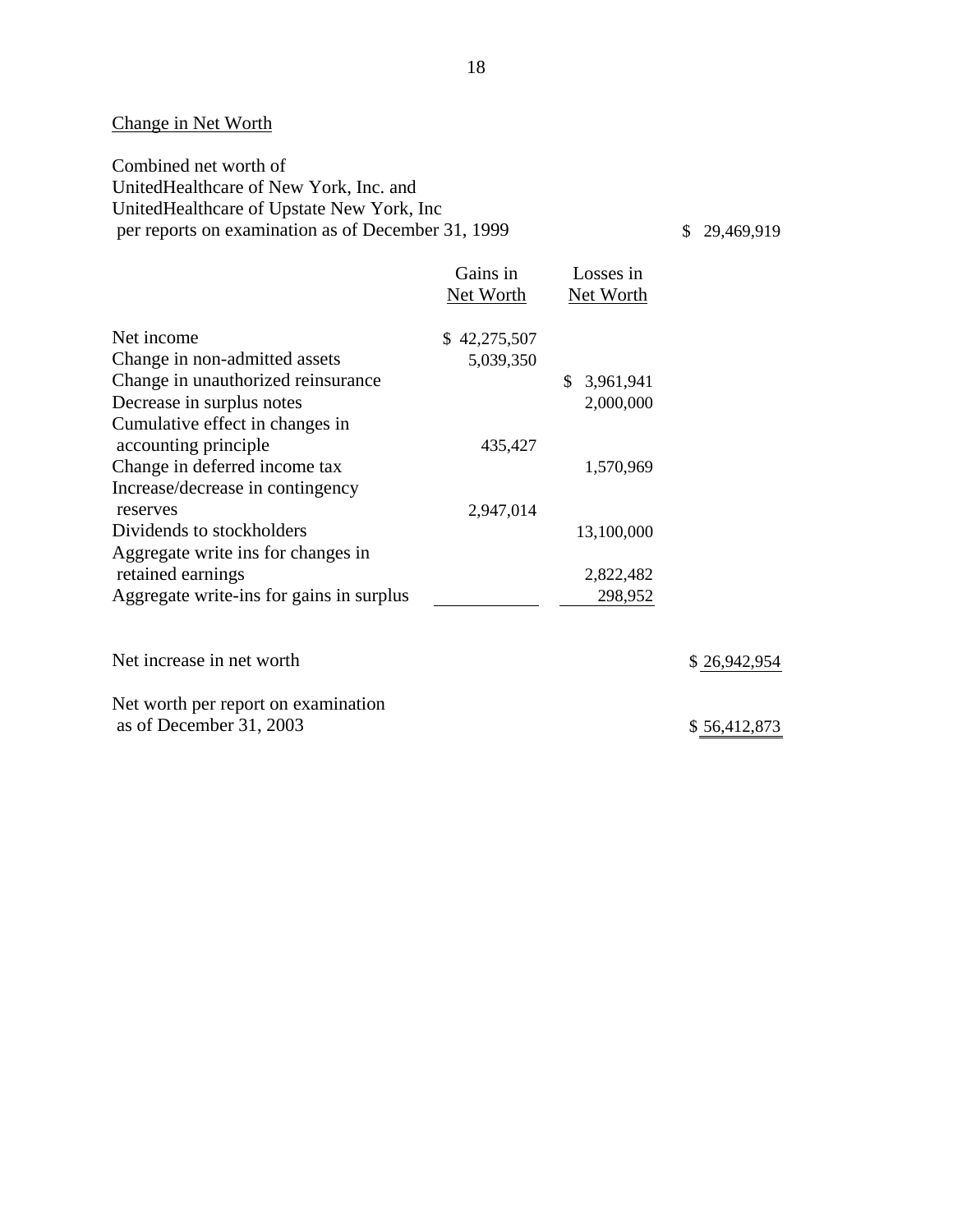## Change in Net Worth

| | Gains in Net Worth | Losses in Net Worth | |
|---|---|---|---|
| Combined net worth of UnitedHealthcare of New York, Inc. and UnitedHealthcare of Upstate New York, Inc per reports on examination as of December 31, 1999 | | | $ 29,469,919 |
| Net income | $ 42,275,507 | | |
| Change in non-admitted assets | 5,039,350 | | |
| Change in unauthorized reinsurance | | $ 3,961,941 | |
| Decrease in surplus notes | | 2,000,000 | |
| Cumulative effect in changes in accounting principle | 435,427 | | |
| Change in deferred income tax | | 1,570,969 | |
| Increase/decrease in contingency reserves | 2,947,014 | | |
| Dividends to stockholders | | 13,100,000 | |
| Aggregate write ins for changes in retained earnings | | 2,822,482 | |
| Aggregate write-ins for gains in surplus | | 298,952 | |
| Net increase in net worth | | | $ 26,942,954 |
| Net worth per report on examination as of December 31, 2003 | | | $ 56,412,873 |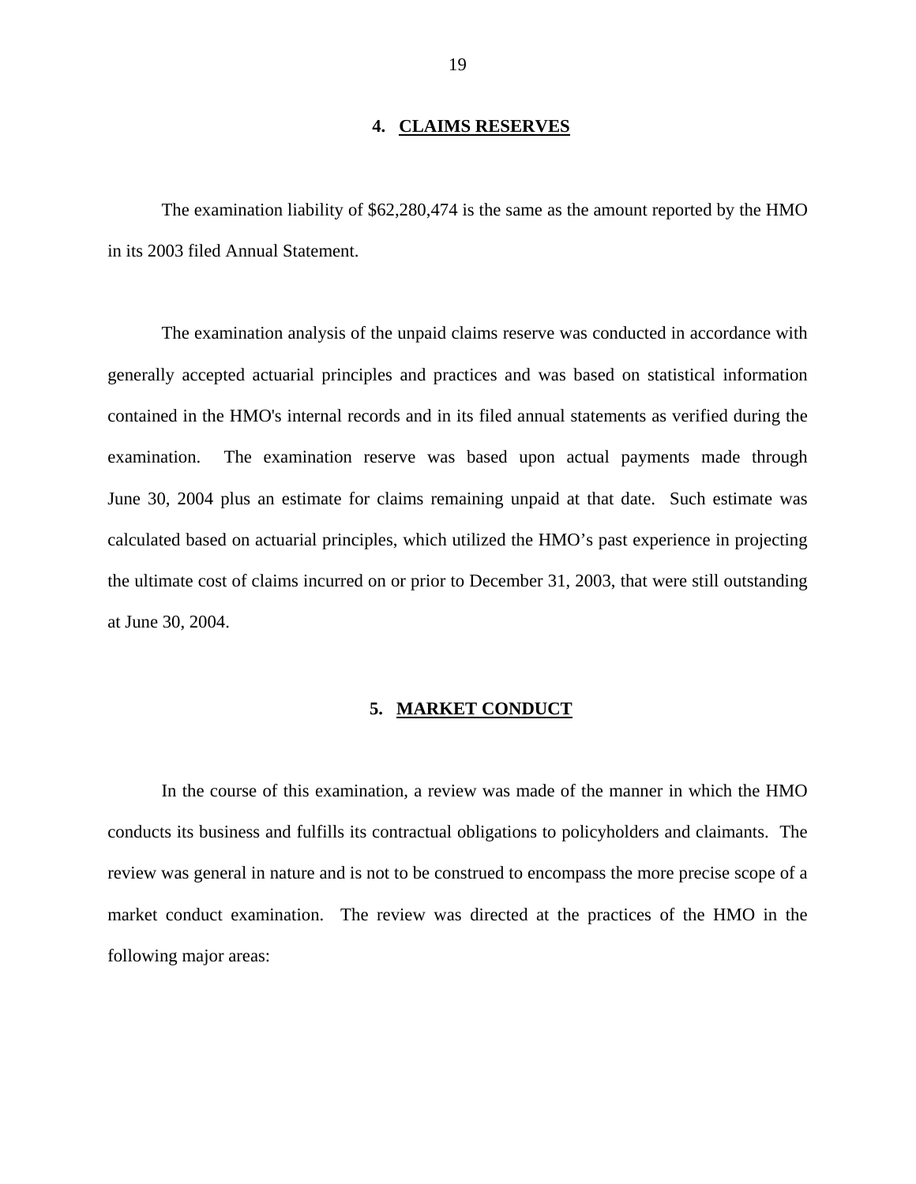## 4. CLAIMS RESERVES

The examination liability of $62,280,474 is the same as the amount reported by the HMO in its 2003 filed Annual Statement.

The examination analysis of the unpaid claims reserve was conducted in accordance with generally accepted actuarial principles and practices and was based on statistical information contained in the HMO's internal records and in its filed annual statements as verified during the examination. The examination reserve was based upon actual payments made through June 30, 2004 plus an estimate for claims remaining unpaid at that date. Such estimate was calculated based on actuarial principles, which utilized the HMO's past experience in projecting the ultimate cost of claims incurred on or prior to December 31, 2003, that were still outstanding at June 30, 2004.

## 5. MARKET CONDUCT

In the course of this examination, a review was made of the manner in which the HMO conducts its business and fulfills its contractual obligations to policyholders and claimants. The review was general in nature and is not to be construed to encompass the more precise scope of a market conduct examination. The review was directed at the practices of the HMO in the following major areas: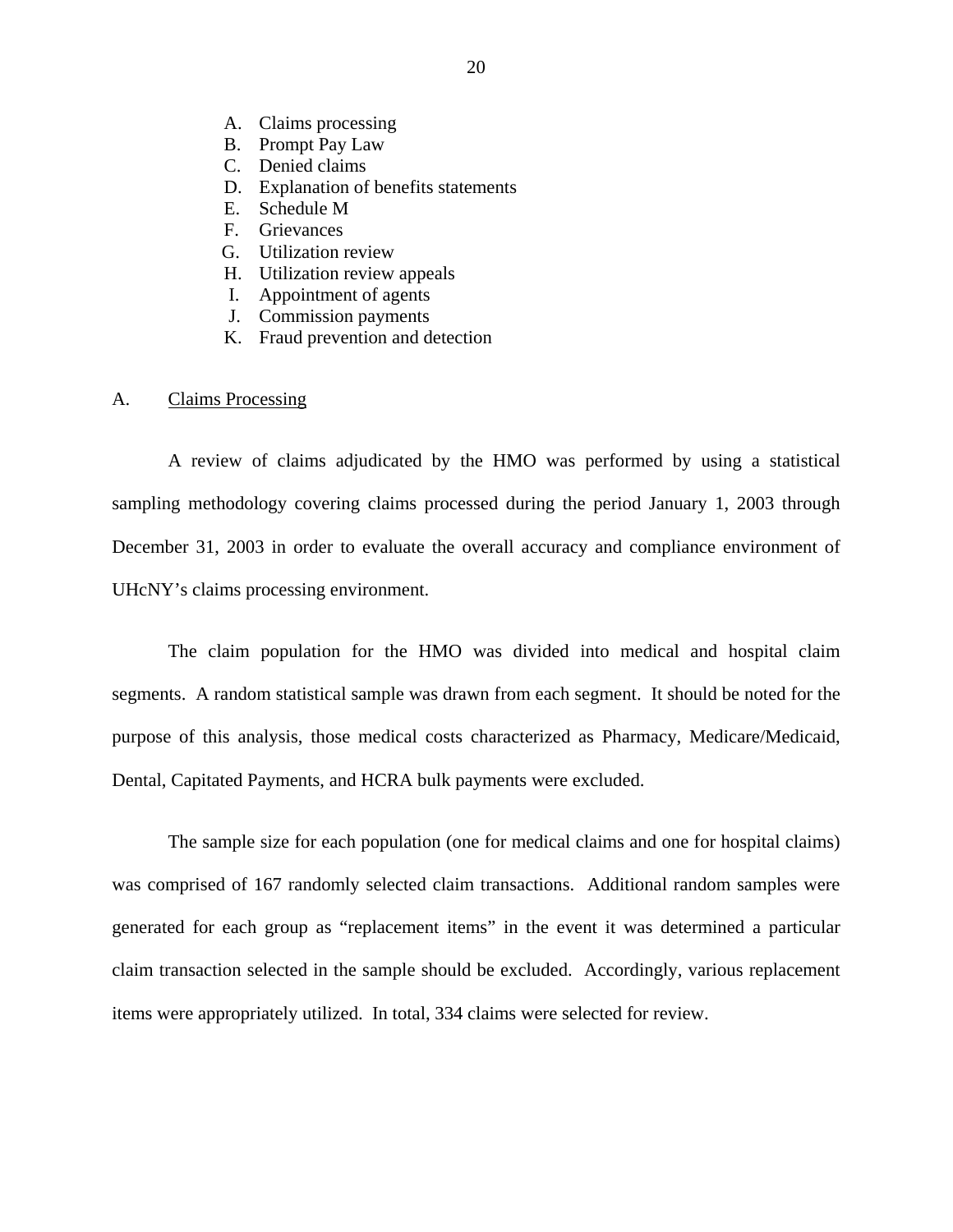A. Claims processing
B. Prompt Pay Law
C. Denied claims
D. Explanation of benefits statements
E. Schedule M
F. Grievances
G. Utilization review
H. Utilization review appeals
I. Appointment of agents
J. Commission payments
K. Fraud prevention and detection

## A. <u>Claims Processing</u>

A review of claims adjudicated by the HMO was performed by using a statistical sampling methodology covering claims processed during the period January 1, 2003 through December 31, 2003 in order to evaluate the overall accuracy and compliance environment of UHcNY's claims processing environment.

The claim population for the HMO was divided into medical and hospital claim segments. A random statistical sample was drawn from each segment. It should be noted for the purpose of this analysis, those medical costs characterized as Pharmacy, Medicare/Medicaid, Dental, Capitated Payments, and HCRA bulk payments were excluded.

The sample size for each population (one for medical claims and one for hospital claims) was comprised of 167 randomly selected claim transactions. Additional random samples were generated for each group as "replacement items" in the event it was determined a particular claim transaction selected in the sample should be excluded. Accordingly, various replacement items were appropriately utilized. In total, 334 claims were selected for review.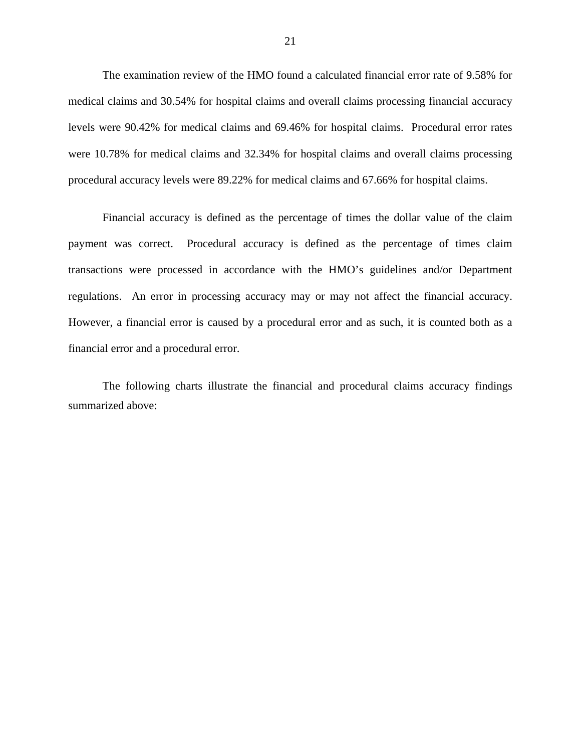The examination review of the HMO found a calculated financial error rate of 9.58% for medical claims and 30.54% for hospital claims and overall claims processing financial accuracy levels were 90.42% for medical claims and 69.46% for hospital claims. Procedural error rates were 10.78% for medical claims and 32.34% for hospital claims and overall claims processing procedural accuracy levels were 89.22% for medical claims and 67.66% for hospital claims.

Financial accuracy is defined as the percentage of times the dollar value of the claim payment was correct. Procedural accuracy is defined as the percentage of times claim transactions were processed in accordance with the HMO's guidelines and/or Department regulations. An error in processing accuracy may or may not affect the financial accuracy. However, a financial error is caused by a procedural error and as such, it is counted both as a financial error and a procedural error.

The following charts illustrate the financial and procedural claims accuracy findings summarized above: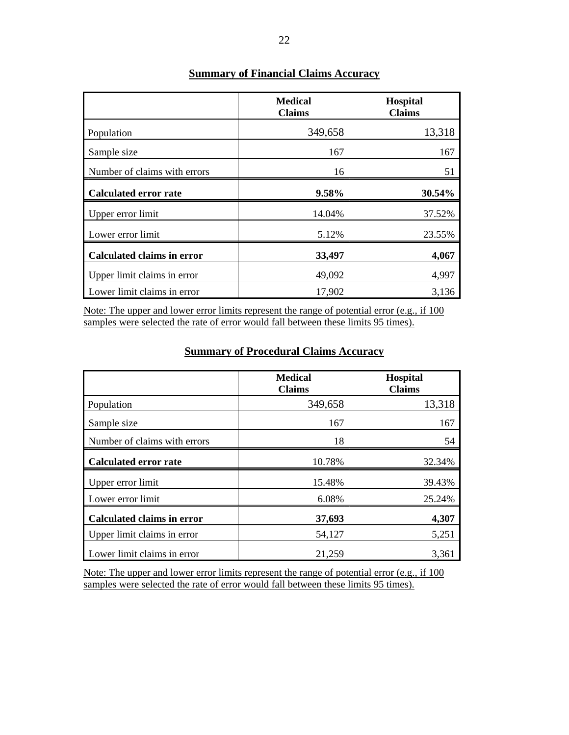## Summary of Financial Claims Accuracy

| | Medical Claims | Hospital Claims |
|---|---|---|
| Population | 349,658 | 13,318 |
| Sample size | 167 | 167 |
| Number of claims with errors | 16 | 51 |
| **Calculated error rate** | **9.58%** | **30.54%** |
| Upper error limit | 14.04% | 37.52% |
| Lower error limit | 5.12% | 23.55% |
| **Calculated claims in error** | **33,497** | **4,067** |
| Upper limit claims in error | 49,092 | 4,997 |
| Lower limit claims in error | 17,902 | 3,136 |

Note: The upper and lower error limits represent the range of potential error (e.g., if 100 samples were selected the rate of error would fall between these limits 95 times).

## Summary of Procedural Claims Accuracy

| | Medical Claims | Hospital Claims |
|---|---|---|
| Population | 349,658 | 13,318 |
| Sample size | 167 | 167 |
| Number of claims with errors | 18 | 54 |
| **Calculated error rate** | 10.78% | 32.34% |
| Upper error limit | 15.48% | 39.43% |
| Lower error limit | 6.08% | 25.24% |
| **Calculated claims in error** | **37,693** | **4,307** |
| Upper limit claims in error | 54,127 | 5,251 |
| Lower limit claims in error | 21,259 | 3,361 |

Note: The upper and lower error limits represent the range of potential error (e.g., if 100 samples were selected the rate of error would fall between these limits 95 times).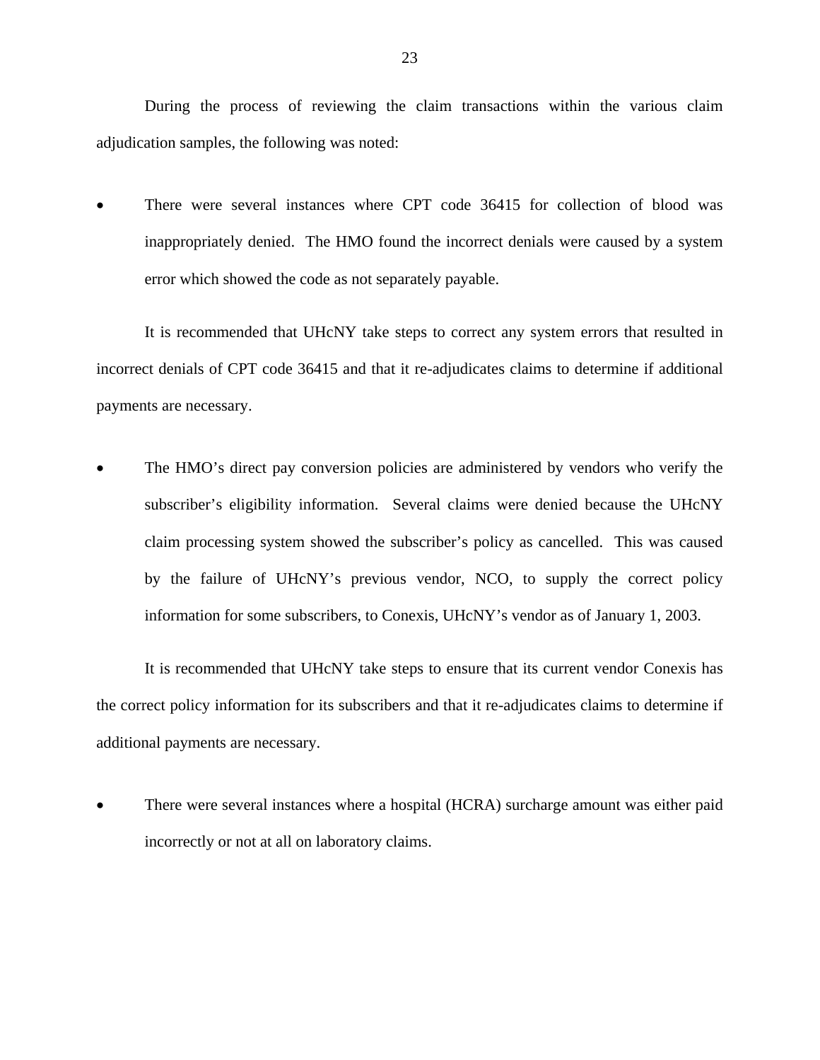During the process of reviewing the claim transactions within the various claim adjudication samples, the following was noted:

- There were several instances where CPT code 36415 for collection of blood was inappropriately denied. The HMO found the incorrect denials were caused by a system error which showed the code as not separately payable.

It is recommended that UHcNY take steps to correct any system errors that resulted in incorrect denials of CPT code 36415 and that it re-adjudicates claims to determine if additional payments are necessary.

- The HMO's direct pay conversion policies are administered by vendors who verify the subscriber's eligibility information. Several claims were denied because the UHcNY claim processing system showed the subscriber's policy as cancelled. This was caused by the failure of UHcNY's previous vendor, NCO, to supply the correct policy information for some subscribers, to Conexis, UHcNY's vendor as of January 1, 2003.

It is recommended that UHcNY take steps to ensure that its current vendor Conexis has the correct policy information for its subscribers and that it re-adjudicates claims to determine if additional payments are necessary.

- There were several instances where a hospital (HCRA) surcharge amount was either paid incorrectly or not at all on laboratory claims.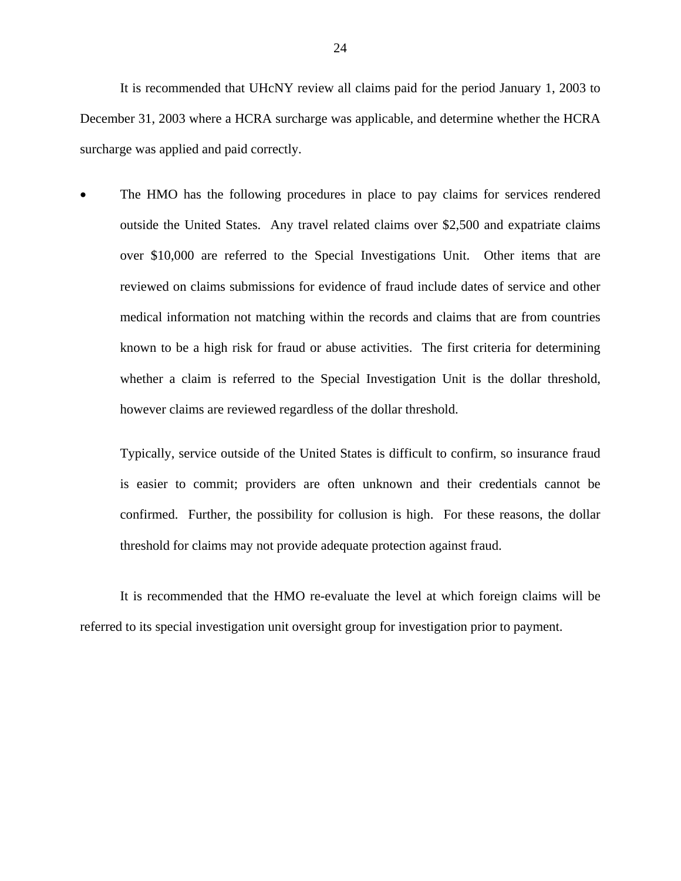It is recommended that UHcNY review all claims paid for the period January 1, 2003 to December 31, 2003 where a HCRA surcharge was applicable, and determine whether the HCRA surcharge was applied and paid correctly.

- The HMO has the following procedures in place to pay claims for services rendered outside the United States. Any travel related claims over $2,500 and expatriate claims over $10,000 are referred to the Special Investigations Unit. Other items that are reviewed on claims submissions for evidence of fraud include dates of service and other medical information not matching within the records and claims that are from countries known to be a high risk for fraud or abuse activities. The first criteria for determining whether a claim is referred to the Special Investigation Unit is the dollar threshold, however claims are reviewed regardless of the dollar threshold.

  Typically, service outside of the United States is difficult to confirm, so insurance fraud is easier to commit; providers are often unknown and their credentials cannot be confirmed. Further, the possibility for collusion is high. For these reasons, the dollar threshold for claims may not provide adequate protection against fraud.

It is recommended that the HMO re-evaluate the level at which foreign claims will be referred to its special investigation unit oversight group for investigation prior to payment.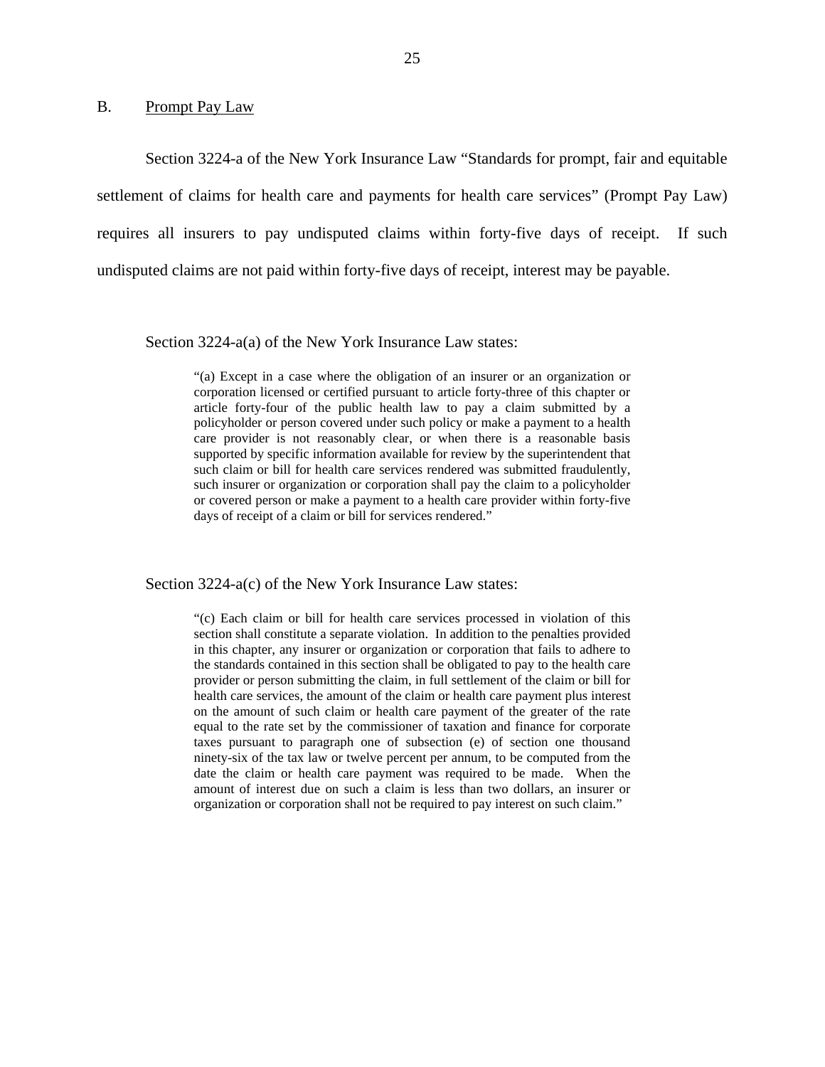## B. Prompt Pay Law

Section 3224-a of the New York Insurance Law "Standards for prompt, fair and equitable settlement of claims for health care and payments for health care services" (Prompt Pay Law) requires all insurers to pay undisputed claims within forty-five days of receipt. If such undisputed claims are not paid within forty-five days of receipt, interest may be payable.

Section 3224-a(a) of the New York Insurance Law states:

> "(a) Except in a case where the obligation of an insurer or an organization or corporation licensed or certified pursuant to article forty-three of this chapter or article forty-four of the public health law to pay a claim submitted by a policyholder or person covered under such policy or make a payment to a health care provider is not reasonably clear, or when there is a reasonable basis supported by specific information available for review by the superintendent that such claim or bill for health care services rendered was submitted fraudulently, such insurer or organization or corporation shall pay the claim to a policyholder or covered person or make a payment to a health care provider within forty-five days of receipt of a claim or bill for services rendered."

Section 3224-a(c) of the New York Insurance Law states:

> "(c) Each claim or bill for health care services processed in violation of this section shall constitute a separate violation. In addition to the penalties provided in this chapter, any insurer or organization or corporation that fails to adhere to the standards contained in this section shall be obligated to pay to the health care provider or person submitting the claim, in full settlement of the claim or bill for health care services, the amount of the claim or health care payment plus interest on the amount of such claim or health care payment of the greater of the rate equal to the rate set by the commissioner of taxation and finance for corporate taxes pursuant to paragraph one of subsection (e) of section one thousand ninety-six of the tax law or twelve percent per annum, to be computed from the date the claim or health care payment was required to be made. When the amount of interest due on such a claim is less than two dollars, an insurer or organization or corporation shall not be required to pay interest on such claim."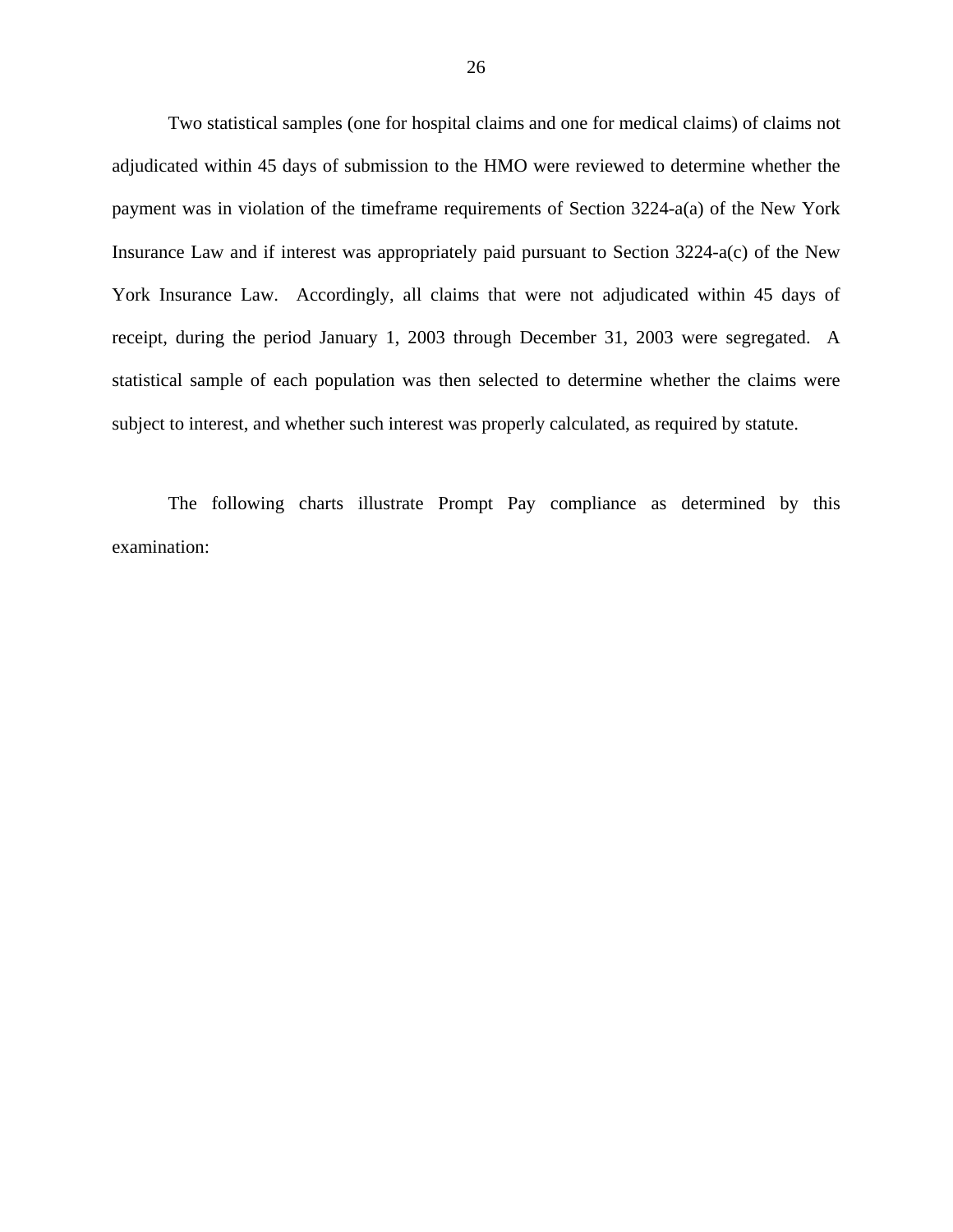Two statistical samples (one for hospital claims and one for medical claims) of claims not adjudicated within 45 days of submission to the HMO were reviewed to determine whether the payment was in violation of the timeframe requirements of Section 3224-a(a) of the New York Insurance Law and if interest was appropriately paid pursuant to Section 3224-a(c) of the New York Insurance Law. Accordingly, all claims that were not adjudicated within 45 days of receipt, during the period January 1, 2003 through December 31, 2003 were segregated. A statistical sample of each population was then selected to determine whether the claims were subject to interest, and whether such interest was properly calculated, as required by statute.

The following charts illustrate Prompt Pay compliance as determined by this examination: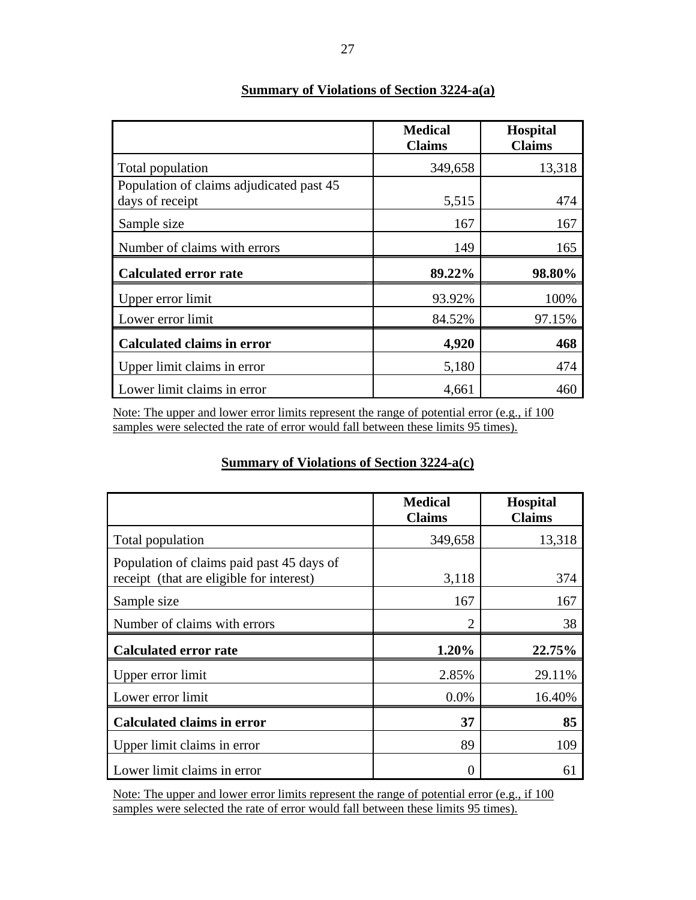**Summary of Violations of Section 3224-a(a)**

| | Medical Claims | Hospital Claims |
|---|---|---|
| Total population | 349,658 | 13,318 |
| Population of claims adjudicated past 45 days of receipt | 5,515 | 474 |
| Sample size | 167 | 167 |
| Number of claims with errors | 149 | 165 |
| **Calculated error rate** | **89.22%** | **98.80%** |
| Upper error limit | 93.92% | 100% |
| Lower error limit | 84.52% | 97.15% |
| **Calculated claims in error** | **4,920** | **468** |
| Upper limit claims in error | 5,180 | 474 |
| Lower limit claims in error | 4,661 | 460 |

Note: The upper and lower error limits represent the range of potential error (e.g., if 100 samples were selected the rate of error would fall between these limits 95 times).

**Summary of Violations of Section 3224-a(c)**

| | Medical Claims | Hospital Claims |
|---|---|---|
| Total population | 349,658 | 13,318 |
| Population of claims paid past 45 days of receipt (that are eligible for interest) | 3,118 | 374 |
| Sample size | 167 | 167 |
| Number of claims with errors | 2 | 38 |
| **Calculated error rate** | **1.20%** | **22.75%** |
| Upper error limit | 2.85% | 29.11% |
| Lower error limit | 0.0% | 16.40% |
| **Calculated claims in error** | **37** | **85** |
| Upper limit claims in error | 89 | 109 |
| Lower limit claims in error | 0 | 61 |

Note: The upper and lower error limits represent the range of potential error (e.g., if 100 samples were selected the rate of error would fall between these limits 95 times).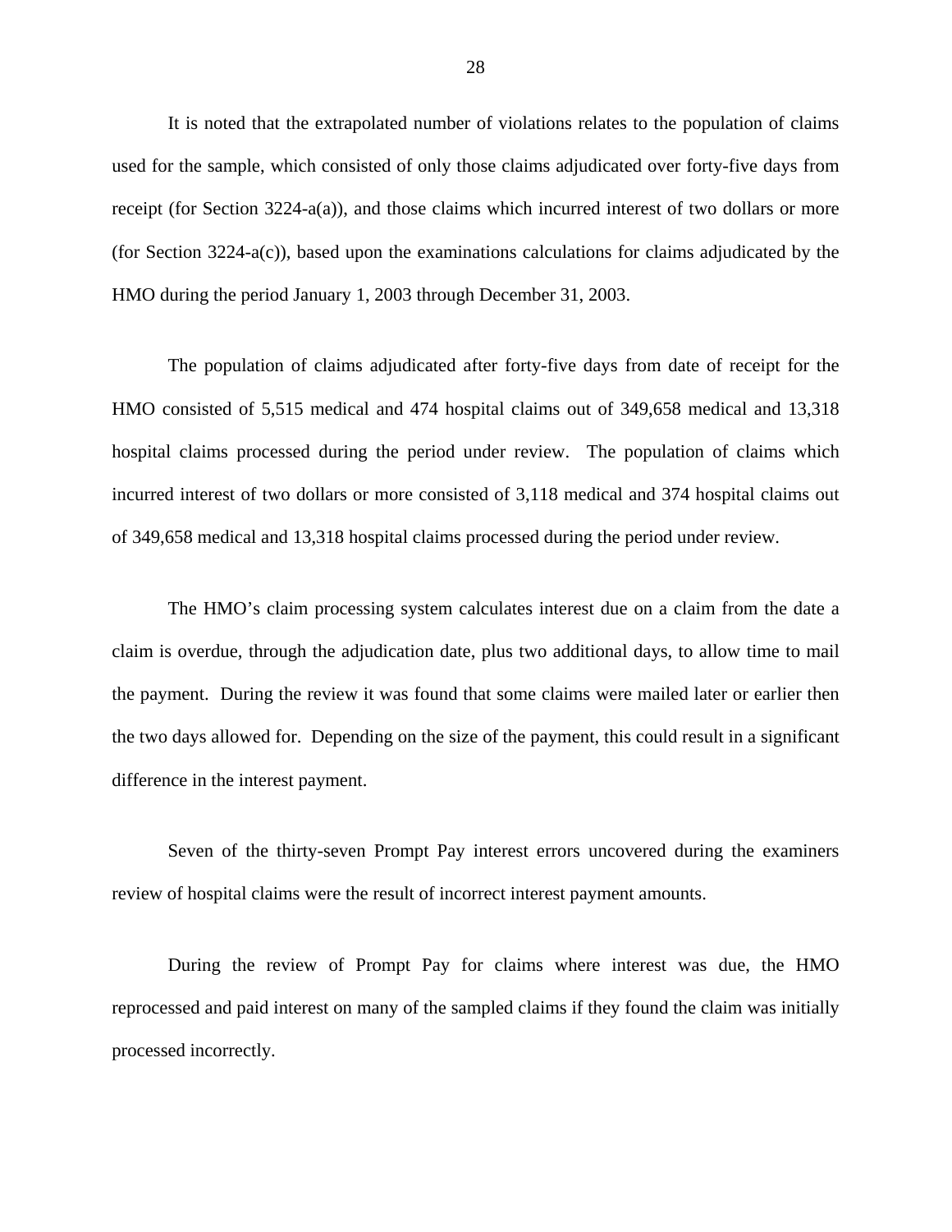It is noted that the extrapolated number of violations relates to the population of claims used for the sample, which consisted of only those claims adjudicated over forty-five days from receipt (for Section 3224-a(a)), and those claims which incurred interest of two dollars or more (for Section 3224-a(c)), based upon the examinations calculations for claims adjudicated by the HMO during the period January 1, 2003 through December 31, 2003.

The population of claims adjudicated after forty-five days from date of receipt for the HMO consisted of 5,515 medical and 474 hospital claims out of 349,658 medical and 13,318 hospital claims processed during the period under review. The population of claims which incurred interest of two dollars or more consisted of 3,118 medical and 374 hospital claims out of 349,658 medical and 13,318 hospital claims processed during the period under review.

The HMO's claim processing system calculates interest due on a claim from the date a claim is overdue, through the adjudication date, plus two additional days, to allow time to mail the payment. During the review it was found that some claims were mailed later or earlier then the two days allowed for. Depending on the size of the payment, this could result in a significant difference in the interest payment.

Seven of the thirty-seven Prompt Pay interest errors uncovered during the examiners review of hospital claims were the result of incorrect interest payment amounts.

During the review of Prompt Pay for claims where interest was due, the HMO reprocessed and paid interest on many of the sampled claims if they found the claim was initially processed incorrectly.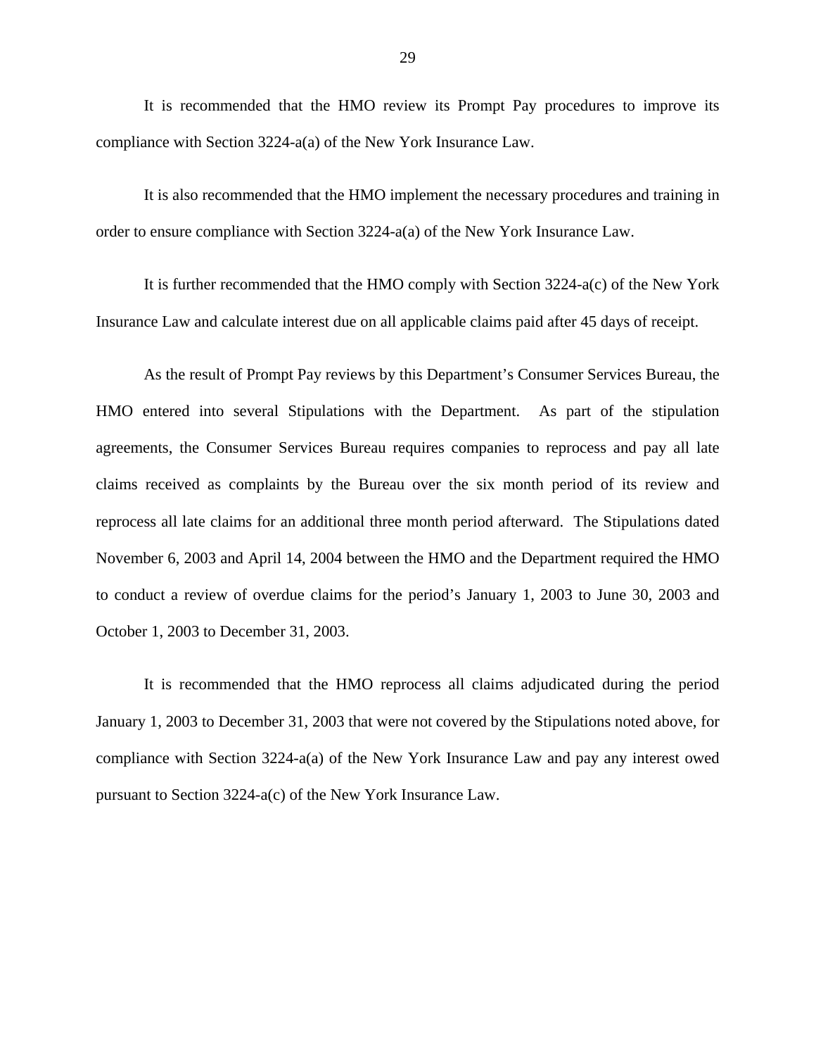It is recommended that the HMO review its Prompt Pay procedures to improve its compliance with Section 3224-a(a) of the New York Insurance Law.

It is also recommended that the HMO implement the necessary procedures and training in order to ensure compliance with Section 3224-a(a) of the New York Insurance Law.

It is further recommended that the HMO comply with Section 3224-a(c) of the New York Insurance Law and calculate interest due on all applicable claims paid after 45 days of receipt.

As the result of Prompt Pay reviews by this Department's Consumer Services Bureau, the HMO entered into several Stipulations with the Department. As part of the stipulation agreements, the Consumer Services Bureau requires companies to reprocess and pay all late claims received as complaints by the Bureau over the six month period of its review and reprocess all late claims for an additional three month period afterward. The Stipulations dated November 6, 2003 and April 14, 2004 between the HMO and the Department required the HMO to conduct a review of overdue claims for the period's January 1, 2003 to June 30, 2003 and October 1, 2003 to December 31, 2003.

It is recommended that the HMO reprocess all claims adjudicated during the period January 1, 2003 to December 31, 2003 that were not covered by the Stipulations noted above, for compliance with Section 3224-a(a) of the New York Insurance Law and pay any interest owed pursuant to Section 3224-a(c) of the New York Insurance Law.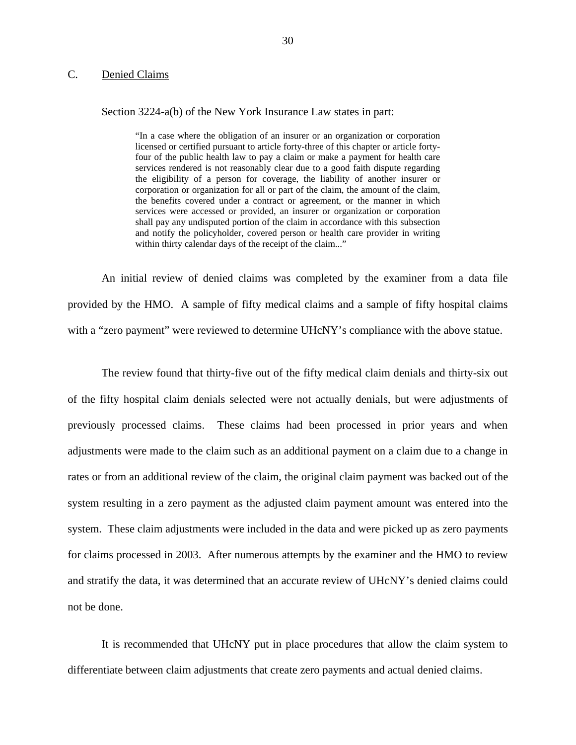## C. Denied Claims

Section 3224-a(b) of the New York Insurance Law states in part:

> "In a case where the obligation of an insurer or an organization or corporation licensed or certified pursuant to article forty-three of this chapter or article forty-four of the public health law to pay a claim or make a payment for health care services rendered is not reasonably clear due to a good faith dispute regarding the eligibility of a person for coverage, the liability of another insurer or corporation or organization for all or part of the claim, the amount of the claim, the benefits covered under a contract or agreement, or the manner in which services were accessed or provided, an insurer or organization or corporation shall pay any undisputed portion of the claim in accordance with this subsection and notify the policyholder, covered person or health care provider in writing within thirty calendar days of the receipt of the claim..."

An initial review of denied claims was completed by the examiner from a data file provided by the HMO. A sample of fifty medical claims and a sample of fifty hospital claims with a "zero payment" were reviewed to determine UHcNY's compliance with the above statue.

The review found that thirty-five out of the fifty medical claim denials and thirty-six out of the fifty hospital claim denials selected were not actually denials, but were adjustments of previously processed claims. These claims had been processed in prior years and when adjustments were made to the claim such as an additional payment on a claim due to a change in rates or from an additional review of the claim, the original claim payment was backed out of the system resulting in a zero payment as the adjusted claim payment amount was entered into the system. These claim adjustments were included in the data and were picked up as zero payments for claims processed in 2003. After numerous attempts by the examiner and the HMO to review and stratify the data, it was determined that an accurate review of UHcNY's denied claims could not be done.

It is recommended that UHcNY put in place procedures that allow the claim system to differentiate between claim adjustments that create zero payments and actual denied claims.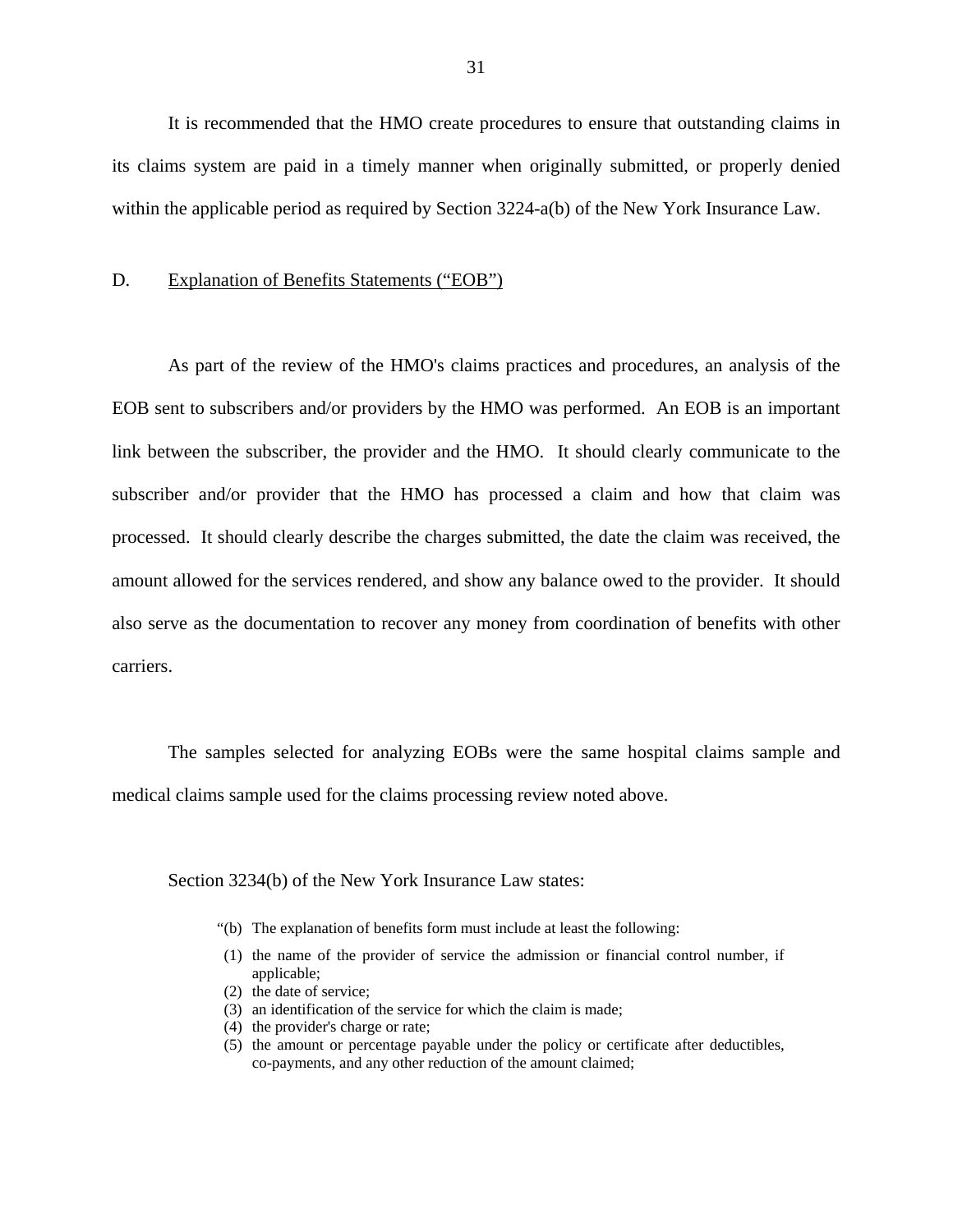It is recommended that the HMO create procedures to ensure that outstanding claims in its claims system are paid in a timely manner when originally submitted, or properly denied within the applicable period as required by Section 3224-a(b) of the New York Insurance Law.

D. Explanation of Benefits Statements ("EOB")

As part of the review of the HMO's claims practices and procedures, an analysis of the EOB sent to subscribers and/or providers by the HMO was performed. An EOB is an important link between the subscriber, the provider and the HMO. It should clearly communicate to the subscriber and/or provider that the HMO has processed a claim and how that claim was processed. It should clearly describe the charges submitted, the date the claim was received, the amount allowed for the services rendered, and show any balance owed to the provider. It should also serve as the documentation to recover any money from coordination of benefits with other carriers.

The samples selected for analyzing EOBs were the same hospital claims sample and medical claims sample used for the claims processing review noted above.

Section 3234(b) of the New York Insurance Law states:

> "(b) The explanation of benefits form must include at least the following:
>
> (1) the name of the provider of service the admission or financial control number, if applicable;
> (2) the date of service;
> (3) an identification of the service for which the claim is made;
> (4) the provider's charge or rate;
> (5) the amount or percentage payable under the policy or certificate after deductibles, co-payments, and any other reduction of the amount claimed;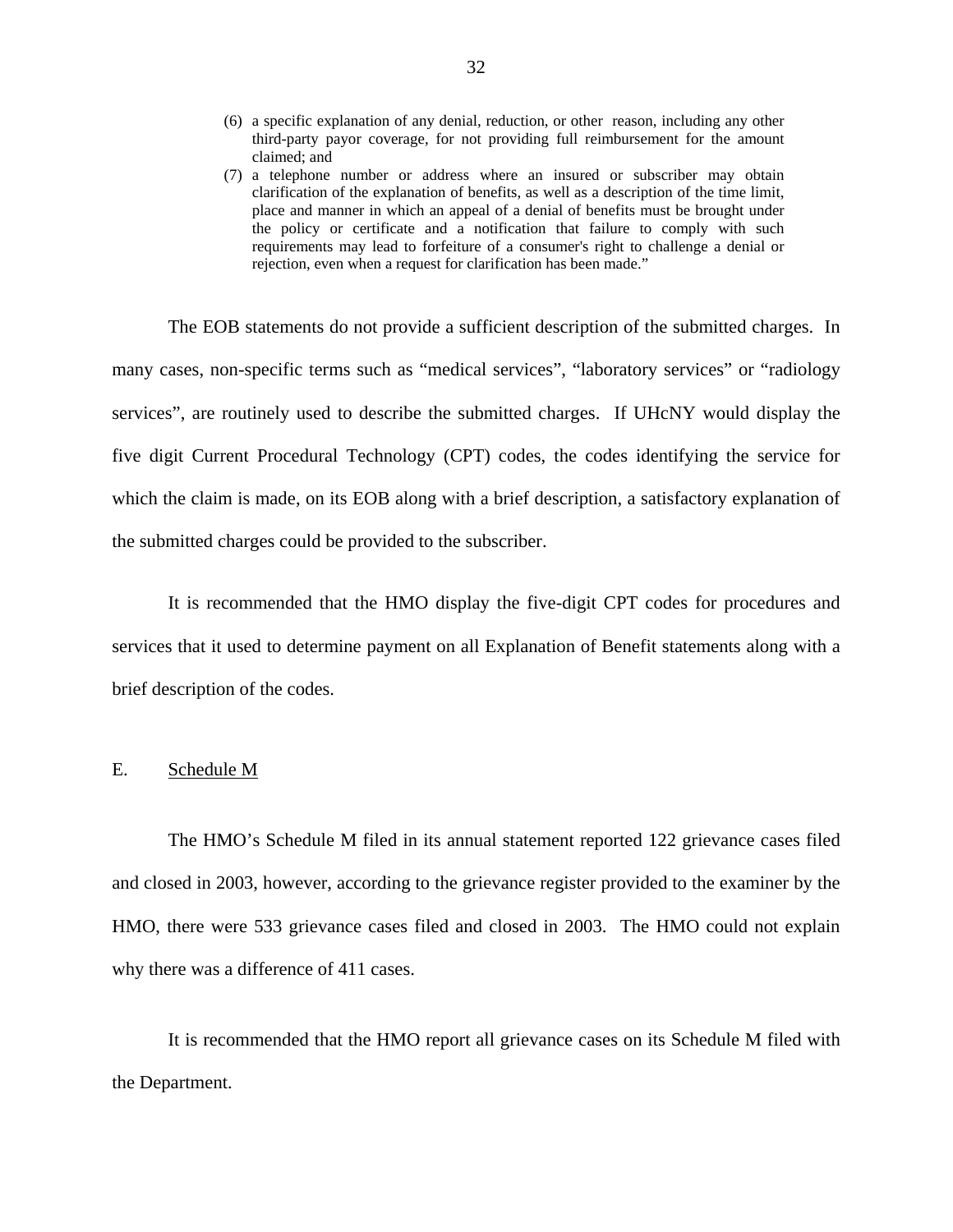(6) a specific explanation of any denial, reduction, or other reason, including any other third-party payor coverage, for not providing full reimbursement for the amount claimed; and

(7) a telephone number or address where an insured or subscriber may obtain clarification of the explanation of benefits, as well as a description of the time limit, place and manner in which an appeal of a denial of benefits must be brought under the policy or certificate and a notification that failure to comply with such requirements may lead to forfeiture of a consumer's right to challenge a denial or rejection, even when a request for clarification has been made."

The EOB statements do not provide a sufficient description of the submitted charges. In many cases, non-specific terms such as "medical services", "laboratory services" or "radiology services", are routinely used to describe the submitted charges. If UHcNY would display the five digit Current Procedural Technology (CPT) codes, the codes identifying the service for which the claim is made, on its EOB along with a brief description, a satisfactory explanation of the submitted charges could be provided to the subscriber.

It is recommended that the HMO display the five-digit CPT codes for procedures and services that it used to determine payment on all Explanation of Benefit statements along with a brief description of the codes.

## E. Schedule M

The HMO's Schedule M filed in its annual statement reported 122 grievance cases filed and closed in 2003, however, according to the grievance register provided to the examiner by the HMO, there were 533 grievance cases filed and closed in 2003. The HMO could not explain why there was a difference of 411 cases.

It is recommended that the HMO report all grievance cases on its Schedule M filed with the Department.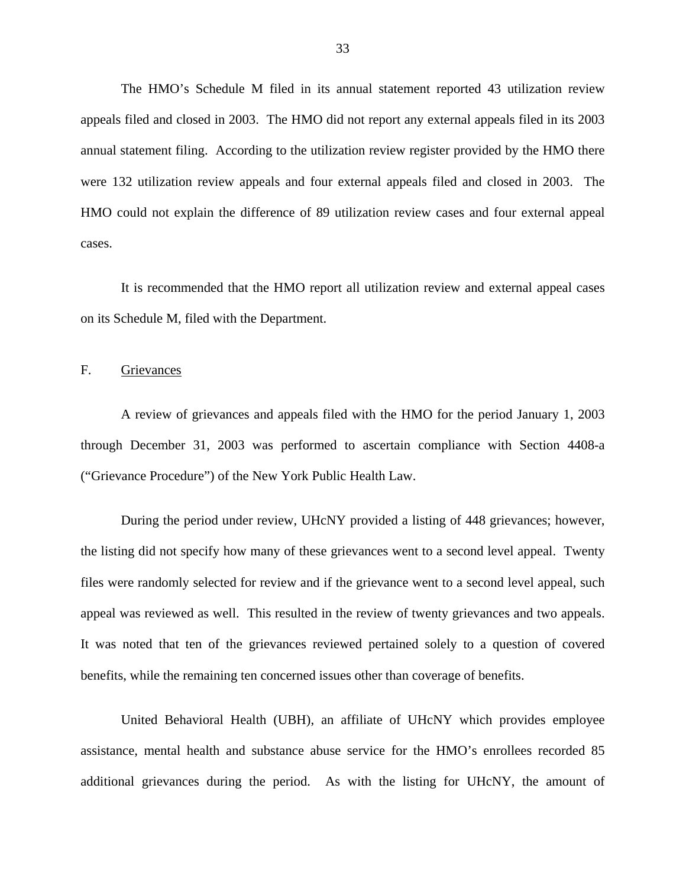The HMO's Schedule M filed in its annual statement reported 43 utilization review appeals filed and closed in 2003. The HMO did not report any external appeals filed in its 2003 annual statement filing. According to the utilization review register provided by the HMO there were 132 utilization review appeals and four external appeals filed and closed in 2003. The HMO could not explain the difference of 89 utilization review cases and four external appeal cases.

It is recommended that the HMO report all utilization review and external appeal cases on its Schedule M, filed with the Department.

F. Grievances

A review of grievances and appeals filed with the HMO for the period January 1, 2003 through December 31, 2003 was performed to ascertain compliance with Section 4408-a ("Grievance Procedure") of the New York Public Health Law.

During the period under review, UHcNY provided a listing of 448 grievances; however, the listing did not specify how many of these grievances went to a second level appeal. Twenty files were randomly selected for review and if the grievance went to a second level appeal, such appeal was reviewed as well. This resulted in the review of twenty grievances and two appeals. It was noted that ten of the grievances reviewed pertained solely to a question of covered benefits, while the remaining ten concerned issues other than coverage of benefits.

United Behavioral Health (UBH), an affiliate of UHcNY which provides employee assistance, mental health and substance abuse service for the HMO's enrollees recorded 85 additional grievances during the period. As with the listing for UHcNY, the amount of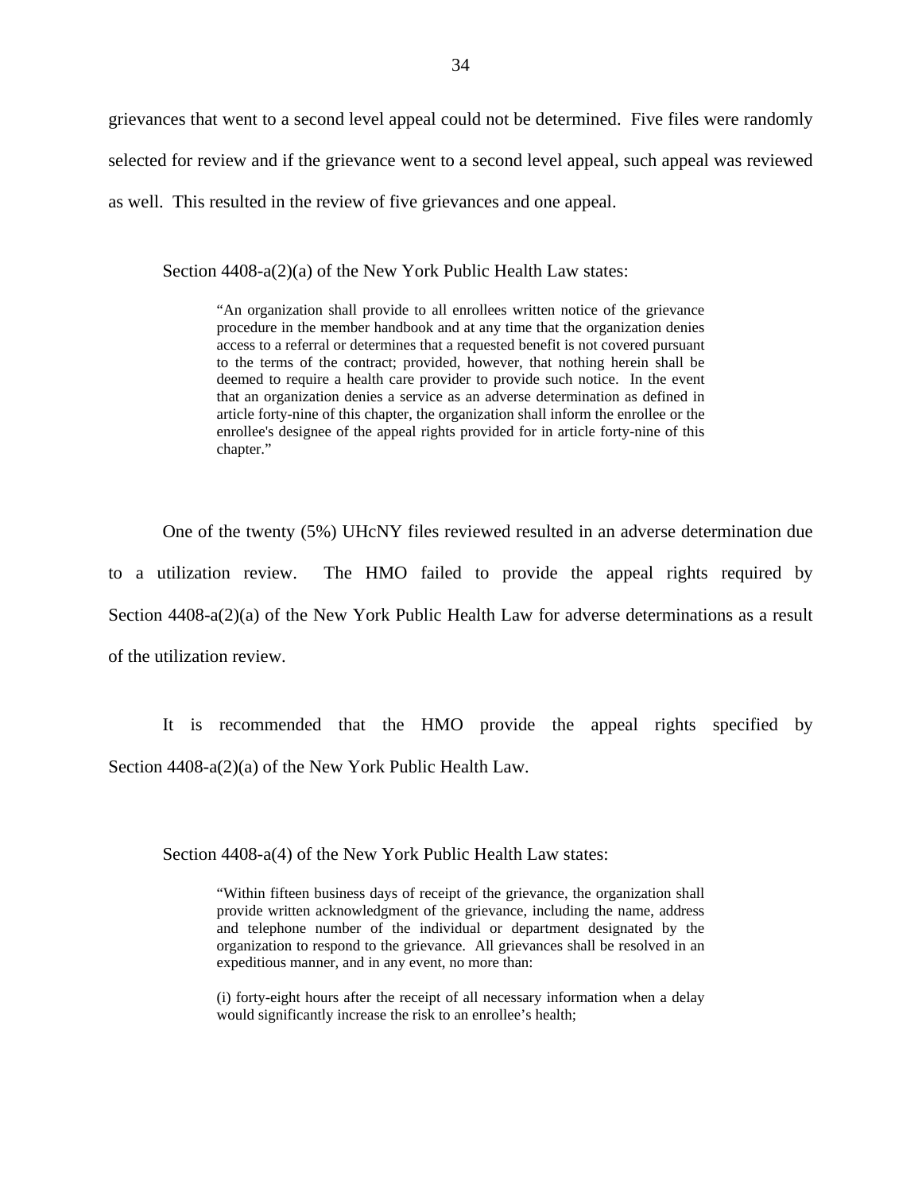grievances that went to a second level appeal could not be determined. Five files were randomly selected for review and if the grievance went to a second level appeal, such appeal was reviewed as well. This resulted in the review of five grievances and one appeal.

Section 4408-a(2)(a) of the New York Public Health Law states:

> "An organization shall provide to all enrollees written notice of the grievance procedure in the member handbook and at any time that the organization denies access to a referral or determines that a requested benefit is not covered pursuant to the terms of the contract; provided, however, that nothing herein shall be deemed to require a health care provider to provide such notice. In the event that an organization denies a service as an adverse determination as defined in article forty-nine of this chapter, the organization shall inform the enrollee or the enrollee's designee of the appeal rights provided for in article forty-nine of this chapter."

One of the twenty (5%) UHcNY files reviewed resulted in an adverse determination due to a utilization review. The HMO failed to provide the appeal rights required by Section 4408-a(2)(a) of the New York Public Health Law for adverse determinations as a result of the utilization review.

It is recommended that the HMO provide the appeal rights specified by Section 4408-a(2)(a) of the New York Public Health Law.

Section 4408-a(4) of the New York Public Health Law states:

> "Within fifteen business days of receipt of the grievance, the organization shall provide written acknowledgment of the grievance, including the name, address and telephone number of the individual or department designated by the organization to respond to the grievance. All grievances shall be resolved in an expeditious manner, and in any event, no more than:
>
> (i) forty-eight hours after the receipt of all necessary information when a delay would significantly increase the risk to an enrollee's health;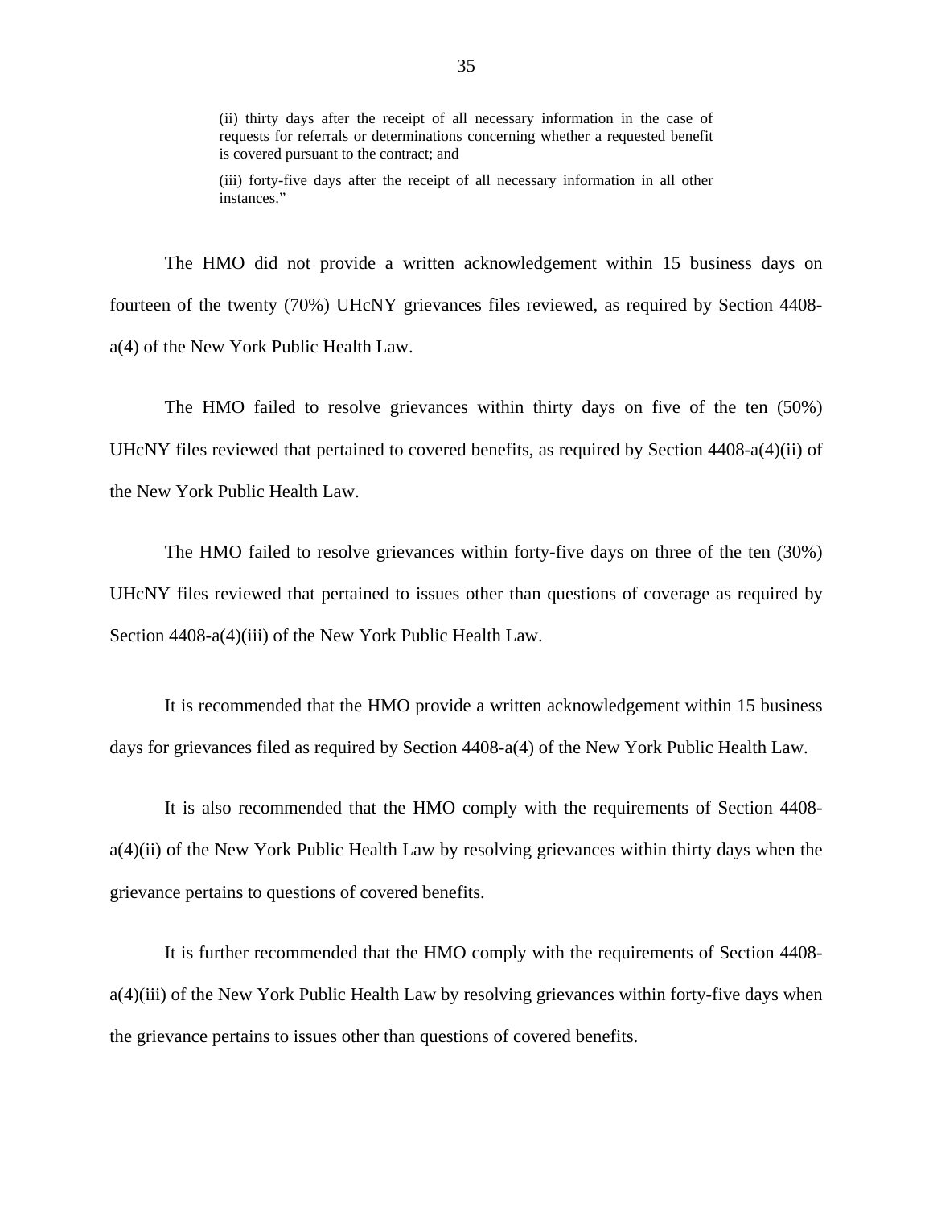> (ii) thirty days after the receipt of all necessary information in the case of requests for referrals or determinations concerning whether a requested benefit is covered pursuant to the contract; and
>
> (iii) forty-five days after the receipt of all necessary information in all other instances."

The HMO did not provide a written acknowledgement within 15 business days on fourteen of the twenty (70%) UHcNY grievances files reviewed, as required by Section 4408-a(4) of the New York Public Health Law.

The HMO failed to resolve grievances within thirty days on five of the ten (50%) UHcNY files reviewed that pertained to covered benefits, as required by Section 4408-a(4)(ii) of the New York Public Health Law.

The HMO failed to resolve grievances within forty-five days on three of the ten (30%) UHcNY files reviewed that pertained to issues other than questions of coverage as required by Section 4408-a(4)(iii) of the New York Public Health Law.

It is recommended that the HMO provide a written acknowledgement within 15 business days for grievances filed as required by Section 4408-a(4) of the New York Public Health Law.

It is also recommended that the HMO comply with the requirements of Section 4408-a(4)(ii) of the New York Public Health Law by resolving grievances within thirty days when the grievance pertains to questions of covered benefits.

It is further recommended that the HMO comply with the requirements of Section 4408-a(4)(iii) of the New York Public Health Law by resolving grievances within forty-five days when the grievance pertains to issues other than questions of covered benefits.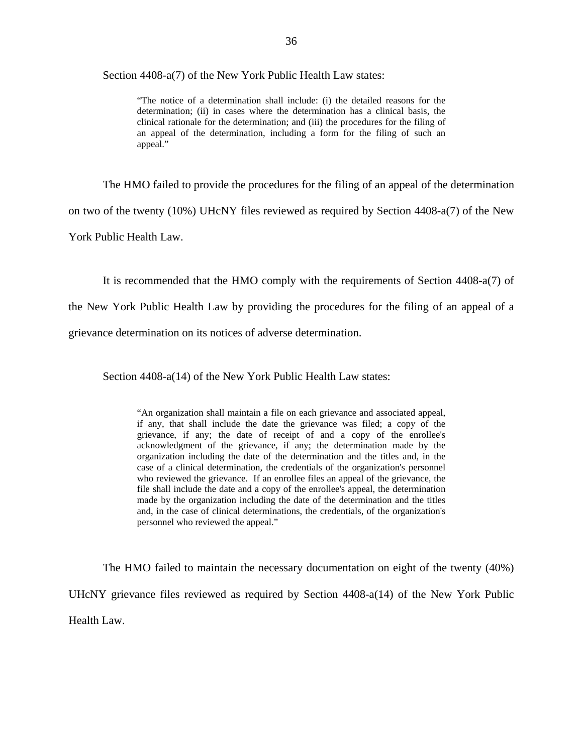Section 4408-a(7) of the New York Public Health Law states:

> "The notice of a determination shall include: (i) the detailed reasons for the determination; (ii) in cases where the determination has a clinical basis, the clinical rationale for the determination; and (iii) the procedures for the filing of an appeal of the determination, including a form for the filing of such an appeal."

The HMO failed to provide the procedures for the filing of an appeal of the determination on two of the twenty (10%) UHcNY files reviewed as required by Section 4408-a(7) of the New York Public Health Law.

It is recommended that the HMO comply with the requirements of Section 4408-a(7) of the New York Public Health Law by providing the procedures for the filing of an appeal of a grievance determination on its notices of adverse determination.

Section 4408-a(14) of the New York Public Health Law states:

> "An organization shall maintain a file on each grievance and associated appeal, if any, that shall include the date the grievance was filed; a copy of the grievance, if any; the date of receipt of and a copy of the enrollee's acknowledgment of the grievance, if any; the determination made by the organization including the date of the determination and the titles and, in the case of a clinical determination, the credentials of the organization's personnel who reviewed the grievance. If an enrollee files an appeal of the grievance, the file shall include the date and a copy of the enrollee's appeal, the determination made by the organization including the date of the determination and the titles and, in the case of clinical determinations, the credentials, of the organization's personnel who reviewed the appeal."

The HMO failed to maintain the necessary documentation on eight of the twenty (40%) UHcNY grievance files reviewed as required by Section 4408-a(14) of the New York Public Health Law.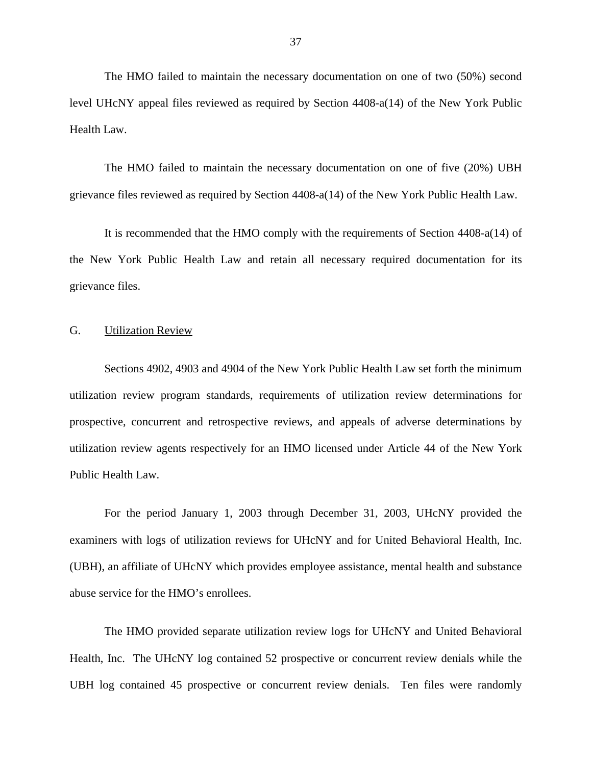The HMO failed to maintain the necessary documentation on one of two (50%) second level UHcNY appeal files reviewed as required by Section 4408-a(14) of the New York Public Health Law.

The HMO failed to maintain the necessary documentation on one of five (20%) UBH grievance files reviewed as required by Section 4408-a(14) of the New York Public Health Law.

It is recommended that the HMO comply with the requirements of Section 4408-a(14) of the New York Public Health Law and retain all necessary required documentation for its grievance files.

## G. Utilization Review

Sections 4902, 4903 and 4904 of the New York Public Health Law set forth the minimum utilization review program standards, requirements of utilization review determinations for prospective, concurrent and retrospective reviews, and appeals of adverse determinations by utilization review agents respectively for an HMO licensed under Article 44 of the New York Public Health Law.

For the period January 1, 2003 through December 31, 2003, UHcNY provided the examiners with logs of utilization reviews for UHcNY and for United Behavioral Health, Inc. (UBH), an affiliate of UHcNY which provides employee assistance, mental health and substance abuse service for the HMO's enrollees.

The HMO provided separate utilization review logs for UHcNY and United Behavioral Health, Inc. The UHcNY log contained 52 prospective or concurrent review denials while the UBH log contained 45 prospective or concurrent review denials. Ten files were randomly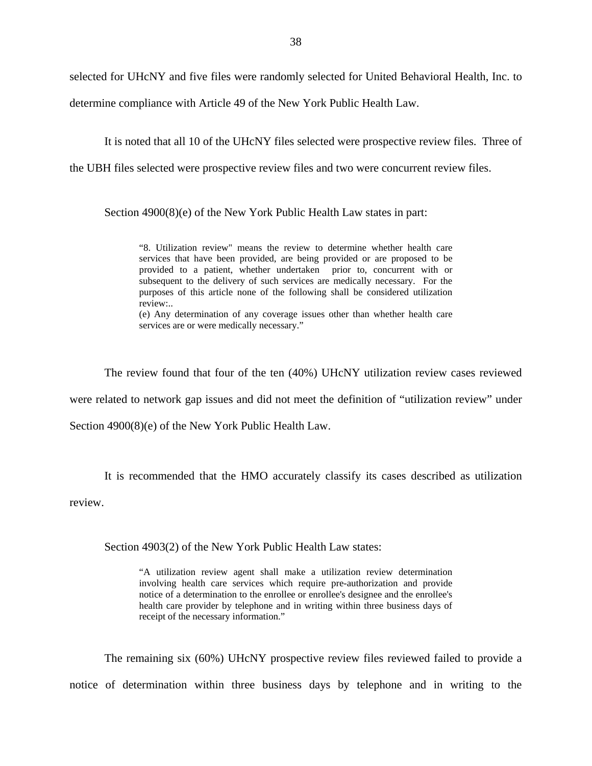selected for UHcNY and five files were randomly selected for United Behavioral Health, Inc. to determine compliance with Article 49 of the New York Public Health Law.

It is noted that all 10 of the UHcNY files selected were prospective review files. Three of the UBH files selected were prospective review files and two were concurrent review files.

Section 4900(8)(e) of the New York Public Health Law states in part:

> "8. Utilization review" means the review to determine whether health care services that have been provided, are being provided or are proposed to be provided to a patient, whether undertaken prior to, concurrent with or subsequent to the delivery of such services are medically necessary. For the purposes of this article none of the following shall be considered utilization review:..
> (e) Any determination of any coverage issues other than whether health care services are or were medically necessary."

The review found that four of the ten (40%) UHcNY utilization review cases reviewed were related to network gap issues and did not meet the definition of "utilization review" under Section 4900(8)(e) of the New York Public Health Law.

It is recommended that the HMO accurately classify its cases described as utilization review.

Section 4903(2) of the New York Public Health Law states:

> "A utilization review agent shall make a utilization review determination involving health care services which require pre-authorization and provide notice of a determination to the enrollee or enrollee's designee and the enrollee's health care provider by telephone and in writing within three business days of receipt of the necessary information."

The remaining six (60%) UHcNY prospective review files reviewed failed to provide a notice of determination within three business days by telephone and in writing to the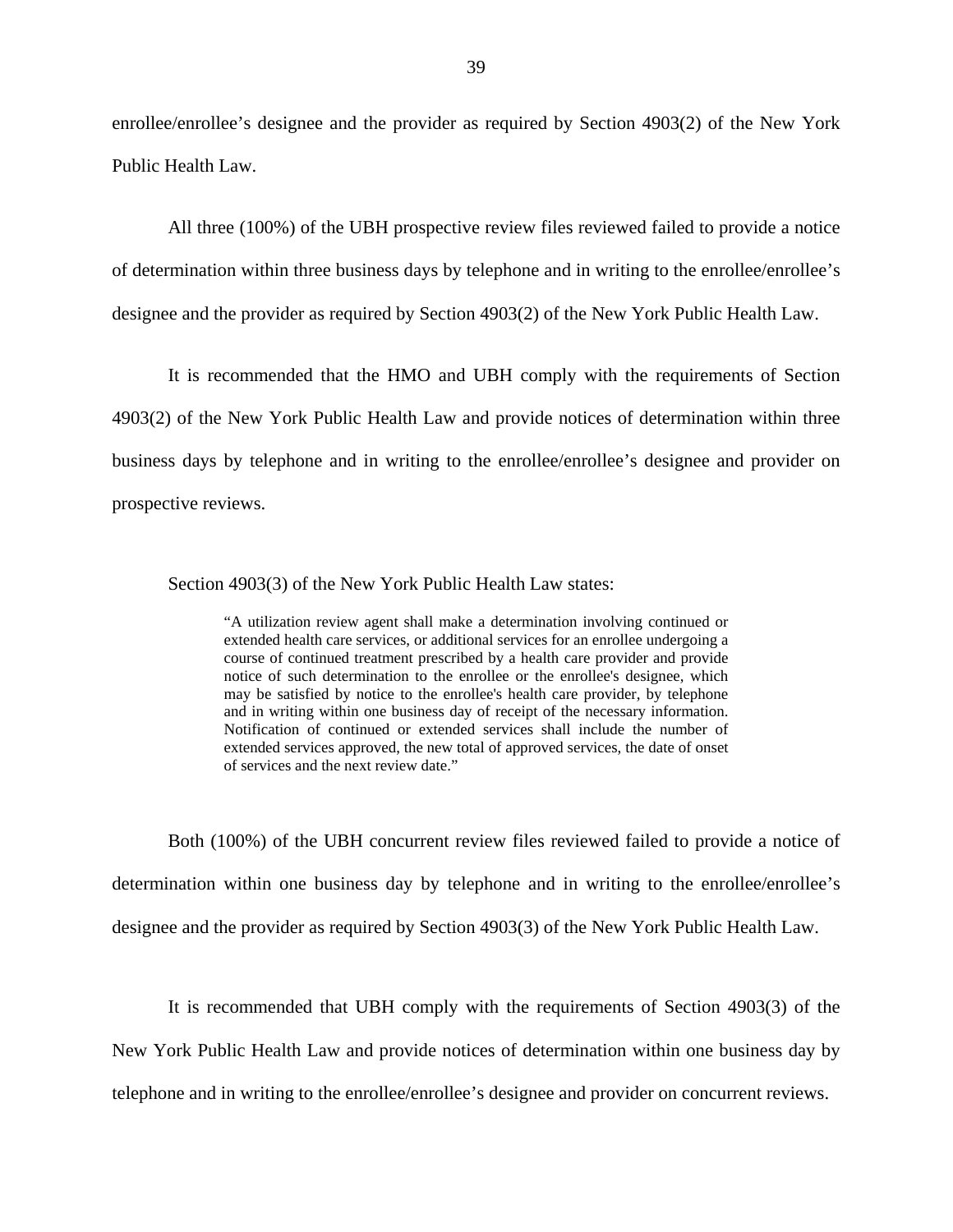enrollee/enrollee's designee and the provider as required by Section 4903(2) of the New York Public Health Law.

All three (100%) of the UBH prospective review files reviewed failed to provide a notice of determination within three business days by telephone and in writing to the enrollee/enrollee's designee and the provider as required by Section 4903(2) of the New York Public Health Law.

It is recommended that the HMO and UBH comply with the requirements of Section 4903(2) of the New York Public Health Law and provide notices of determination within three business days by telephone and in writing to the enrollee/enrollee's designee and provider on prospective reviews.

Section 4903(3) of the New York Public Health Law states:

> "A utilization review agent shall make a determination involving continued or extended health care services, or additional services for an enrollee undergoing a course of continued treatment prescribed by a health care provider and provide notice of such determination to the enrollee or the enrollee's designee, which may be satisfied by notice to the enrollee's health care provider, by telephone and in writing within one business day of receipt of the necessary information. Notification of continued or extended services shall include the number of extended services approved, the new total of approved services, the date of onset of services and the next review date."

Both (100%) of the UBH concurrent review files reviewed failed to provide a notice of determination within one business day by telephone and in writing to the enrollee/enrollee's designee and the provider as required by Section 4903(3) of the New York Public Health Law.

It is recommended that UBH comply with the requirements of Section 4903(3) of the New York Public Health Law and provide notices of determination within one business day by telephone and in writing to the enrollee/enrollee's designee and provider on concurrent reviews.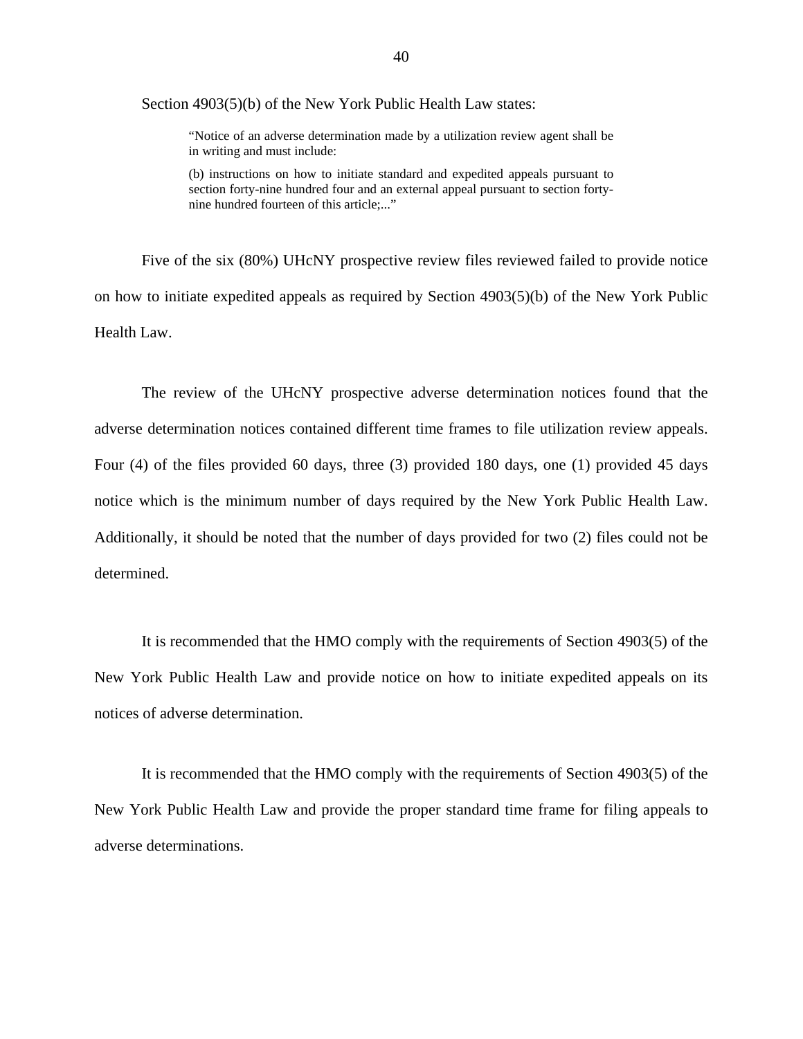Section 4903(5)(b) of the New York Public Health Law states:

> "Notice of an adverse determination made by a utilization review agent shall be in writing and must include:
>
> (b) instructions on how to initiate standard and expedited appeals pursuant to section forty-nine hundred four and an external appeal pursuant to section forty-nine hundred fourteen of this article;..."

Five of the six (80%) UHcNY prospective review files reviewed failed to provide notice on how to initiate expedited appeals as required by Section 4903(5)(b) of the New York Public Health Law.

The review of the UHcNY prospective adverse determination notices found that the adverse determination notices contained different time frames to file utilization review appeals. Four (4) of the files provided 60 days, three (3) provided 180 days, one (1) provided 45 days notice which is the minimum number of days required by the New York Public Health Law. Additionally, it should be noted that the number of days provided for two (2) files could not be determined.

It is recommended that the HMO comply with the requirements of Section 4903(5) of the New York Public Health Law and provide notice on how to initiate expedited appeals on its notices of adverse determination.

It is recommended that the HMO comply with the requirements of Section 4903(5) of the New York Public Health Law and provide the proper standard time frame for filing appeals to adverse determinations.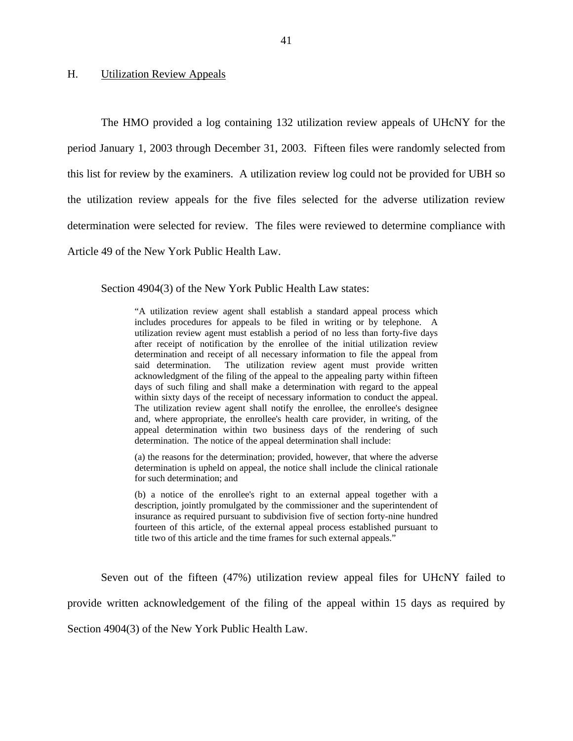## H. Utilization Review Appeals

The HMO provided a log containing 132 utilization review appeals of UHcNY for the period January 1, 2003 through December 31, 2003. Fifteen files were randomly selected from this list for review by the examiners. A utilization review log could not be provided for UBH so the utilization review appeals for the five files selected for the adverse utilization review determination were selected for review. The files were reviewed to determine compliance with Article 49 of the New York Public Health Law.

Section 4904(3) of the New York Public Health Law states:

> "A utilization review agent shall establish a standard appeal process which includes procedures for appeals to be filed in writing or by telephone. A utilization review agent must establish a period of no less than forty-five days after receipt of notification by the enrollee of the initial utilization review determination and receipt of all necessary information to file the appeal from said determination. The utilization review agent must provide written acknowledgment of the filing of the appeal to the appealing party within fifteen days of such filing and shall make a determination with regard to the appeal within sixty days of the receipt of necessary information to conduct the appeal. The utilization review agent shall notify the enrollee, the enrollee's designee and, where appropriate, the enrollee's health care provider, in writing, of the appeal determination within two business days of the rendering of such determination. The notice of the appeal determination shall include:
>
> (a) the reasons for the determination; provided, however, that where the adverse determination is upheld on appeal, the notice shall include the clinical rationale for such determination; and
>
> (b) a notice of the enrollee's right to an external appeal together with a description, jointly promulgated by the commissioner and the superintendent of insurance as required pursuant to subdivision five of section forty-nine hundred fourteen of this article, of the external appeal process established pursuant to title two of this article and the time frames for such external appeals."

Seven out of the fifteen (47%) utilization review appeal files for UHcNY failed to provide written acknowledgement of the filing of the appeal within 15 days as required by Section 4904(3) of the New York Public Health Law.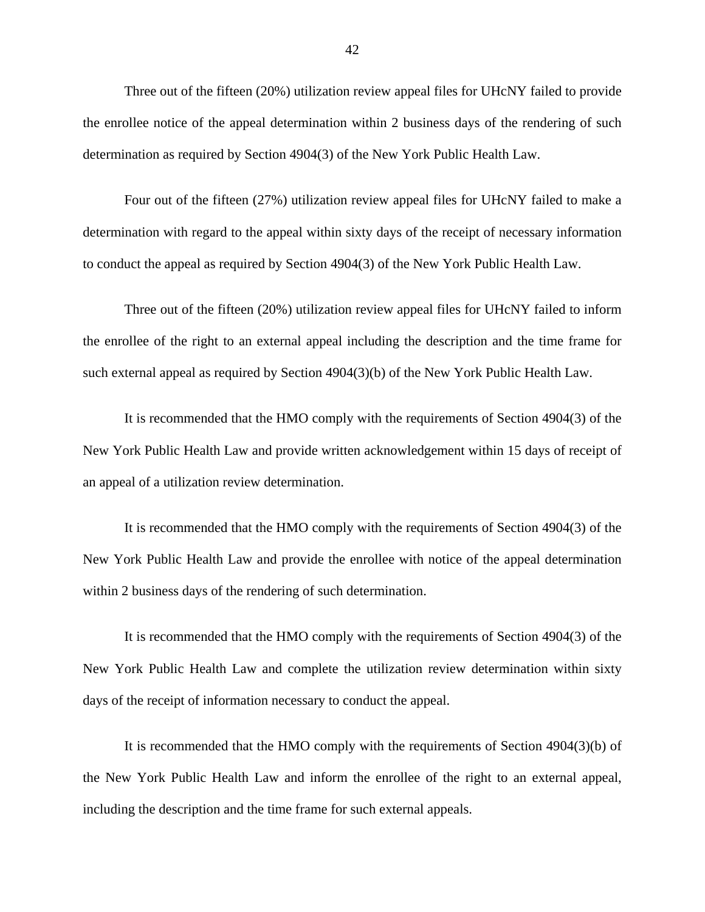Three out of the fifteen (20%) utilization review appeal files for UHcNY failed to provide the enrollee notice of the appeal determination within 2 business days of the rendering of such determination as required by Section 4904(3) of the New York Public Health Law.

Four out of the fifteen (27%) utilization review appeal files for UHcNY failed to make a determination with regard to the appeal within sixty days of the receipt of necessary information to conduct the appeal as required by Section 4904(3) of the New York Public Health Law.

Three out of the fifteen (20%) utilization review appeal files for UHcNY failed to inform the enrollee of the right to an external appeal including the description and the time frame for such external appeal as required by Section 4904(3)(b) of the New York Public Health Law.

It is recommended that the HMO comply with the requirements of Section 4904(3) of the New York Public Health Law and provide written acknowledgement within 15 days of receipt of an appeal of a utilization review determination.

It is recommended that the HMO comply with the requirements of Section 4904(3) of the New York Public Health Law and provide the enrollee with notice of the appeal determination within 2 business days of the rendering of such determination.

It is recommended that the HMO comply with the requirements of Section 4904(3) of the New York Public Health Law and complete the utilization review determination within sixty days of the receipt of information necessary to conduct the appeal.

It is recommended that the HMO comply with the requirements of Section 4904(3)(b) of the New York Public Health Law and inform the enrollee of the right to an external appeal, including the description and the time frame for such external appeals.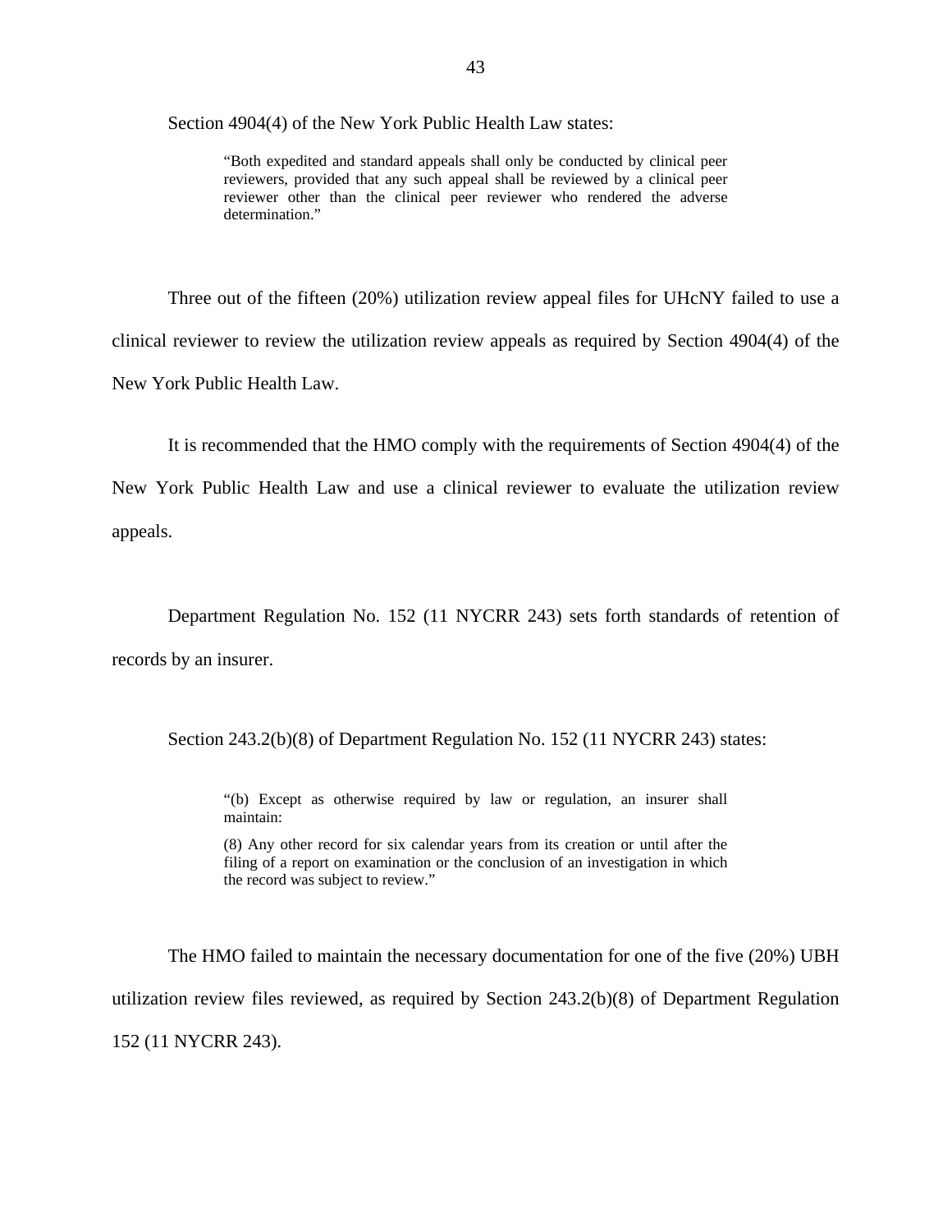Section 4904(4) of the New York Public Health Law states:

> "Both expedited and standard appeals shall only be conducted by clinical peer reviewers, provided that any such appeal shall be reviewed by a clinical peer reviewer other than the clinical peer reviewer who rendered the adverse determination."

Three out of the fifteen (20%) utilization review appeal files for UHcNY failed to use a clinical reviewer to review the utilization review appeals as required by Section 4904(4) of the New York Public Health Law.

It is recommended that the HMO comply with the requirements of Section 4904(4) of the New York Public Health Law and use a clinical reviewer to evaluate the utilization review appeals.

Department Regulation No. 152 (11 NYCRR 243) sets forth standards of retention of records by an insurer.

Section 243.2(b)(8) of Department Regulation No. 152 (11 NYCRR 243) states:

> "(b) Except as otherwise required by law or regulation, an insurer shall maintain:
>
> (8) Any other record for six calendar years from its creation or until after the filing of a report on examination or the conclusion of an investigation in which the record was subject to review."

The HMO failed to maintain the necessary documentation for one of the five (20%) UBH utilization review files reviewed, as required by Section 243.2(b)(8) of Department Regulation 152 (11 NYCRR 243).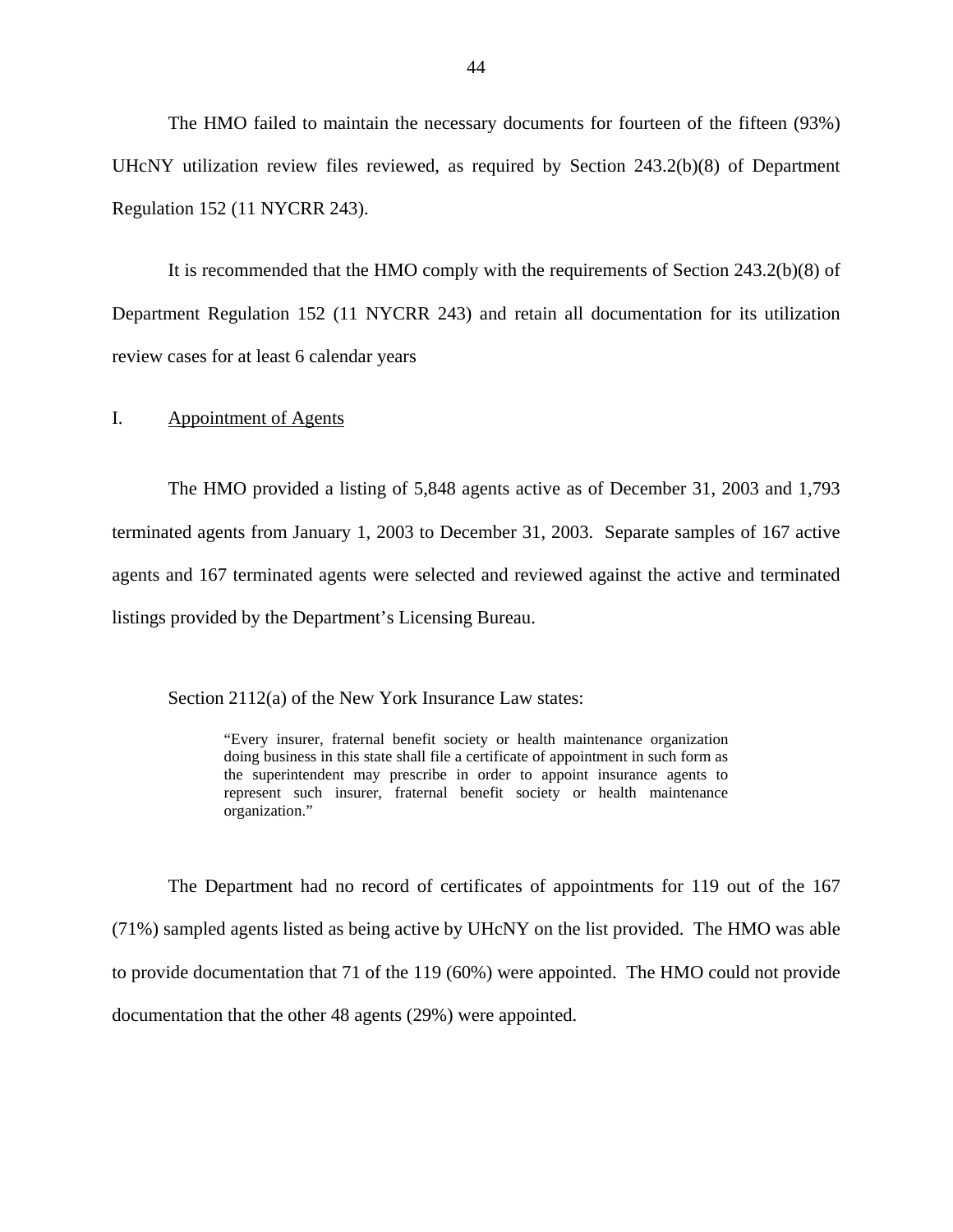The HMO failed to maintain the necessary documents for fourteen of the fifteen (93%) UHcNY utilization review files reviewed, as required by Section 243.2(b)(8) of Department Regulation 152 (11 NYCRR 243).

It is recommended that the HMO comply with the requirements of Section 243.2(b)(8) of Department Regulation 152 (11 NYCRR 243) and retain all documentation for its utilization review cases for at least 6 calendar years

## I. Appointment of Agents

The HMO provided a listing of 5,848 agents active as of December 31, 2003 and 1,793 terminated agents from January 1, 2003 to December 31, 2003. Separate samples of 167 active agents and 167 terminated agents were selected and reviewed against the active and terminated listings provided by the Department's Licensing Bureau.

Section 2112(a) of the New York Insurance Law states:

> "Every insurer, fraternal benefit society or health maintenance organization doing business in this state shall file a certificate of appointment in such form as the superintendent may prescribe in order to appoint insurance agents to represent such insurer, fraternal benefit society or health maintenance organization."

The Department had no record of certificates of appointments for 119 out of the 167 (71%) sampled agents listed as being active by UHcNY on the list provided. The HMO was able to provide documentation that 71 of the 119 (60%) were appointed. The HMO could not provide documentation that the other 48 agents (29%) were appointed.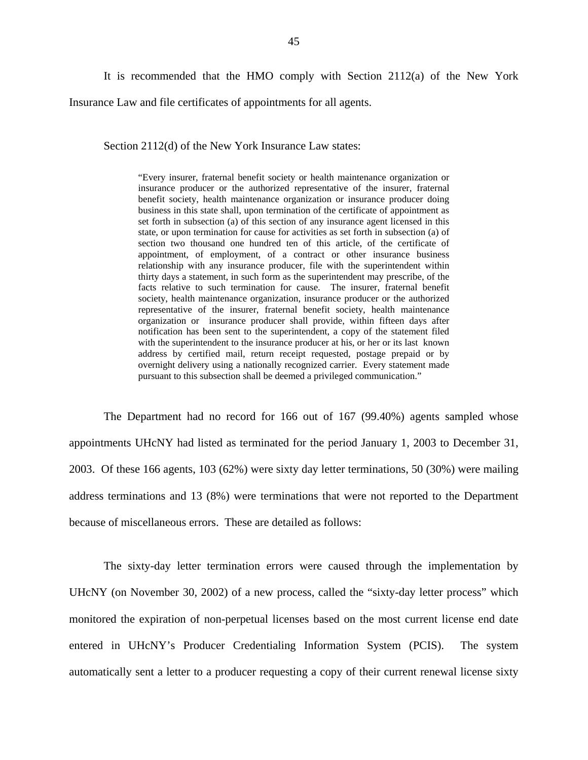It is recommended that the HMO comply with Section 2112(a) of the New York Insurance Law and file certificates of appointments for all agents.

Section 2112(d) of the New York Insurance Law states:

> "Every insurer, fraternal benefit society or health maintenance organization or insurance producer or the authorized representative of the insurer, fraternal benefit society, health maintenance organization or insurance producer doing business in this state shall, upon termination of the certificate of appointment as set forth in subsection (a) of this section of any insurance agent licensed in this state, or upon termination for cause for activities as set forth in subsection (a) of section two thousand one hundred ten of this article, of the certificate of appointment, of employment, of a contract or other insurance business relationship with any insurance producer, file with the superintendent within thirty days a statement, in such form as the superintendent may prescribe, of the facts relative to such termination for cause. The insurer, fraternal benefit society, health maintenance organization, insurance producer or the authorized representative of the insurer, fraternal benefit society, health maintenance organization or insurance producer shall provide, within fifteen days after notification has been sent to the superintendent, a copy of the statement filed with the superintendent to the insurance producer at his, or her or its last known address by certified mail, return receipt requested, postage prepaid or by overnight delivery using a nationally recognized carrier. Every statement made pursuant to this subsection shall be deemed a privileged communication."

The Department had no record for 166 out of 167 (99.40%) agents sampled whose appointments UHcNY had listed as terminated for the period January 1, 2003 to December 31, 2003. Of these 166 agents, 103 (62%) were sixty day letter terminations, 50 (30%) were mailing address terminations and 13 (8%) were terminations that were not reported to the Department because of miscellaneous errors. These are detailed as follows:

The sixty-day letter termination errors were caused through the implementation by UHcNY (on November 30, 2002) of a new process, called the "sixty-day letter process" which monitored the expiration of non-perpetual licenses based on the most current license end date entered in UHcNY's Producer Credentialing Information System (PCIS). The system automatically sent a letter to a producer requesting a copy of their current renewal license sixty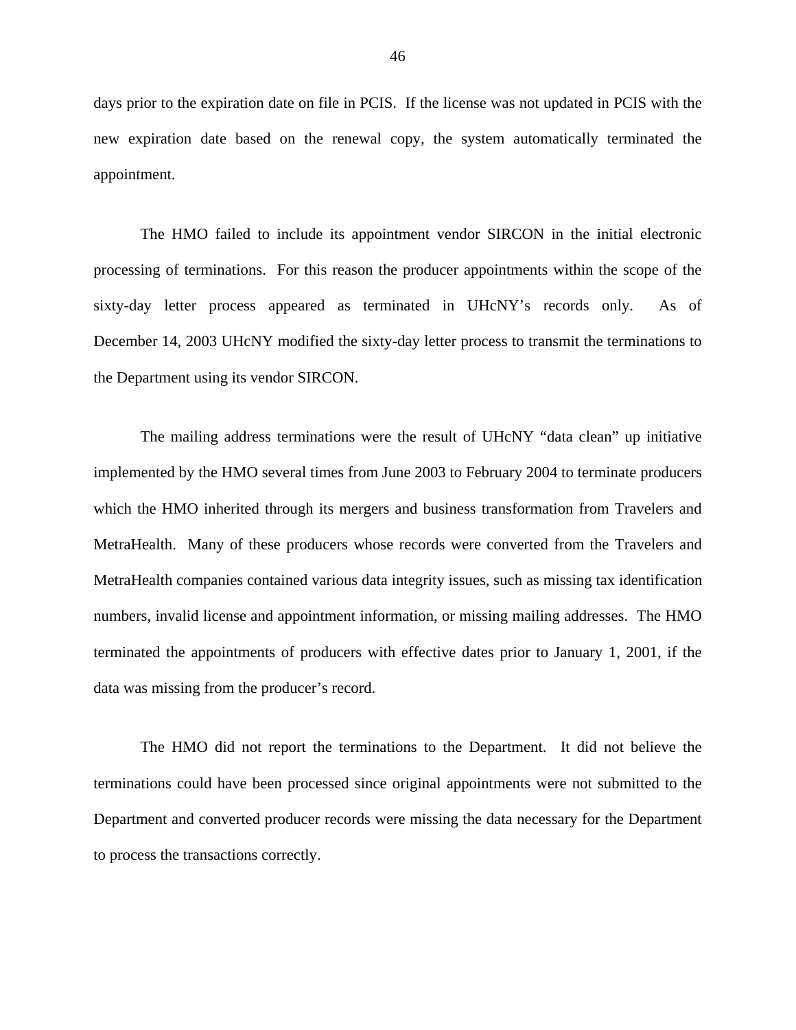days prior to the expiration date on file in PCIS. If the license was not updated in PCIS with the new expiration date based on the renewal copy, the system automatically terminated the appointment.

The HMO failed to include its appointment vendor SIRCON in the initial electronic processing of terminations. For this reason the producer appointments within the scope of the sixty-day letter process appeared as terminated in UHcNY's records only. As of December 14, 2003 UHcNY modified the sixty-day letter process to transmit the terminations to the Department using its vendor SIRCON.

The mailing address terminations were the result of UHcNY "data clean" up initiative implemented by the HMO several times from June 2003 to February 2004 to terminate producers which the HMO inherited through its mergers and business transformation from Travelers and MetraHealth. Many of these producers whose records were converted from the Travelers and MetraHealth companies contained various data integrity issues, such as missing tax identification numbers, invalid license and appointment information, or missing mailing addresses. The HMO terminated the appointments of producers with effective dates prior to January 1, 2001, if the data was missing from the producer's record.

The HMO did not report the terminations to the Department. It did not believe the terminations could have been processed since original appointments were not submitted to the Department and converted producer records were missing the data necessary for the Department to process the transactions correctly.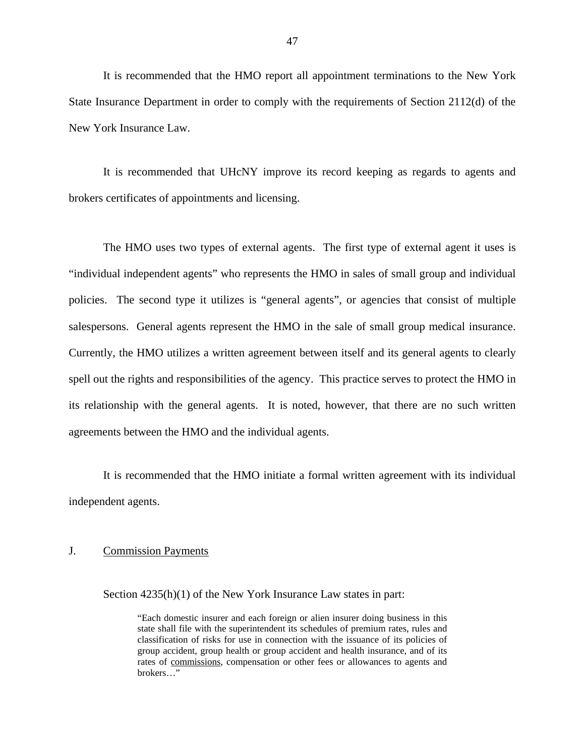It is recommended that the HMO report all appointment terminations to the New York State Insurance Department in order to comply with the requirements of Section 2112(d) of the New York Insurance Law.

It is recommended that UHcNY improve its record keeping as regards to agents and brokers certificates of appointments and licensing.

The HMO uses two types of external agents. The first type of external agent it uses is "individual independent agents" who represents the HMO in sales of small group and individual policies. The second type it utilizes is "general agents", or agencies that consist of multiple salespersons. General agents represent the HMO in the sale of small group medical insurance. Currently, the HMO utilizes a written agreement between itself and its general agents to clearly spell out the rights and responsibilities of the agency. This practice serves to protect the HMO in its relationship with the general agents. It is noted, however, that there are no such written agreements between the HMO and the individual agents.

It is recommended that the HMO initiate a formal written agreement with its individual independent agents.

## J. Commission Payments

Section 4235(h)(1) of the New York Insurance Law states in part:

> "Each domestic insurer and each foreign or alien insurer doing business in this state shall file with the superintendent its schedules of premium rates, rules and classification of risks for use in connection with the issuance of its policies of group accident, group health or group accident and health insurance, and of its rates of commissions, compensation or other fees or allowances to agents and brokers…"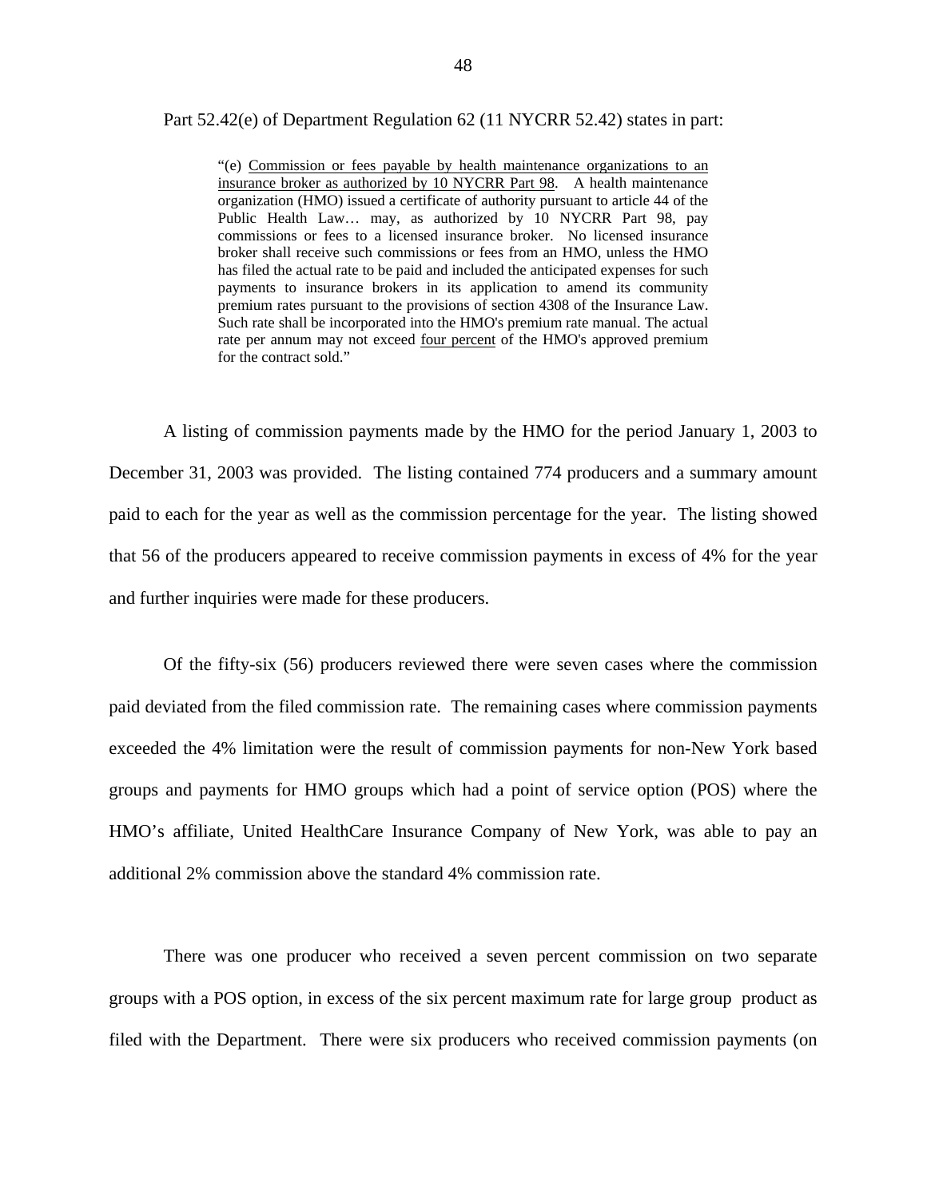Part 52.42(e) of Department Regulation 62 (11 NYCRR 52.42) states in part:

> "(e) Commission or fees payable by health maintenance organizations to an insurance broker as authorized by 10 NYCRR Part 98. A health maintenance organization (HMO) issued a certificate of authority pursuant to article 44 of the Public Health Law… may, as authorized by 10 NYCRR Part 98, pay commissions or fees to a licensed insurance broker. No licensed insurance broker shall receive such commissions or fees from an HMO, unless the HMO has filed the actual rate to be paid and included the anticipated expenses for such payments to insurance brokers in its application to amend its community premium rates pursuant to the provisions of section 4308 of the Insurance Law. Such rate shall be incorporated into the HMO's premium rate manual. The actual rate per annum may not exceed four percent of the HMO's approved premium for the contract sold."

A listing of commission payments made by the HMO for the period January 1, 2003 to December 31, 2003 was provided. The listing contained 774 producers and a summary amount paid to each for the year as well as the commission percentage for the year. The listing showed that 56 of the producers appeared to receive commission payments in excess of 4% for the year and further inquiries were made for these producers.

Of the fifty-six (56) producers reviewed there were seven cases where the commission paid deviated from the filed commission rate. The remaining cases where commission payments exceeded the 4% limitation were the result of commission payments for non-New York based groups and payments for HMO groups which had a point of service option (POS) where the HMO's affiliate, United HealthCare Insurance Company of New York, was able to pay an additional 2% commission above the standard 4% commission rate.

There was one producer who received a seven percent commission on two separate groups with a POS option, in excess of the six percent maximum rate for large group product as filed with the Department. There were six producers who received commission payments (on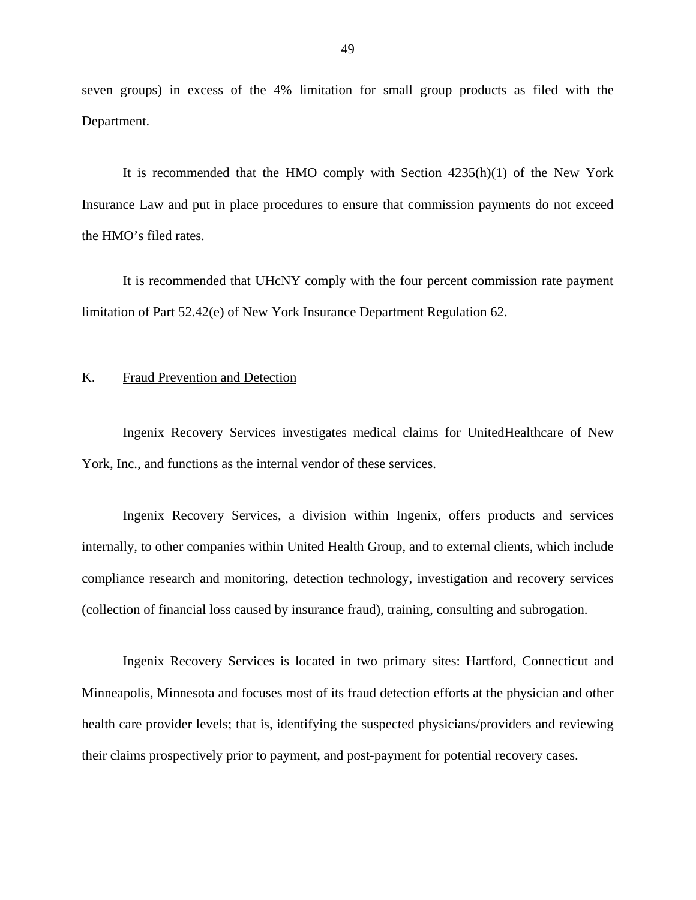seven groups) in excess of the 4% limitation for small group products as filed with the Department.

It is recommended that the HMO comply with Section 4235(h)(1) of the New York Insurance Law and put in place procedures to ensure that commission payments do not exceed the HMO's filed rates.

It is recommended that UHcNY comply with the four percent commission rate payment limitation of Part 52.42(e) of New York Insurance Department Regulation 62.

## K. Fraud Prevention and Detection

Ingenix Recovery Services investigates medical claims for UnitedHealthcare of New York, Inc., and functions as the internal vendor of these services.

Ingenix Recovery Services, a division within Ingenix, offers products and services internally, to other companies within United Health Group, and to external clients, which include compliance research and monitoring, detection technology, investigation and recovery services (collection of financial loss caused by insurance fraud), training, consulting and subrogation.

Ingenix Recovery Services is located in two primary sites: Hartford, Connecticut and Minneapolis, Minnesota and focuses most of its fraud detection efforts at the physician and other health care provider levels; that is, identifying the suspected physicians/providers and reviewing their claims prospectively prior to payment, and post-payment for potential recovery cases.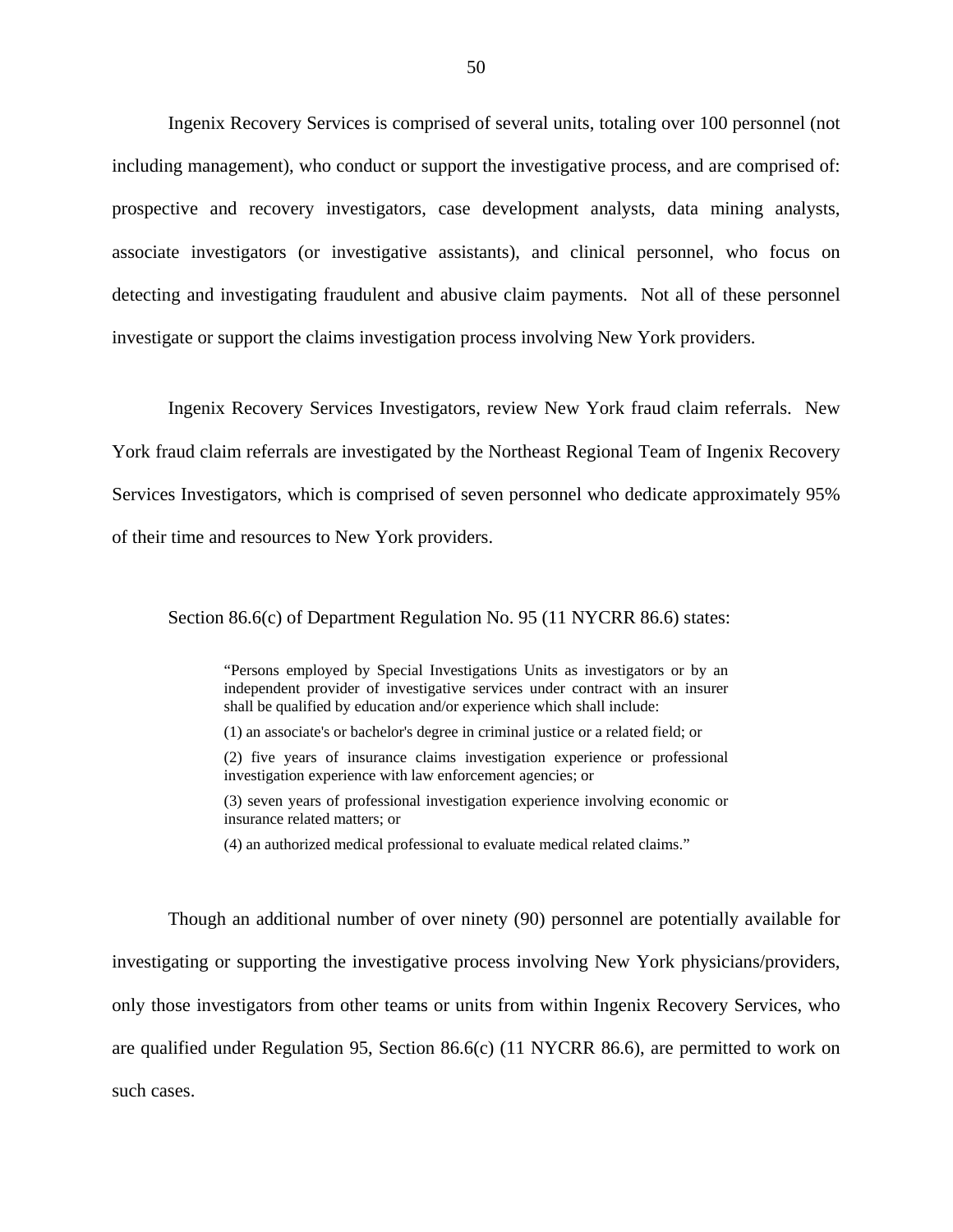Ingenix Recovery Services is comprised of several units, totaling over 100 personnel (not including management), who conduct or support the investigative process, and are comprised of: prospective and recovery investigators, case development analysts, data mining analysts, associate investigators (or investigative assistants), and clinical personnel, who focus on detecting and investigating fraudulent and abusive claim payments. Not all of these personnel investigate or support the claims investigation process involving New York providers.

Ingenix Recovery Services Investigators, review New York fraud claim referrals. New York fraud claim referrals are investigated by the Northeast Regional Team of Ingenix Recovery Services Investigators, which is comprised of seven personnel who dedicate approximately 95% of their time and resources to New York providers.

Section 86.6(c) of Department Regulation No. 95 (11 NYCRR 86.6) states:

> "Persons employed by Special Investigations Units as investigators or by an independent provider of investigative services under contract with an insurer shall be qualified by education and/or experience which shall include:
>
> (1) an associate's or bachelor's degree in criminal justice or a related field; or
>
> (2) five years of insurance claims investigation experience or professional investigation experience with law enforcement agencies; or
>
> (3) seven years of professional investigation experience involving economic or insurance related matters; or
>
> (4) an authorized medical professional to evaluate medical related claims."

Though an additional number of over ninety (90) personnel are potentially available for investigating or supporting the investigative process involving New York physicians/providers, only those investigators from other teams or units from within Ingenix Recovery Services, who are qualified under Regulation 95, Section 86.6(c) (11 NYCRR 86.6), are permitted to work on such cases.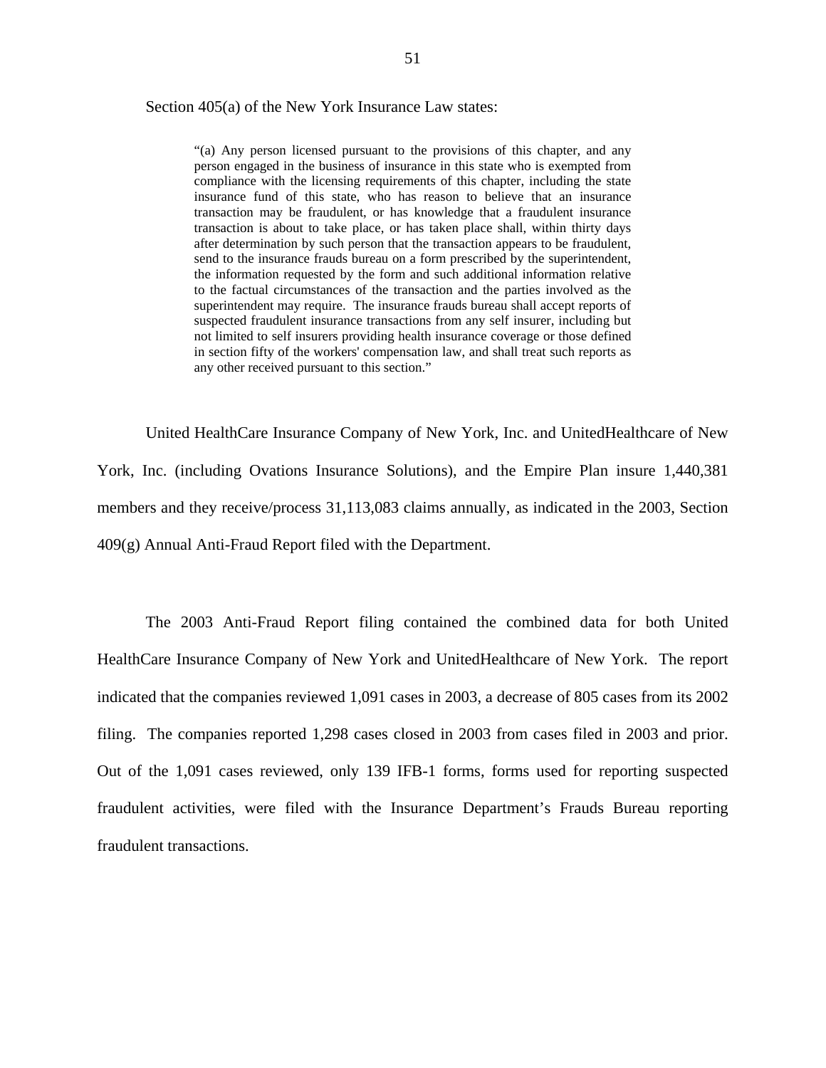Section 405(a) of the New York Insurance Law states:

> "(a) Any person licensed pursuant to the provisions of this chapter, and any person engaged in the business of insurance in this state who is exempted from compliance with the licensing requirements of this chapter, including the state insurance fund of this state, who has reason to believe that an insurance transaction may be fraudulent, or has knowledge that a fraudulent insurance transaction is about to take place, or has taken place shall, within thirty days after determination by such person that the transaction appears to be fraudulent, send to the insurance frauds bureau on a form prescribed by the superintendent, the information requested by the form and such additional information relative to the factual circumstances of the transaction and the parties involved as the superintendent may require. The insurance frauds bureau shall accept reports of suspected fraudulent insurance transactions from any self insurer, including but not limited to self insurers providing health insurance coverage or those defined in section fifty of the workers' compensation law, and shall treat such reports as any other received pursuant to this section."

United HealthCare Insurance Company of New York, Inc. and UnitedHealthcare of New York, Inc. (including Ovations Insurance Solutions), and the Empire Plan insure 1,440,381 members and they receive/process 31,113,083 claims annually, as indicated in the 2003, Section 409(g) Annual Anti-Fraud Report filed with the Department.

The 2003 Anti-Fraud Report filing contained the combined data for both United HealthCare Insurance Company of New York and UnitedHealthcare of New York. The report indicated that the companies reviewed 1,091 cases in 2003, a decrease of 805 cases from its 2002 filing. The companies reported 1,298 cases closed in 2003 from cases filed in 2003 and prior. Out of the 1,091 cases reviewed, only 139 IFB-1 forms, forms used for reporting suspected fraudulent activities, were filed with the Insurance Department's Frauds Bureau reporting fraudulent transactions.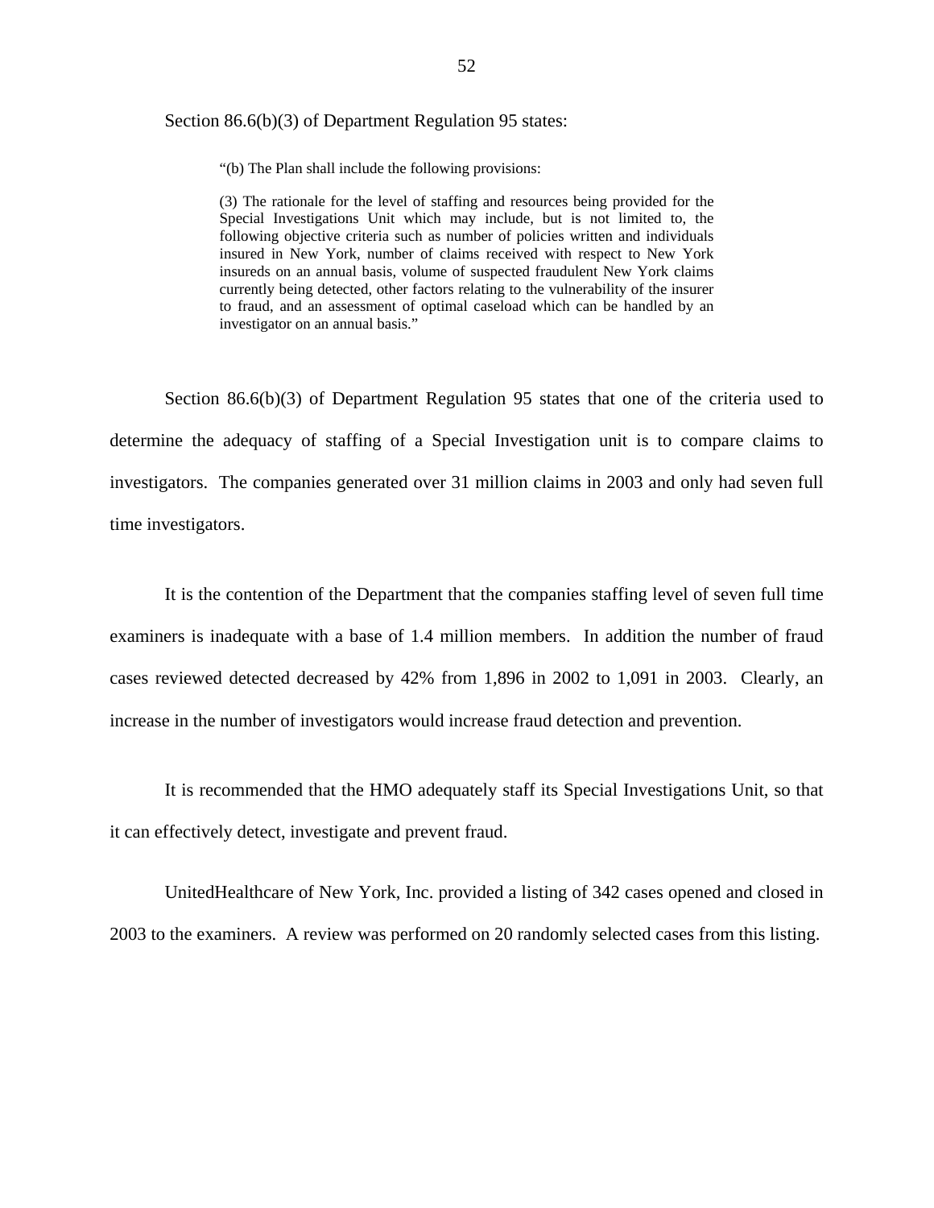Section 86.6(b)(3) of Department Regulation 95 states:

> "(b) The Plan shall include the following provisions:
>
> (3) The rationale for the level of staffing and resources being provided for the Special Investigations Unit which may include, but is not limited to, the following objective criteria such as number of policies written and individuals insured in New York, number of claims received with respect to New York insureds on an annual basis, volume of suspected fraudulent New York claims currently being detected, other factors relating to the vulnerability of the insurer to fraud, and an assessment of optimal caseload which can be handled by an investigator on an annual basis."

Section 86.6(b)(3) of Department Regulation 95 states that one of the criteria used to determine the adequacy of staffing of a Special Investigation unit is to compare claims to investigators. The companies generated over 31 million claims in 2003 and only had seven full time investigators.

It is the contention of the Department that the companies staffing level of seven full time examiners is inadequate with a base of 1.4 million members. In addition the number of fraud cases reviewed detected decreased by 42% from 1,896 in 2002 to 1,091 in 2003. Clearly, an increase in the number of investigators would increase fraud detection and prevention.

It is recommended that the HMO adequately staff its Special Investigations Unit, so that it can effectively detect, investigate and prevent fraud.

UnitedHealthcare of New York, Inc. provided a listing of 342 cases opened and closed in 2003 to the examiners. A review was performed on 20 randomly selected cases from this listing.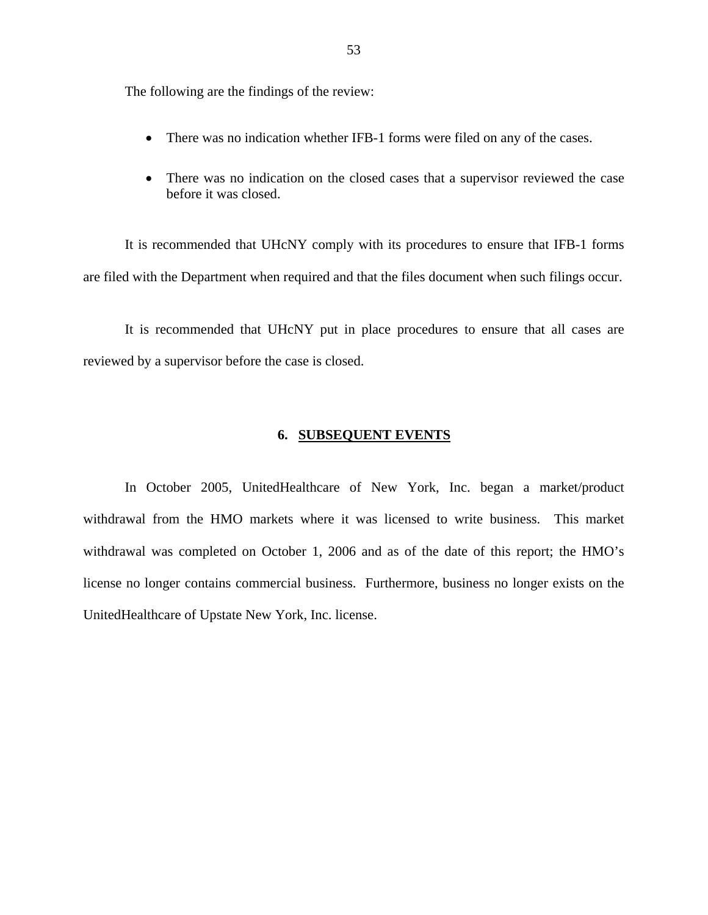The following are the findings of the review:

- There was no indication whether IFB-1 forms were filed on any of the cases.
- There was no indication on the closed cases that a supervisor reviewed the case before it was closed.

It is recommended that UHcNY comply with its procedures to ensure that IFB-1 forms are filed with the Department when required and that the files document when such filings occur.

It is recommended that UHcNY put in place procedures to ensure that all cases are reviewed by a supervisor before the case is closed.

## 6. SUBSEQUENT EVENTS

In October 2005, UnitedHealthcare of New York, Inc. began a market/product withdrawal from the HMO markets where it was licensed to write business. This market withdrawal was completed on October 1, 2006 and as of the date of this report; the HMO's license no longer contains commercial business. Furthermore, business no longer exists on the UnitedHealthcare of Upstate New York, Inc. license.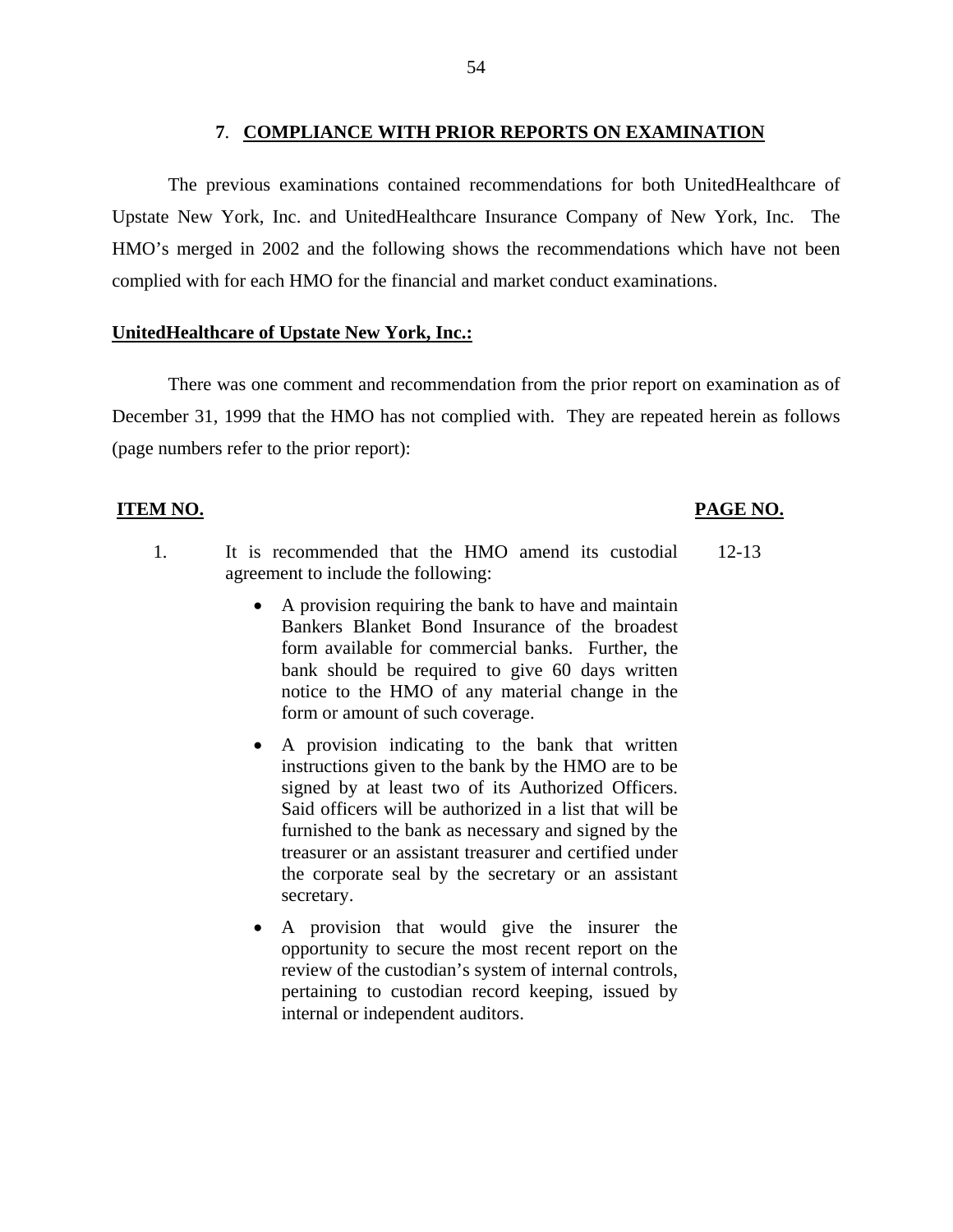## 7. COMPLIANCE WITH PRIOR REPORTS ON EXAMINATION

The previous examinations contained recommendations for both UnitedHealthcare of Upstate New York, Inc. and UnitedHealthcare Insurance Company of New York, Inc. The HMO's merged in 2002 and the following shows the recommendations which have not been complied with for each HMO for the financial and market conduct examinations.

**UnitedHealthcare of Upstate New York, Inc.:**

There was one comment and recommendation from the prior report on examination as of December 31, 1999 that the HMO has not complied with. They are repeated herein as follows (page numbers refer to the prior report):

| ITEM NO. | | PAGE NO. |
|---|---|---|
| 1. | It is recommended that the HMO amend its custodial agreement to include the following:<br><br>• A provision requiring the bank to have and maintain Bankers Blanket Bond Insurance of the broadest form available for commercial banks. Further, the bank should be required to give 60 days written notice to the HMO of any material change in the form or amount of such coverage.<br><br>• A provision indicating to the bank that written instructions given to the bank by the HMO are to be signed by at least two of its Authorized Officers. Said officers will be authorized in a list that will be furnished to the bank as necessary and signed by the treasurer or an assistant treasurer and certified under the corporate seal by the secretary or an assistant secretary.<br><br>• A provision that would give the insurer the opportunity to secure the most recent report on the review of the custodian's system of internal controls, pertaining to custodian record keeping, issued by internal or independent auditors. | 12-13 |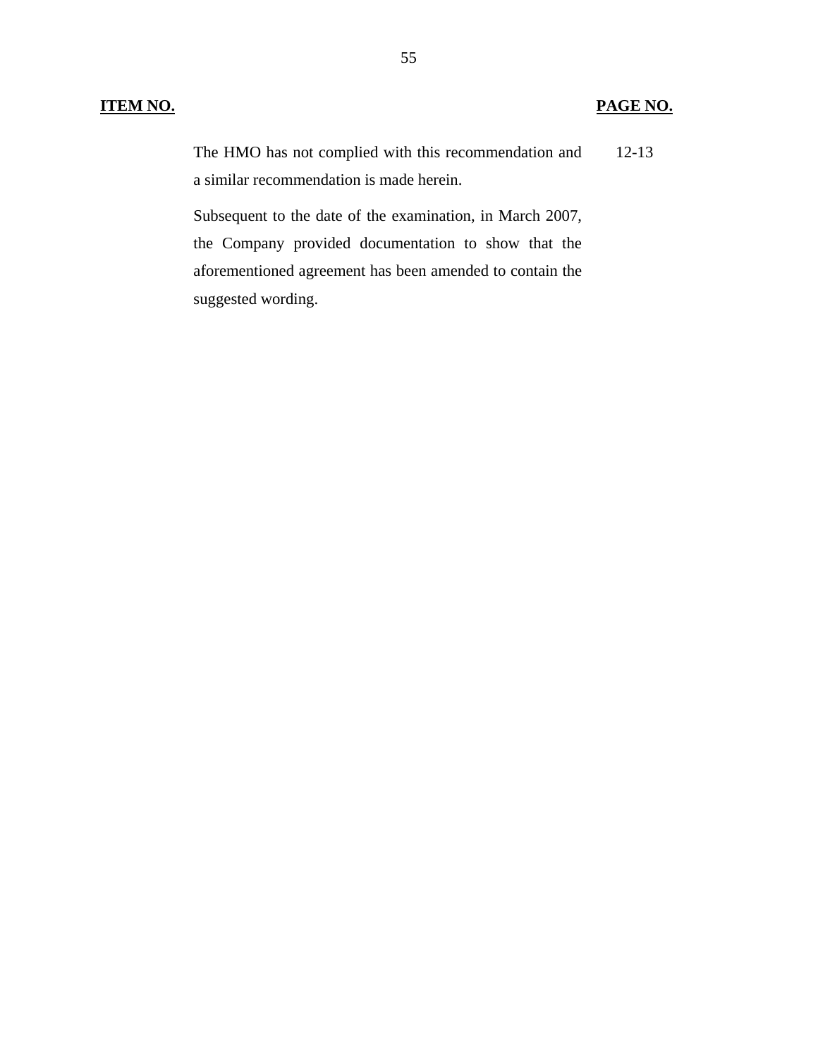| ITEM NO. | | PAGE NO. |
|---|---|---|
| | The HMO has not complied with this recommendation and a similar recommendation is made herein. | 12-13 |
| | Subsequent to the date of the examination, in March 2007, the Company provided documentation to show that the aforementioned agreement has been amended to contain the suggested wording. | |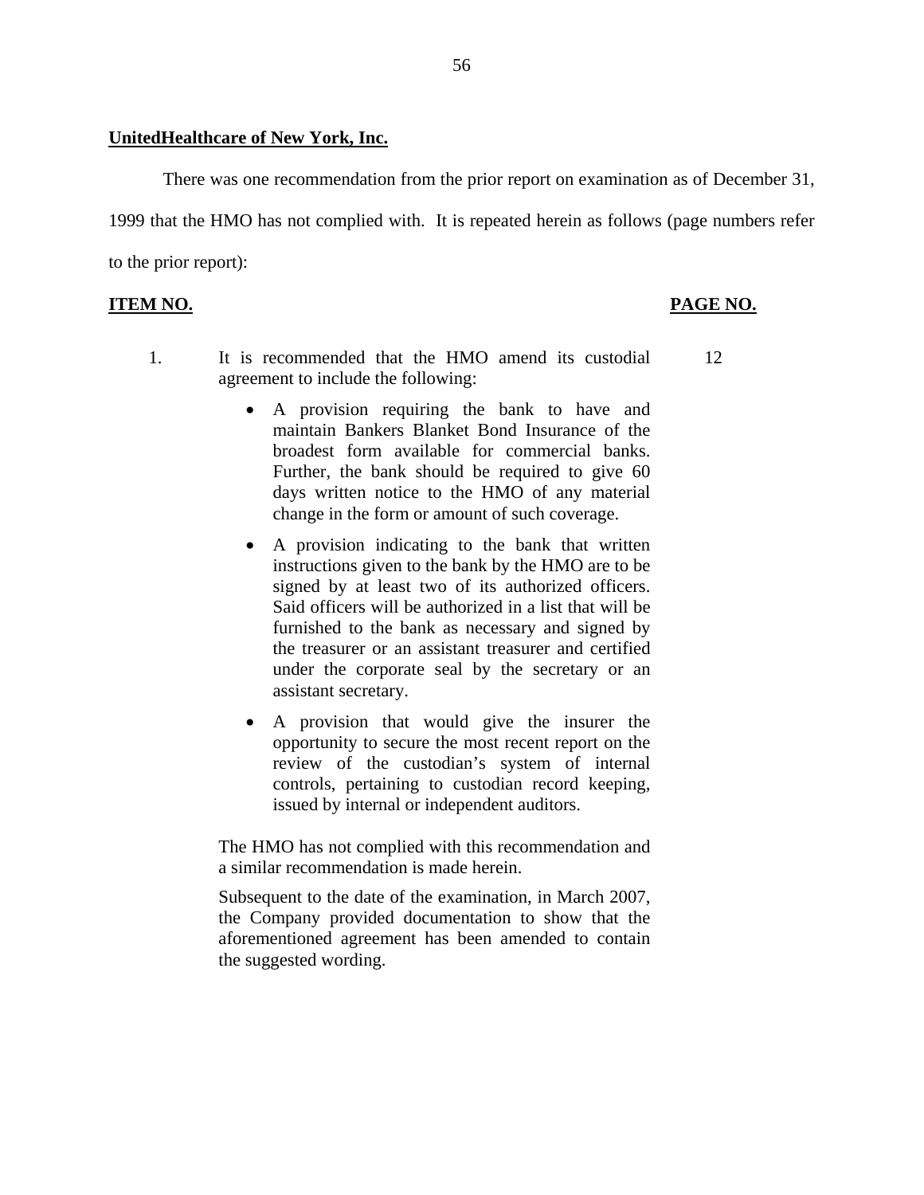**UnitedHealthcare of New York, Inc.**

There was one recommendation from the prior report on examination as of December 31, 1999 that the HMO has not complied with. It is repeated herein as follows (page numbers refer to the prior report):

| ITEM NO. | | PAGE NO. |
|---|---|---|
| 1. | It is recommended that the HMO amend its custodial agreement to include the following:<br><br>• A provision requiring the bank to have and maintain Bankers Blanket Bond Insurance of the broadest form available for commercial banks. Further, the bank should be required to give 60 days written notice to the HMO of any material change in the form or amount of such coverage.<br><br>• A provision indicating to the bank that written instructions given to the bank by the HMO are to be signed by at least two of its authorized officers. Said officers will be authorized in a list that will be furnished to the bank as necessary and signed by the treasurer or an assistant treasurer and certified under the corporate seal by the secretary or an assistant secretary.<br><br>• A provision that would give the insurer the opportunity to secure the most recent report on the review of the custodian's system of internal controls, pertaining to custodian record keeping, issued by internal or independent auditors.<br><br>The HMO has not complied with this recommendation and a similar recommendation is made herein.<br><br>Subsequent to the date of the examination, in March 2007, the Company provided documentation to show that the aforementioned agreement has been amended to contain the suggested wording. | 12 |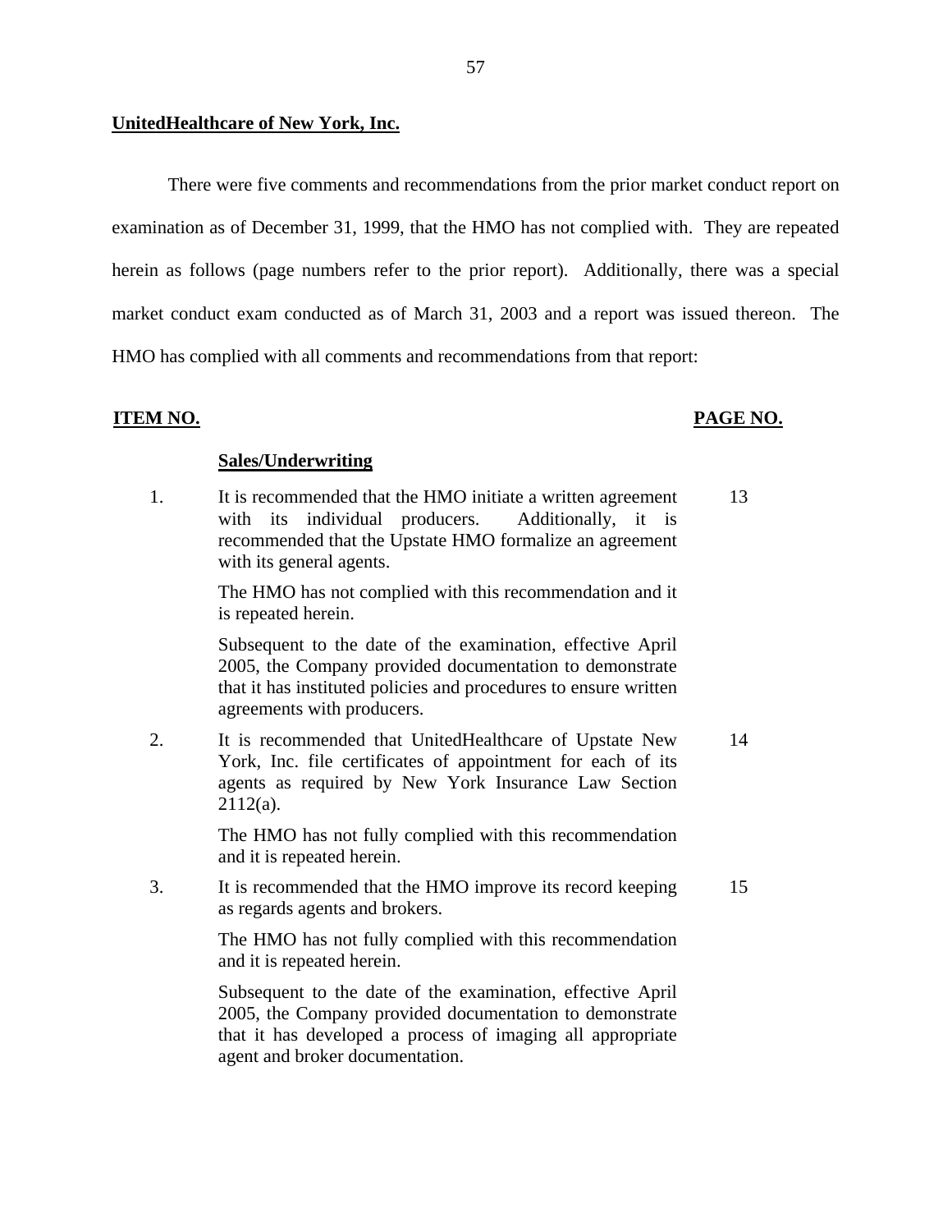**UnitedHealthcare of New York, Inc.**

There were five comments and recommendations from the prior market conduct report on examination as of December 31, 1999, that the HMO has not complied with. They are repeated herein as follows (page numbers refer to the prior report). Additionally, there was a special market conduct exam conducted as of March 31, 2003 and a report was issued thereon. The HMO has complied with all comments and recommendations from that report:

| ITEM NO. | | PAGE NO. |
|---|---|---|
| | **Sales/Underwriting** | |
| 1. | It is recommended that the HMO initiate a written agreement with its individual producers. Additionally, it is recommended that the Upstate HMO formalize an agreement with its general agents. | 13 |
| | The HMO has not complied with this recommendation and it is repeated herein. | |
| | Subsequent to the date of the examination, effective April 2005, the Company provided documentation to demonstrate that it has instituted policies and procedures to ensure written agreements with producers. | |
| 2. | It is recommended that UnitedHealthcare of Upstate New York, Inc. file certificates of appointment for each of its agents as required by New York Insurance Law Section 2112(a). | 14 |
| | The HMO has not fully complied with this recommendation and it is repeated herein. | |
| 3. | It is recommended that the HMO improve its record keeping as regards agents and brokers. | 15 |
| | The HMO has not fully complied with this recommendation and it is repeated herein. | |
| | Subsequent to the date of the examination, effective April 2005, the Company provided documentation to demonstrate that it has developed a process of imaging all appropriate agent and broker documentation. | |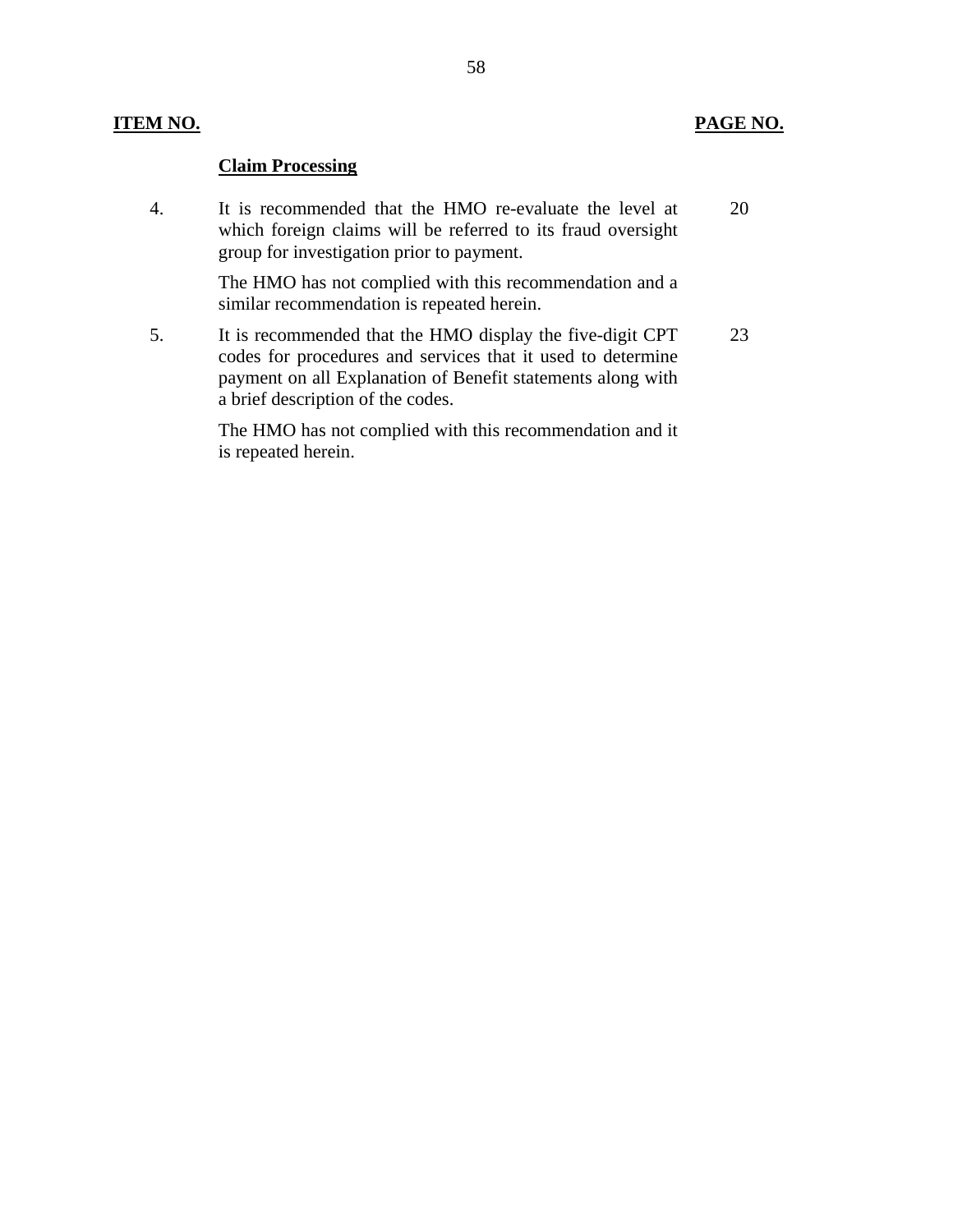| ITEM NO. | | PAGE NO. |
|---|---|---|
| | **Claim Processing** | |
| 4. | It is recommended that the HMO re-evaluate the level at which foreign claims will be referred to its fraud oversight group for investigation prior to payment.<br><br>The HMO has not complied with this recommendation and a similar recommendation is repeated herein. | 20 |
| 5. | It is recommended that the HMO display the five-digit CPT codes for procedures and services that it used to determine payment on all Explanation of Benefit statements along with a brief description of the codes.<br><br>The HMO has not complied with this recommendation and it is repeated herein. | 23 |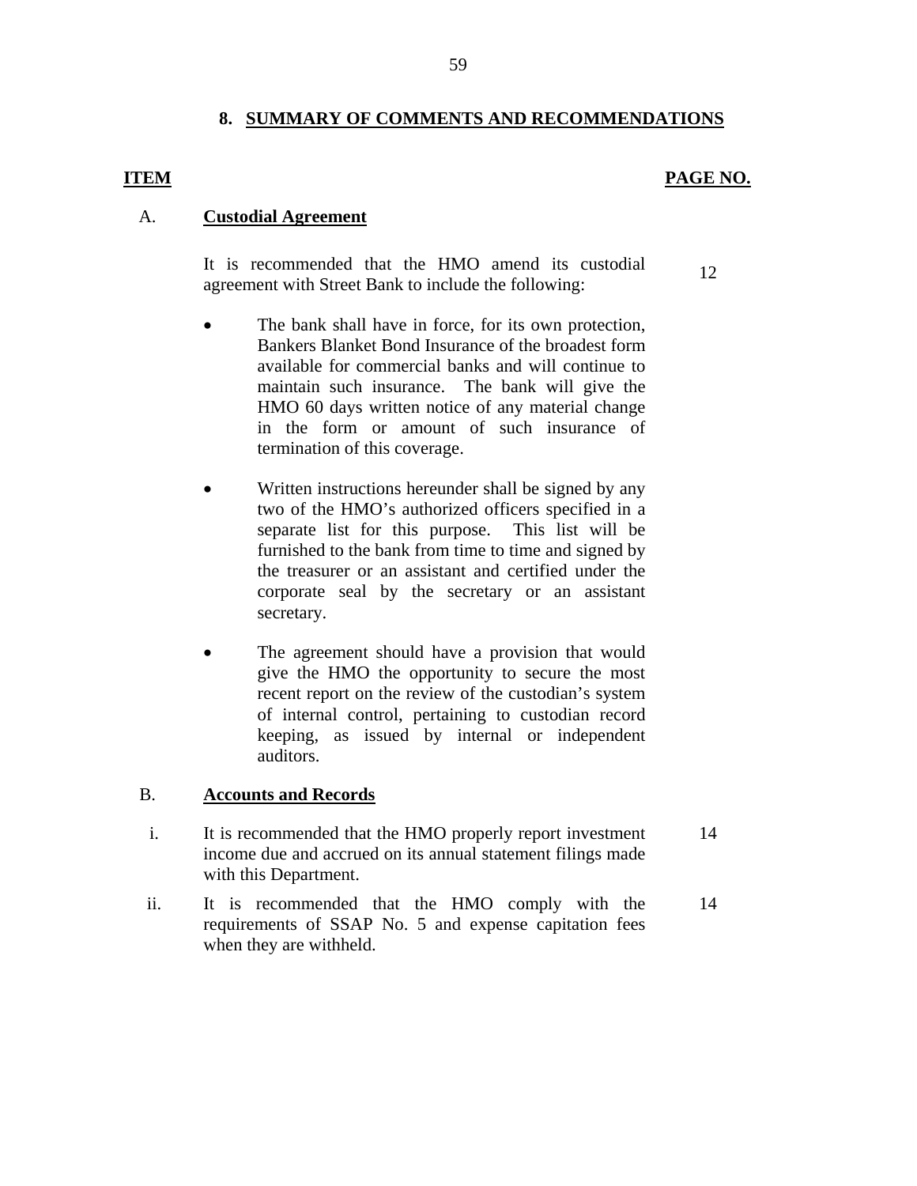## 8. SUMMARY OF COMMENTS AND RECOMMENDATIONS

| ITEM | | PAGE NO. |
|---|---|---|
| A. | **Custodial Agreement** | |
| | It is recommended that the HMO amend its custodial agreement with Street Bank to include the following: | 12 |
| | • The bank shall have in force, for its own protection, Bankers Blanket Bond Insurance of the broadest form available for commercial banks and will continue to maintain such insurance. The bank will give the HMO 60 days written notice of any material change in the form or amount of such insurance of termination of this coverage. | |
| | • Written instructions hereunder shall be signed by any two of the HMO's authorized officers specified in a separate list for this purpose. This list will be furnished to the bank from time to time and signed by the treasurer or an assistant and certified under the corporate seal by the secretary or an assistant secretary. | |
| | • The agreement should have a provision that would give the HMO the opportunity to secure the most recent report on the review of the custodian's system of internal control, pertaining to custodian record keeping, as issued by internal or independent auditors. | |
| B. | **Accounts and Records** | |
| i. | It is recommended that the HMO properly report investment income due and accrued on its annual statement filings made with this Department. | 14 |
| ii. | It is recommended that the HMO comply with the requirements of SSAP No. 5 and expense capitation fees when they are withheld. | 14 |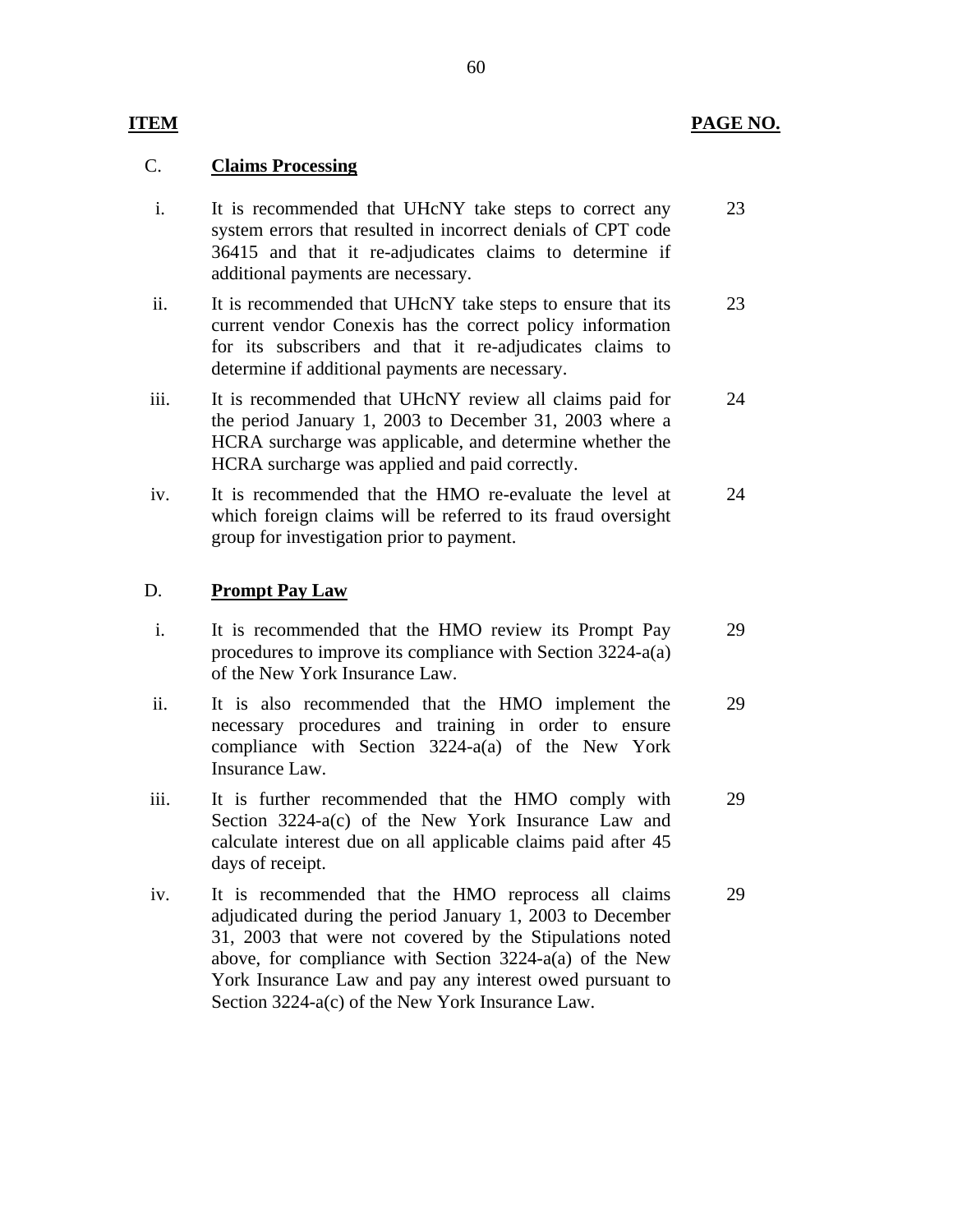| ITEM | | PAGE NO. |
|---|---|---|
| C. | **Claims Processing** | |
| i. | It is recommended that UHcNY take steps to correct any system errors that resulted in incorrect denials of CPT code 36415 and that it re-adjudicates claims to determine if additional payments are necessary. | 23 |
| ii. | It is recommended that UHcNY take steps to ensure that its current vendor Conexis has the correct policy information for its subscribers and that it re-adjudicates claims to determine if additional payments are necessary. | 23 |
| iii. | It is recommended that UHcNY review all claims paid for the period January 1, 2003 to December 31, 2003 where a HCRA surcharge was applicable, and determine whether the HCRA surcharge was applied and paid correctly. | 24 |
| iv. | It is recommended that the HMO re-evaluate the level at which foreign claims will be referred to its fraud oversight group for investigation prior to payment. | 24 |
| D. | **Prompt Pay Law** | |
| i. | It is recommended that the HMO review its Prompt Pay procedures to improve its compliance with Section 3224-a(a) of the New York Insurance Law. | 29 |
| ii. | It is also recommended that the HMO implement the necessary procedures and training in order to ensure compliance with Section 3224-a(a) of the New York Insurance Law. | 29 |
| iii. | It is further recommended that the HMO comply with Section 3224-a(c) of the New York Insurance Law and calculate interest due on all applicable claims paid after 45 days of receipt. | 29 |
| iv. | It is recommended that the HMO reprocess all claims adjudicated during the period January 1, 2003 to December 31, 2003 that were not covered by the Stipulations noted above, for compliance with Section 3224-a(a) of the New York Insurance Law and pay any interest owed pursuant to Section 3224-a(c) of the New York Insurance Law. | 29 |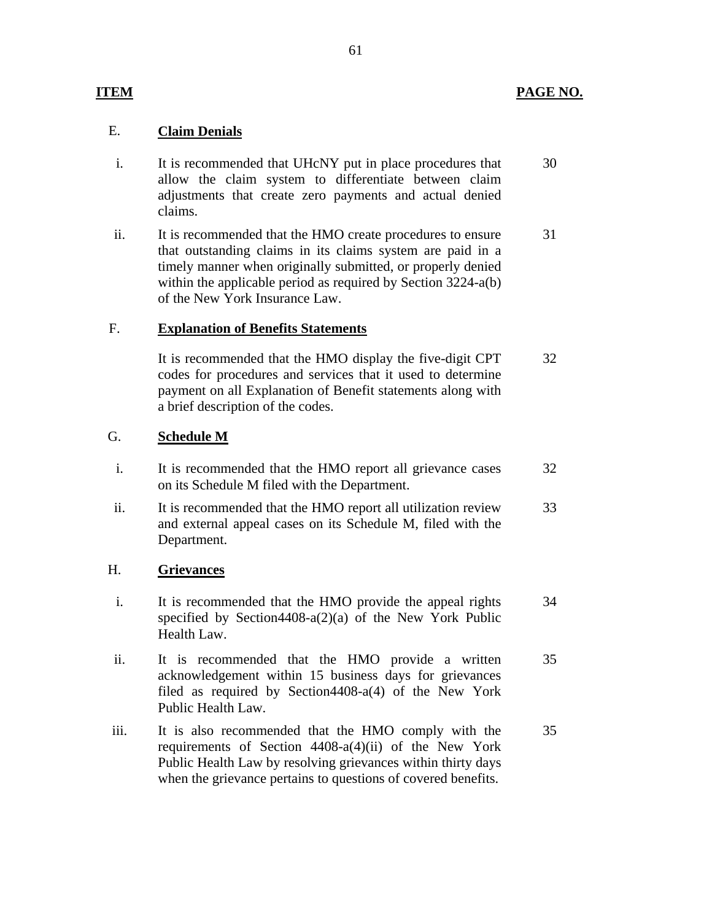| ITEM | | PAGE NO. |
| --- | --- | --- |
| E. | **Claim Denials** | |
| i. | It is recommended that UHcNY put in place procedures that allow the claim system to differentiate between claim adjustments that create zero payments and actual denied claims. | 30 |
| ii. | It is recommended that the HMO create procedures to ensure that outstanding claims in its claims system are paid in a timely manner when originally submitted, or properly denied within the applicable period as required by Section 3224-a(b) of the New York Insurance Law. | 31 |
| F. | **Explanation of Benefits Statements** | |
| | It is recommended that the HMO display the five-digit CPT codes for procedures and services that it used to determine payment on all Explanation of Benefit statements along with a brief description of the codes. | 32 |
| G. | **Schedule M** | |
| i. | It is recommended that the HMO report all grievance cases on its Schedule M filed with the Department. | 32 |
| ii. | It is recommended that the HMO report all utilization review and external appeal cases on its Schedule M, filed with the Department. | 33 |
| H. | **Grievances** | |
| i. | It is recommended that the HMO provide the appeal rights specified by Section4408-a(2)(a) of the New York Public Health Law. | 34 |
| ii. | It is recommended that the HMO provide a written acknowledgement within 15 business days for grievances filed as required by Section4408-a(4) of the New York Public Health Law. | 35 |
| iii. | It is also recommended that the HMO comply with the requirements of Section 4408-a(4)(ii) of the New York Public Health Law by resolving grievances within thirty days when the grievance pertains to questions of covered benefits. | 35 |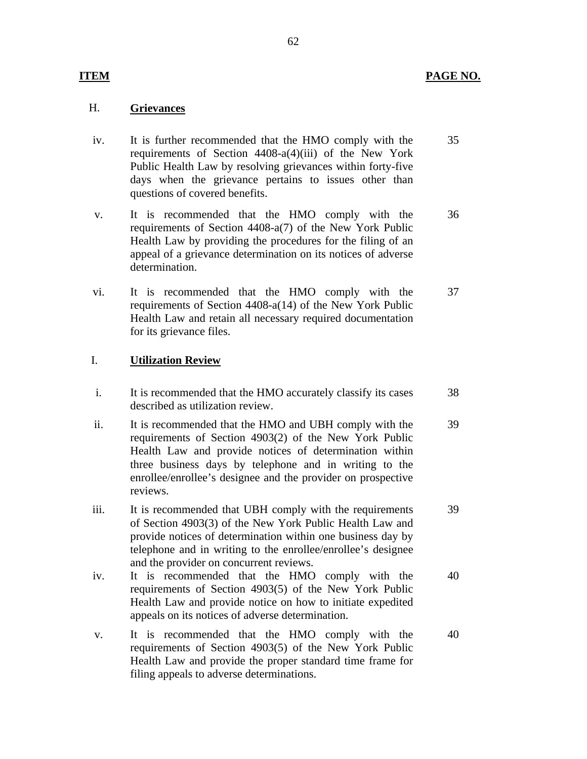| ITEM | | PAGE NO. |
|---|---|---|
| H. | **Grievances** | |
| iv. | It is further recommended that the HMO comply with the requirements of Section 4408-a(4)(iii) of the New York Public Health Law by resolving grievances within forty-five days when the grievance pertains to issues other than questions of covered benefits. | 35 |
| v. | It is recommended that the HMO comply with the requirements of Section 4408-a(7) of the New York Public Health Law by providing the procedures for the filing of an appeal of a grievance determination on its notices of adverse determination. | 36 |
| vi. | It is recommended that the HMO comply with the requirements of Section 4408-a(14) of the New York Public Health Law and retain all necessary required documentation for its grievance files. | 37 |
| I. | **Utilization Review** | |
| i. | It is recommended that the HMO accurately classify its cases described as utilization review. | 38 |
| ii. | It is recommended that the HMO and UBH comply with the requirements of Section 4903(2) of the New York Public Health Law and provide notices of determination within three business days by telephone and in writing to the enrollee/enrollee's designee and the provider on prospective reviews. | 39 |
| iii. | It is recommended that UBH comply with the requirements of Section 4903(3) of the New York Public Health Law and provide notices of determination within one business day by telephone and in writing to the enrollee/enrollee's designee and the provider on concurrent reviews. | 39 |
| iv. | It is recommended that the HMO comply with the requirements of Section 4903(5) of the New York Public Health Law and provide notice on how to initiate expedited appeals on its notices of adverse determination. | 40 |
| v. | It is recommended that the HMO comply with the requirements of Section 4903(5) of the New York Public Health Law and provide the proper standard time frame for filing appeals to adverse determinations. | 40 |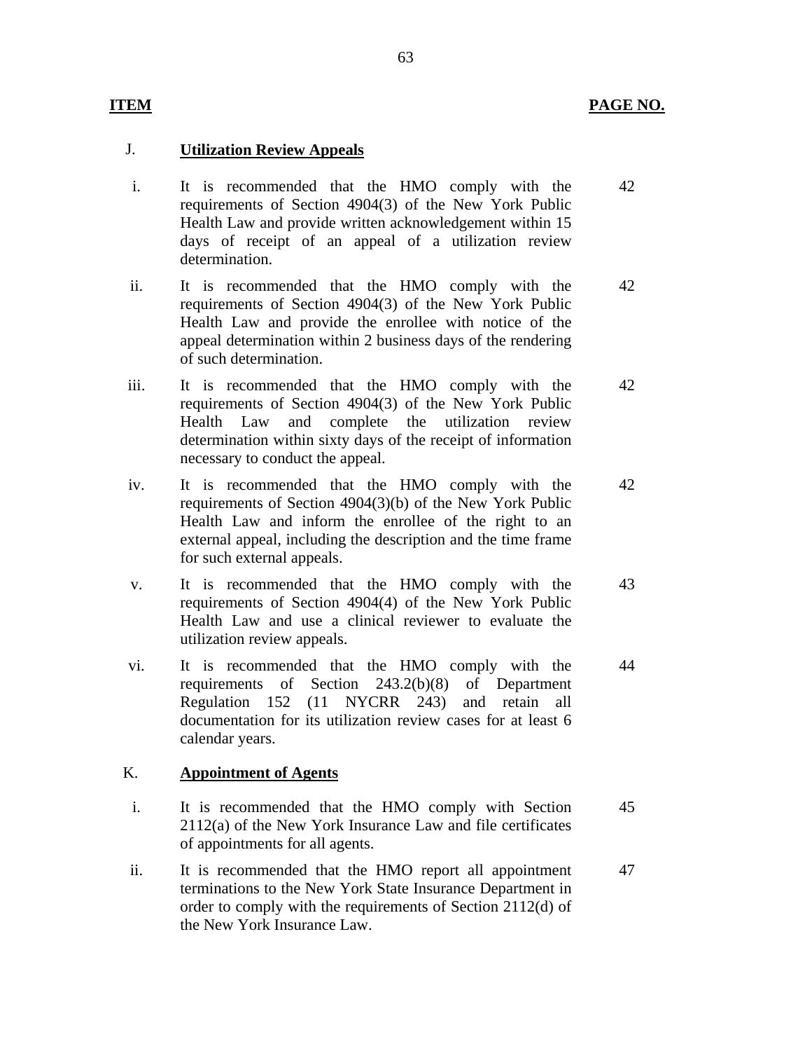| ITEM | | PAGE NO. |
|---|---|---|
| J. | **Utilization Review Appeals** | |
| i. | It is recommended that the HMO comply with the requirements of Section 4904(3) of the New York Public Health Law and provide written acknowledgement within 15 days of receipt of an appeal of a utilization review determination. | 42 |
| ii. | It is recommended that the HMO comply with the requirements of Section 4904(3) of the New York Public Health Law and provide the enrollee with notice of the appeal determination within 2 business days of the rendering of such determination. | 42 |
| iii. | It is recommended that the HMO comply with the requirements of Section 4904(3) of the New York Public Health Law and complete the utilization review determination within sixty days of the receipt of information necessary to conduct the appeal. | 42 |
| iv. | It is recommended that the HMO comply with the requirements of Section 4904(3)(b) of the New York Public Health Law and inform the enrollee of the right to an external appeal, including the description and the time frame for such external appeals. | 42 |
| v. | It is recommended that the HMO comply with the requirements of Section 4904(4) of the New York Public Health Law and use a clinical reviewer to evaluate the utilization review appeals. | 43 |
| vi. | It is recommended that the HMO comply with the requirements of Section 243.2(b)(8) of Department Regulation 152 (11 NYCRR 243) and retain all documentation for its utilization review cases for at least 6 calendar years. | 44 |
| K. | **Appointment of Agents** | |
| i. | It is recommended that the HMO comply with Section 2112(a) of the New York Insurance Law and file certificates of appointments for all agents. | 45 |
| ii. | It is recommended that the HMO report all appointment terminations to the New York State Insurance Department in order to comply with the requirements of Section 2112(d) of the New York Insurance Law. | 47 |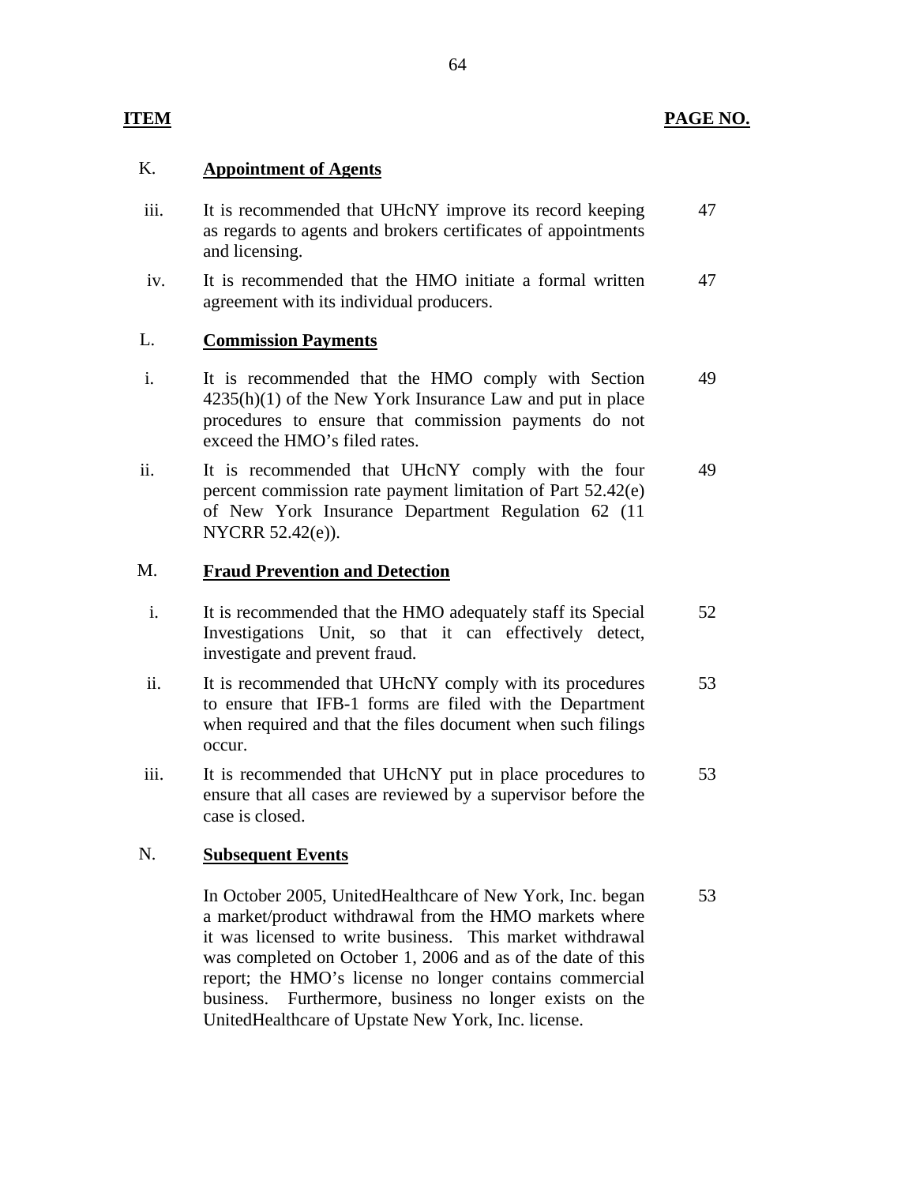| ITEM | | PAGE NO. |
|---|---|---|
| K. | **Appointment of Agents** | |
| iii. | It is recommended that UHcNY improve its record keeping as regards to agents and brokers certificates of appointments and licensing. | 47 |
| iv. | It is recommended that the HMO initiate a formal written agreement with its individual producers. | 47 |
| L. | **Commission Payments** | |
| i. | It is recommended that the HMO comply with Section 4235(h)(1) of the New York Insurance Law and put in place procedures to ensure that commission payments do not exceed the HMO's filed rates. | 49 |
| ii. | It is recommended that UHcNY comply with the four percent commission rate payment limitation of Part 52.42(e) of New York Insurance Department Regulation 62 (11 NYCRR 52.42(e)). | 49 |
| M. | **Fraud Prevention and Detection** | |
| i. | It is recommended that the HMO adequately staff its Special Investigations Unit, so that it can effectively detect, investigate and prevent fraud. | 52 |
| ii. | It is recommended that UHcNY comply with its procedures to ensure that IFB-1 forms are filed with the Department when required and that the files document when such filings occur. | 53 |
| iii. | It is recommended that UHcNY put in place procedures to ensure that all cases are reviewed by a supervisor before the case is closed. | 53 |
| N. | **Subsequent Events** | |
| | In October 2005, UnitedHealthcare of New York, Inc. began a market/product withdrawal from the HMO markets where it was licensed to write business. This market withdrawal was completed on October 1, 2006 and as of the date of this report; the HMO's license no longer contains commercial business. Furthermore, business no longer exists on the UnitedHealthcare of Upstate New York, Inc. license. | 53 |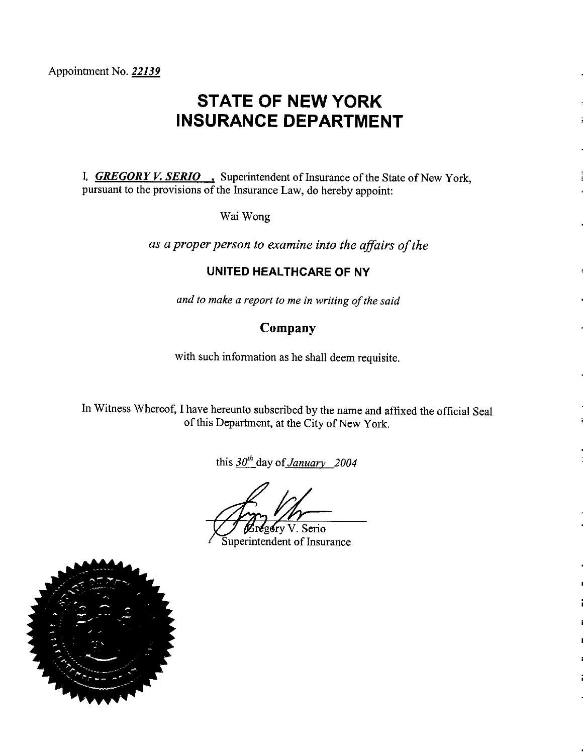Appointment No. *22139*

# STATE OF NEW YORK
# INSURANCE DEPARTMENT

I, ***GREGORY V. SERIO***, Superintendent of Insurance of the State of New York, pursuant to the provisions of the Insurance Law, do hereby appoint:

Wai Wong

*as a proper person to examine into the affairs of the*

**UNITED HEALTHCARE OF NY**

*and to make a report to me in writing of the said*

**Company**

with such information as he shall deem requisite.

In Witness Whereof, I have hereunto subscribed by the name and affixed the official Seal of this Department, at the City of New York.

this *30th* day of *January 2004*

Gregory V. Serio
Superintendent of Insurance